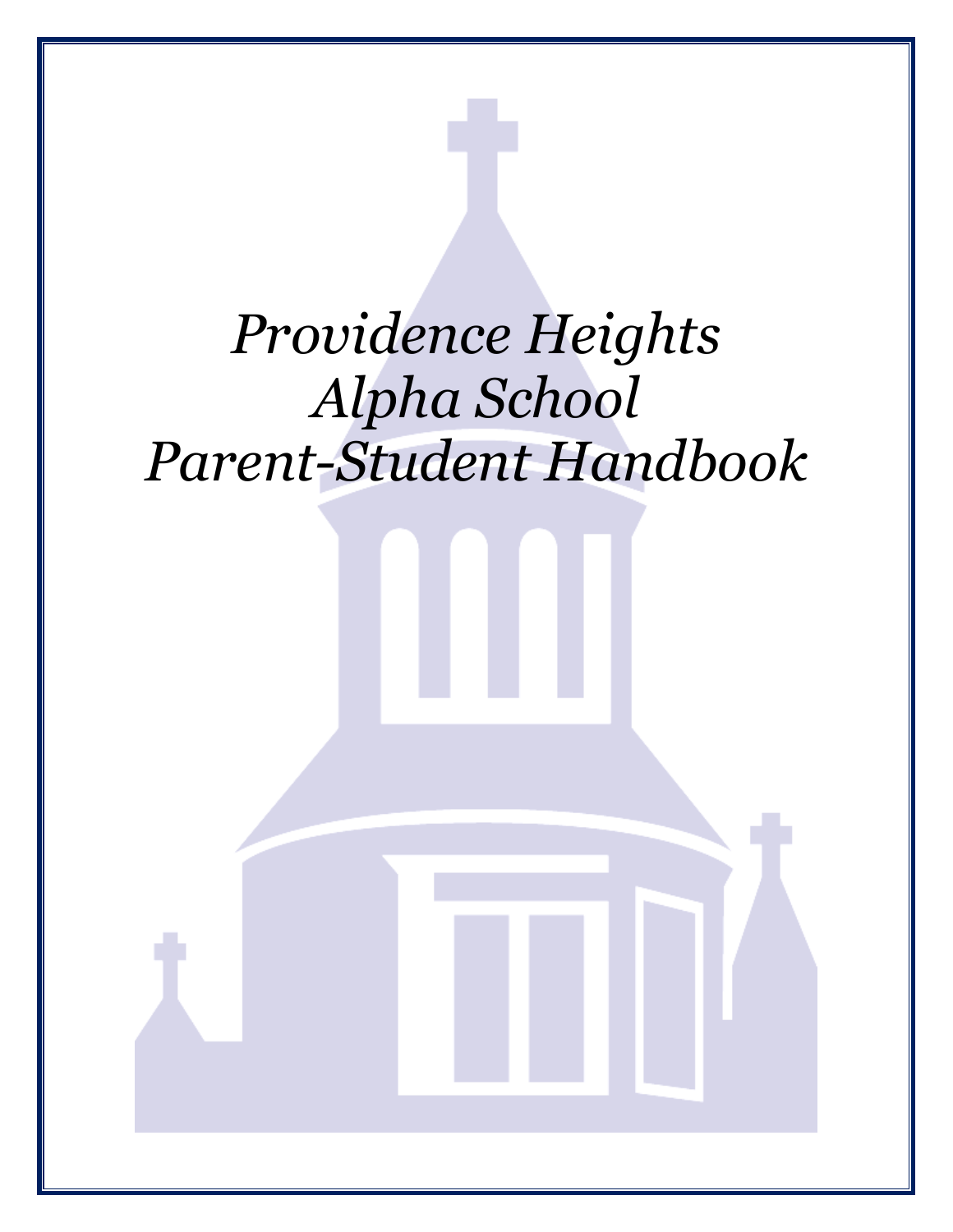# *Providence Heights Alpha School Parent-Student Handbook*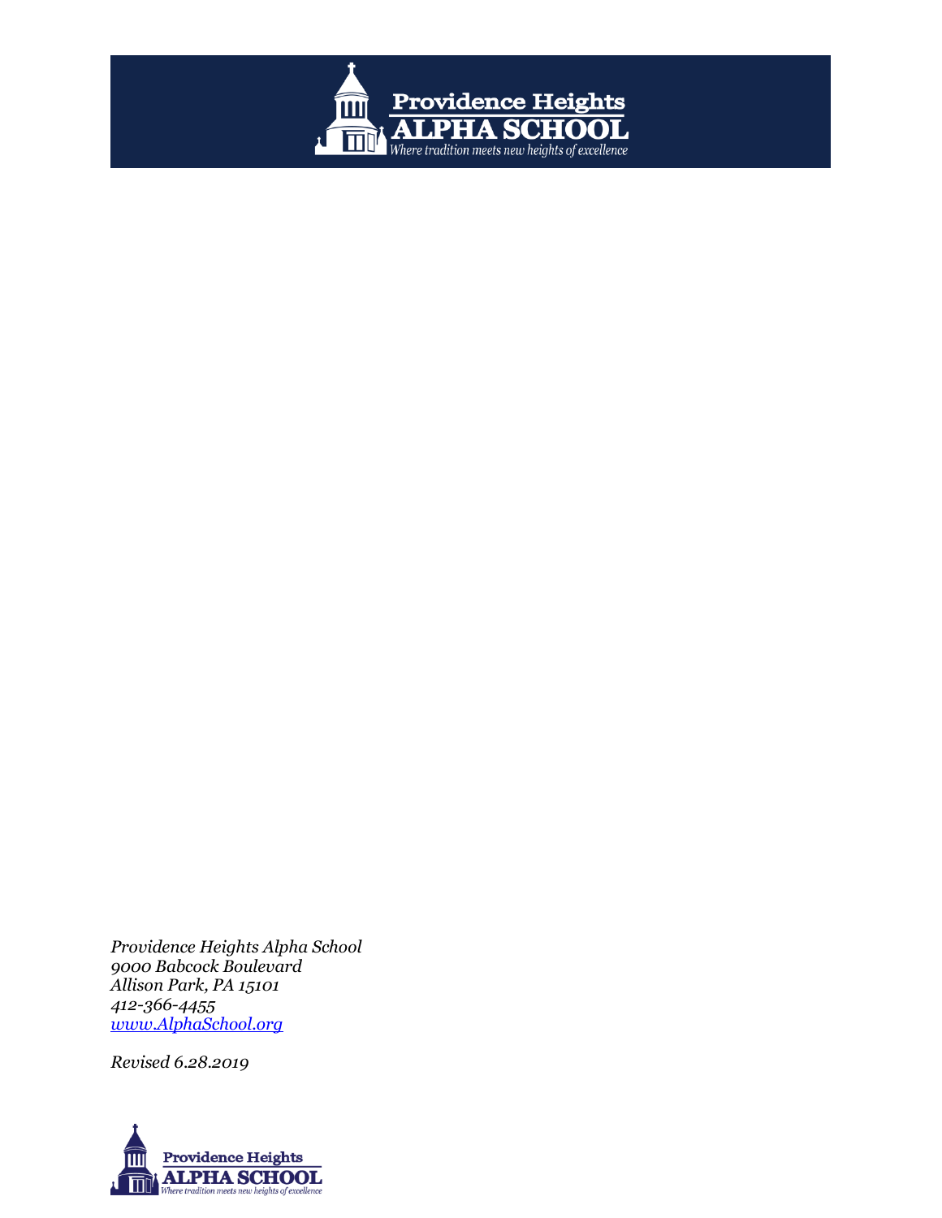*Providence Heights Alpha School*
*9000 Babcock Boulevard*
*Allison Park, PA 15101*
*412-366-4455*
*[www.AlphaSchool.org](http://www.AlphaSchool.org)*

*Revised 6.28.2019*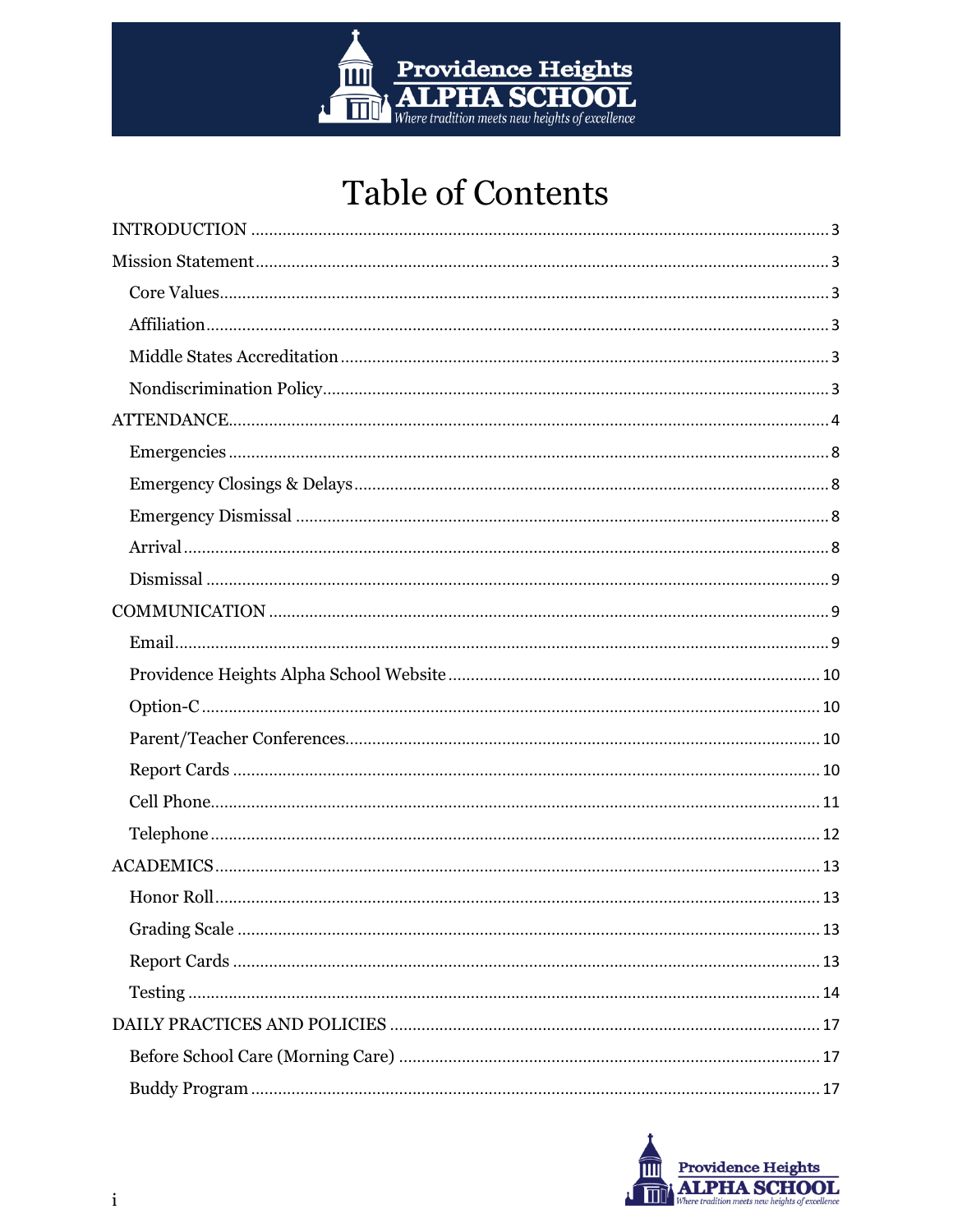# Table of Contents

INTRODUCTION ........................................................ 3

Mission Statement ........................................................ 3

- Core Values ........................................................ 3
- Affiliation ........................................................ 3
- Middle States Accreditation ........................................................ 3
- Nondiscrimination Policy ........................................................ 3

ATTENDANCE ........................................................ 4

- Emergencies ........................................................ 8
- Emergency Closings & Delays ........................................................ 8
- Emergency Dismissal ........................................................ 8
- Arrival ........................................................ 8
- Dismissal ........................................................ 9

COMMUNICATION ........................................................ 9

- Email ........................................................ 9
- Providence Heights Alpha School Website ........................................................ 10
- Option-C ........................................................ 10
- Parent/Teacher Conferences ........................................................ 10
- Report Cards ........................................................ 10
- Cell Phone ........................................................ 11
- Telephone ........................................................ 12

ACADEMICS ........................................................ 13

- Honor Roll ........................................................ 13
- Grading Scale ........................................................ 13
- Report Cards ........................................................ 13
- Testing ........................................................ 14

DAILY PRACTICES AND POLICIES ........................................................ 17

- Before School Care (Morning Care) ........................................................ 17
- Buddy Program ........................................................ 17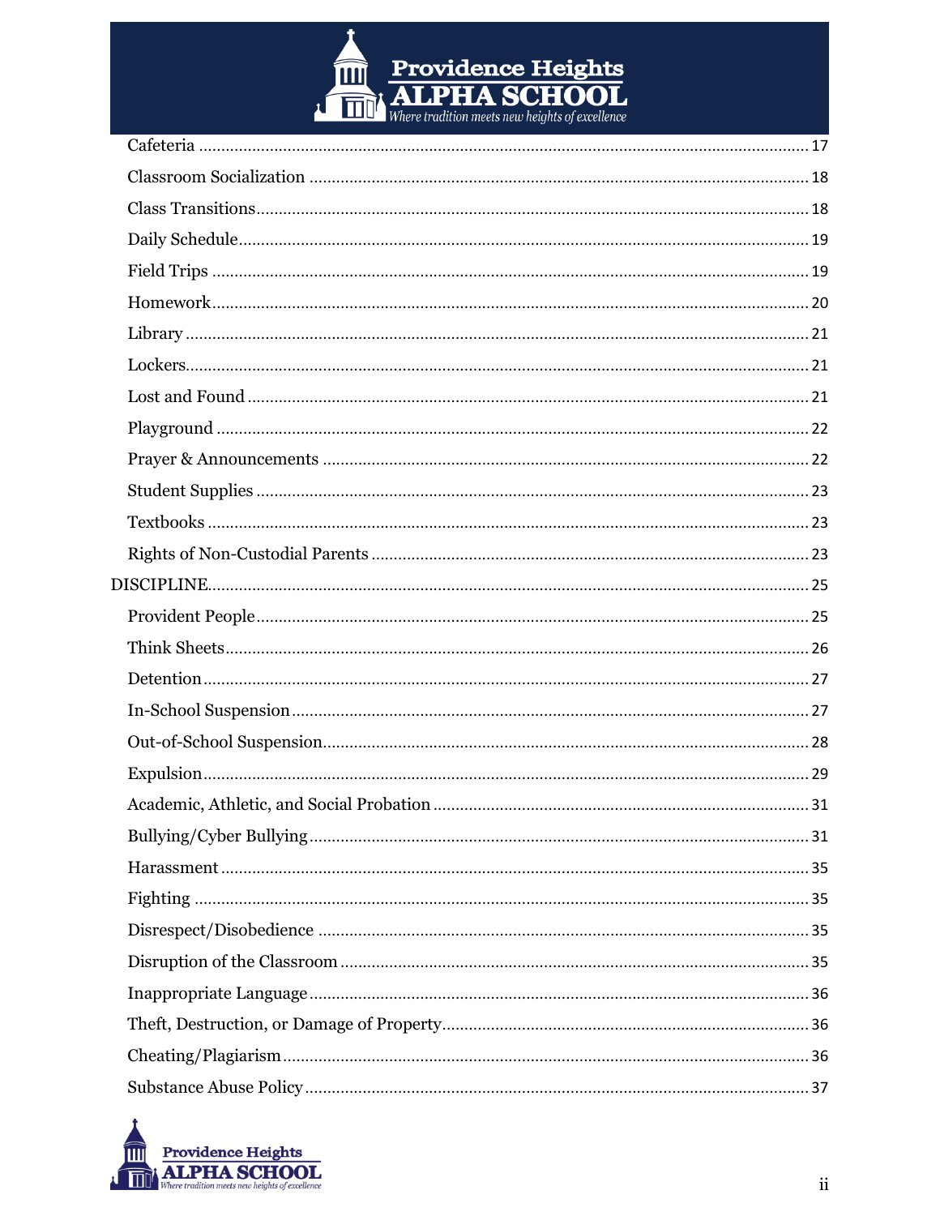Cafeteria ..... 17

Classroom Socialization ..... 18

Class Transitions ..... 18

Daily Schedule ..... 19

Field Trips ..... 19

Homework ..... 20

Library ..... 21

Lockers ..... 21

Lost and Found ..... 21

Playground ..... 22

Prayer & Announcements ..... 22

Student Supplies ..... 23

Textbooks ..... 23

Rights of Non-Custodial Parents ..... 23

DISCIPLINE ..... 25

Provident People ..... 25

Think Sheets ..... 26

Detention ..... 27

In-School Suspension ..... 27

Out-of-School Suspension ..... 28

Expulsion ..... 29

Academic, Athletic, and Social Probation ..... 31

Bullying/Cyber Bullying ..... 31

Harassment ..... 35

Fighting ..... 35

Disrespect/Disobedience ..... 35

Disruption of the Classroom ..... 35

Inappropriate Language ..... 36

Theft, Destruction, or Damage of Property ..... 36

Cheating/Plagiarism ..... 36

Substance Abuse Policy ..... 37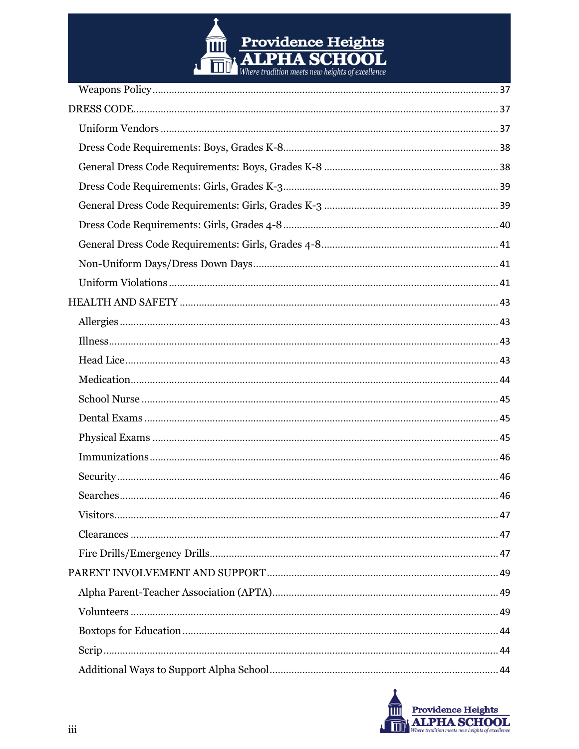Weapons Policy ... 37

DRESS CODE ... 37

Uniform Vendors ... 37

Dress Code Requirements: Boys, Grades K-8 ... 38

General Dress Code Requirements: Boys, Grades K-8 ... 38

Dress Code Requirements: Girls, Grades K-3 ... 39

General Dress Code Requirements: Girls, Grades K-3 ... 39

Dress Code Requirements: Girls, Grades 4-8 ... 40

General Dress Code Requirements: Girls, Grades 4-8 ... 41

Non-Uniform Days/Dress Down Days ... 41

Uniform Violations ... 41

HEALTH AND SAFETY ... 43

Allergies ... 43

Illness ... 43

Head Lice ... 43

Medication ... 44

School Nurse ... 45

Dental Exams ... 45

Physical Exams ... 45

Immunizations ... 46

Security ... 46

Searches ... 46

Visitors ... 47

Clearances ... 47

Fire Drills/Emergency Drills ... 47

PARENT INVOLVEMENT AND SUPPORT ... 49

Alpha Parent-Teacher Association (APTA) ... 49

Volunteers ... 49

Boxtops for Education ... 44

Scrip ... 44

Additional Ways to Support Alpha School ... 44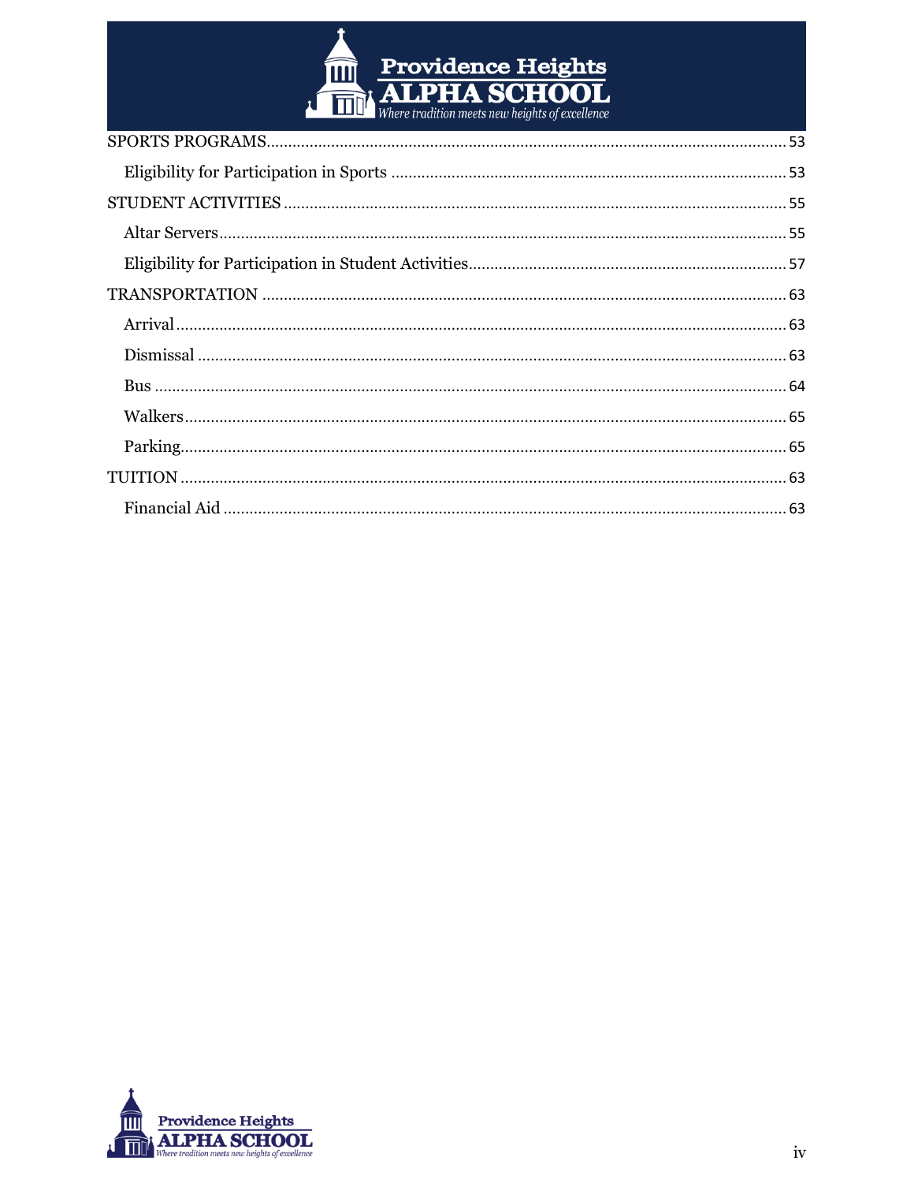SPORTS PROGRAMS ........................................................................ 53

Eligibility for Participation in Sports ........................................................ 53

STUDENT ACTIVITIES ........................................................................ 55

Altar Servers ........................................................................ 55

Eligibility for Participation in Student Activities ........................................ 57

TRANSPORTATION ........................................................................ 63

Arrival ........................................................................ 63

Dismissal ........................................................................ 63

Bus ........................................................................ 64

Walkers ........................................................................ 65

Parking ........................................................................ 65

TUITION ........................................................................ 63

Financial Aid ........................................................................ 63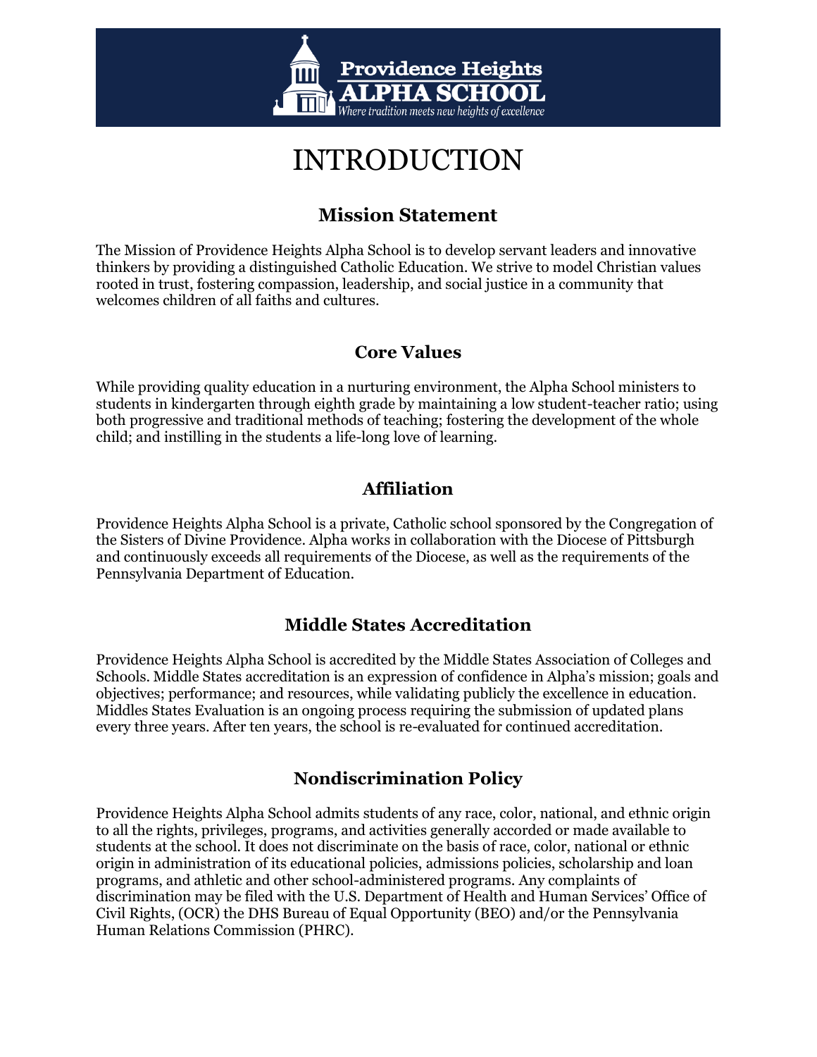# INTRODUCTION

## Mission Statement

The Mission of Providence Heights Alpha School is to develop servant leaders and innovative thinkers by providing a distinguished Catholic Education. We strive to model Christian values rooted in trust, fostering compassion, leadership, and social justice in a community that welcomes children of all faiths and cultures.

## Core Values

While providing quality education in a nurturing environment, the Alpha School ministers to students in kindergarten through eighth grade by maintaining a low student-teacher ratio; using both progressive and traditional methods of teaching; fostering the development of the whole child; and instilling in the students a life-long love of learning.

## Affiliation

Providence Heights Alpha School is a private, Catholic school sponsored by the Congregation of the Sisters of Divine Providence. Alpha works in collaboration with the Diocese of Pittsburgh and continuously exceeds all requirements of the Diocese, as well as the requirements of the Pennsylvania Department of Education.

## Middle States Accreditation

Providence Heights Alpha School is accredited by the Middle States Association of Colleges and Schools. Middle States accreditation is an expression of confidence in Alpha's mission; goals and objectives; performance; and resources, while validating publicly the excellence in education. Middles States Evaluation is an ongoing process requiring the submission of updated plans every three years. After ten years, the school is re-evaluated for continued accreditation.

## Nondiscrimination Policy

Providence Heights Alpha School admits students of any race, color, national, and ethnic origin to all the rights, privileges, programs, and activities generally accorded or made available to students at the school. It does not discriminate on the basis of race, color, national or ethnic origin in administration of its educational policies, admissions policies, scholarship and loan programs, and athletic and other school-administered programs. Any complaints of discrimination may be filed with the U.S. Department of Health and Human Services' Office of Civil Rights, (OCR) the DHS Bureau of Equal Opportunity (BEO) and/or the Pennsylvania Human Relations Commission (PHRC).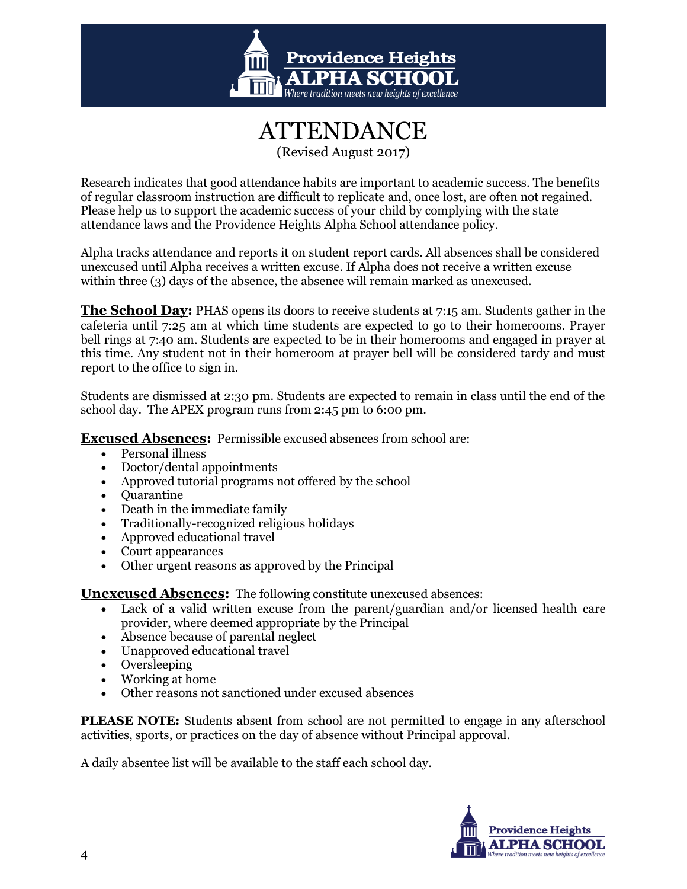# ATTENDANCE

(Revised August 2017)

Research indicates that good attendance habits are important to academic success. The benefits of regular classroom instruction are difficult to replicate and, once lost, are often not regained. Please help us to support the academic success of your child by complying with the state attendance laws and the Providence Heights Alpha School attendance policy.

Alpha tracks attendance and reports it on student report cards. All absences shall be considered unexcused until Alpha receives a written excuse. If Alpha does not receive a written excuse within three (3) days of the absence, the absence will remain marked as unexcused.

**The School Day:** PHAS opens its doors to receive students at 7:15 am. Students gather in the cafeteria until 7:25 am at which time students are expected to go to their homerooms. Prayer bell rings at 7:40 am. Students are expected to be in their homerooms and engaged in prayer at this time. Any student not in their homeroom at prayer bell will be considered tardy and must report to the office to sign in.

Students are dismissed at 2:30 pm. Students are expected to remain in class until the end of the school day. The APEX program runs from 2:45 pm to 6:00 pm.

**Excused Absences:** Permissible excused absences from school are:

- Personal illness
- Doctor/dental appointments
- Approved tutorial programs not offered by the school
- Quarantine
- Death in the immediate family
- Traditionally-recognized religious holidays
- Approved educational travel
- Court appearances
- Other urgent reasons as approved by the Principal

**Unexcused Absences:** The following constitute unexcused absences:

- Lack of a valid written excuse from the parent/guardian and/or licensed health care provider, where deemed appropriate by the Principal
- Absence because of parental neglect
- Unapproved educational travel
- Oversleeping
- Working at home
- Other reasons not sanctioned under excused absences

**PLEASE NOTE:** Students absent from school are not permitted to engage in any afterschool activities, sports, or practices on the day of absence without Principal approval.

A daily absentee list will be available to the staff each school day.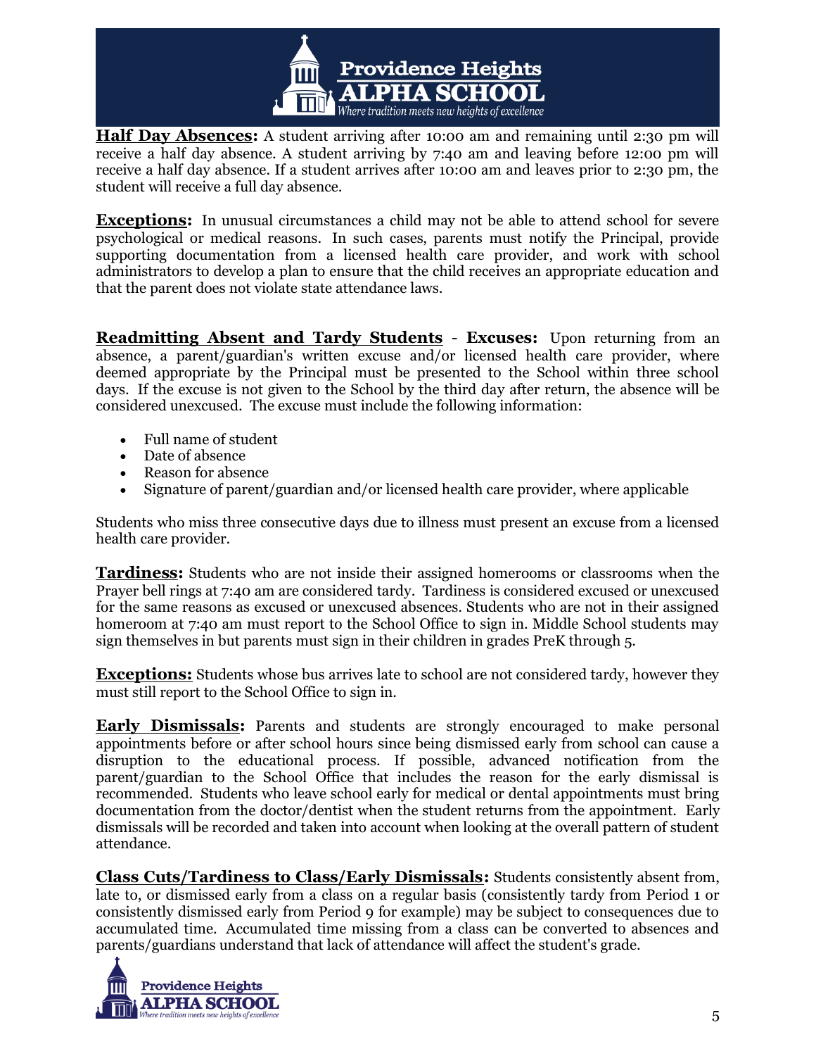**Half Day Absences:** A student arriving after 10:00 am and remaining until 2:30 pm will receive a half day absence. A student arriving by 7:40 am and leaving before 12:00 pm will receive a half day absence. If a student arrives after 10:00 am and leaves prior to 2:30 pm, the student will receive a full day absence.

**Exceptions:** In unusual circumstances a child may not be able to attend school for severe psychological or medical reasons. In such cases, parents must notify the Principal, provide supporting documentation from a licensed health care provider, and work with school administrators to develop a plan to ensure that the child receives an appropriate education and that the parent does not violate state attendance laws.

**Readmitting Absent and Tardy Students - Excuses:** Upon returning from an absence, a parent/guardian's written excuse and/or licensed health care provider, where deemed appropriate by the Principal must be presented to the School within three school days. If the excuse is not given to the School by the third day after return, the absence will be considered unexcused. The excuse must include the following information:

- Full name of student
- Date of absence
- Reason for absence
- Signature of parent/guardian and/or licensed health care provider, where applicable

Students who miss three consecutive days due to illness must present an excuse from a licensed health care provider.

**Tardiness:** Students who are not inside their assigned homerooms or classrooms when the Prayer bell rings at 7:40 am are considered tardy. Tardiness is considered excused or unexcused for the same reasons as excused or unexcused absences. Students who are not in their assigned homeroom at 7:40 am must report to the School Office to sign in. Middle School students may sign themselves in but parents must sign in their children in grades PreK through 5.

**Exceptions:** Students whose bus arrives late to school are not considered tardy, however they must still report to the School Office to sign in.

**Early Dismissals:** Parents and students are strongly encouraged to make personal appointments before or after school hours since being dismissed early from school can cause a disruption to the educational process. If possible, advanced notification from the parent/guardian to the School Office that includes the reason for the early dismissal is recommended. Students who leave school early for medical or dental appointments must bring documentation from the doctor/dentist when the student returns from the appointment. Early dismissals will be recorded and taken into account when looking at the overall pattern of student attendance.

**Class Cuts/Tardiness to Class/Early Dismissals:** Students consistently absent from, late to, or dismissed early from a class on a regular basis (consistently tardy from Period 1 or consistently dismissed early from Period 9 for example) may be subject to consequences due to accumulated time. Accumulated time missing from a class can be converted to absences and parents/guardians understand that lack of attendance will affect the student's grade.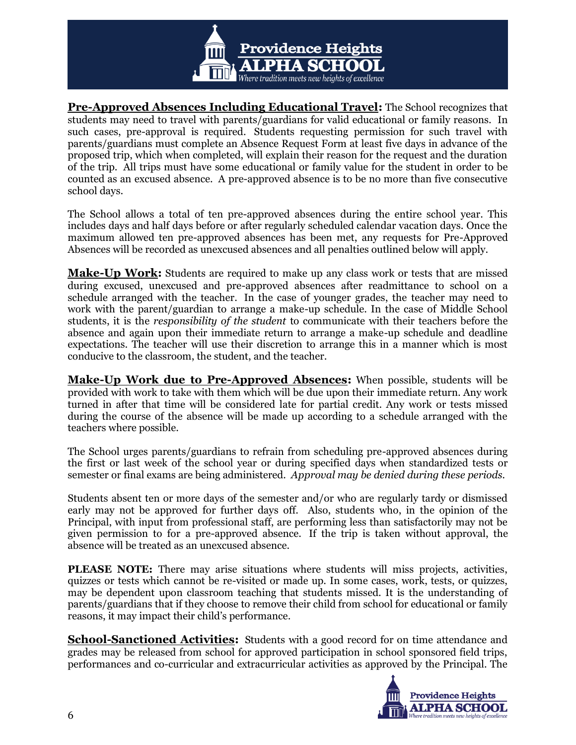**Pre-Approved Absences Including Educational Travel:** The School recognizes that students may need to travel with parents/guardians for valid educational or family reasons. In such cases, pre-approval is required. Students requesting permission for such travel with parents/guardians must complete an Absence Request Form at least five days in advance of the proposed trip, which when completed, will explain their reason for the request and the duration of the trip. All trips must have some educational or family value for the student in order to be counted as an excused absence. A pre-approved absence is to be no more than five consecutive school days.

The School allows a total of ten pre-approved absences during the entire school year. This includes days and half days before or after regularly scheduled calendar vacation days. Once the maximum allowed ten pre-approved absences has been met, any requests for Pre-Approved Absences will be recorded as unexcused absences and all penalties outlined below will apply.

**Make-Up Work:** Students are required to make up any class work or tests that are missed during excused, unexcused and pre-approved absences after readmittance to school on a schedule arranged with the teacher. In the case of younger grades, the teacher may need to work with the parent/guardian to arrange a make-up schedule. In the case of Middle School students, it is the *responsibility of the student* to communicate with their teachers before the absence and again upon their immediate return to arrange a make-up schedule and deadline expectations. The teacher will use their discretion to arrange this in a manner which is most conducive to the classroom, the student, and the teacher.

**Make-Up Work due to Pre-Approved Absences:** When possible, students will be provided with work to take with them which will be due upon their immediate return. Any work turned in after that time will be considered late for partial credit. Any work or tests missed during the course of the absence will be made up according to a schedule arranged with the teachers where possible.

The School urges parents/guardians to refrain from scheduling pre-approved absences during the first or last week of the school year or during specified days when standardized tests or semester or final exams are being administered. *Approval may be denied during these periods.*

Students absent ten or more days of the semester and/or who are regularly tardy or dismissed early may not be approved for further days off. Also, students who, in the opinion of the Principal, with input from professional staff, are performing less than satisfactorily may not be given permission to for a pre-approved absence. If the trip is taken without approval, the absence will be treated as an unexcused absence.

**PLEASE NOTE:** There may arise situations where students will miss projects, activities, quizzes or tests which cannot be re-visited or made up. In some cases, work, tests, or quizzes, may be dependent upon classroom teaching that students missed. It is the understanding of parents/guardians that if they choose to remove their child from school for educational or family reasons, it may impact their child's performance.

**School-Sanctioned Activities:** Students with a good record for on time attendance and grades may be released from school for approved participation in school sponsored field trips, performances and co-curricular and extracurricular activities as approved by the Principal. The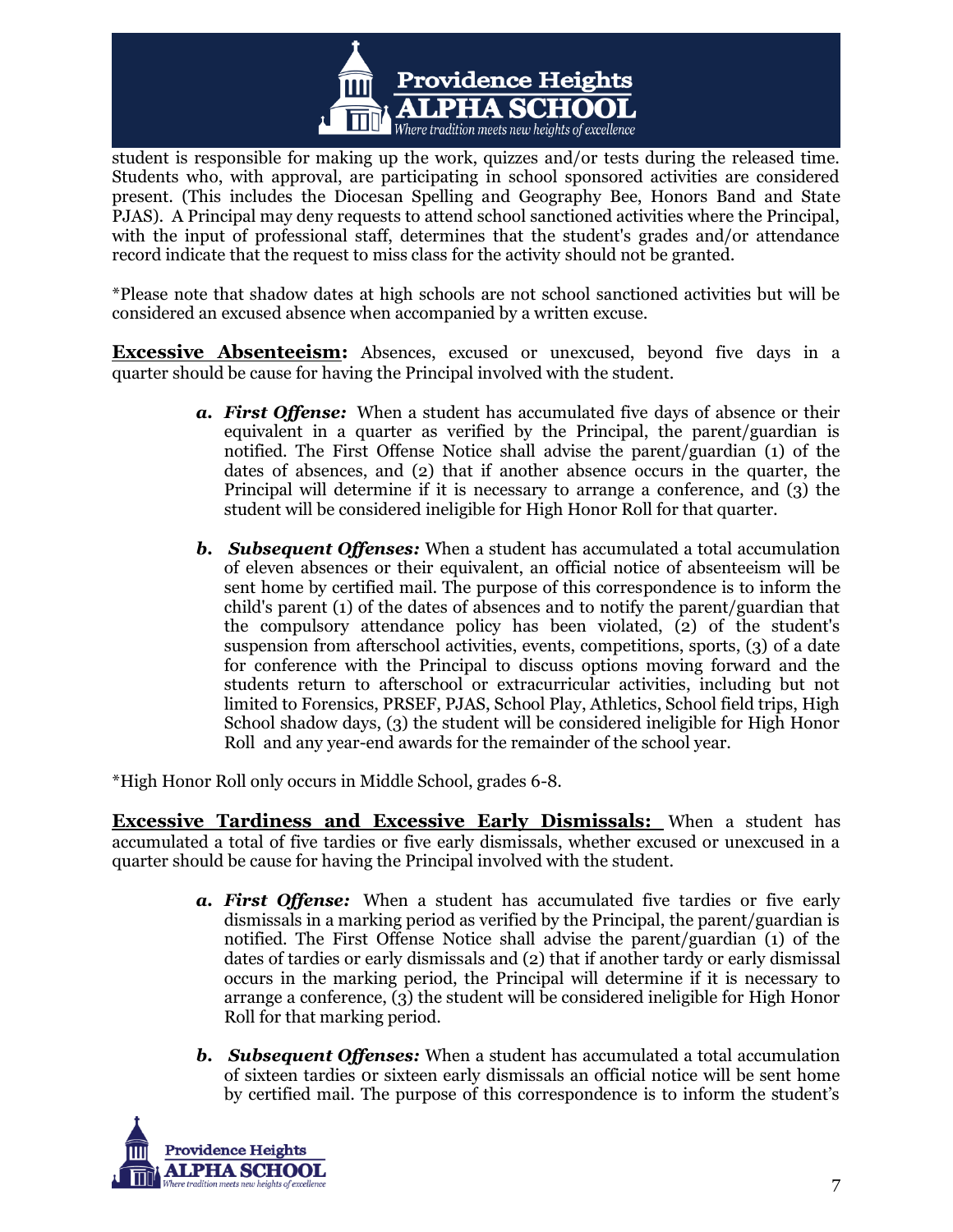student is responsible for making up the work, quizzes and/or tests during the released time. Students who, with approval, are participating in school sponsored activities are considered present. (This includes the Diocesan Spelling and Geography Bee, Honors Band and State PJAS). A Principal may deny requests to attend school sanctioned activities where the Principal, with the input of professional staff, determines that the student's grades and/or attendance record indicate that the request to miss class for the activity should not be granted.

*Please note that shadow dates at high schools are not school sanctioned activities but will be considered an excused absence when accompanied by a written excuse.

**Excessive Absenteeism:** Absences, excused or unexcused, beyond five days in a quarter should be cause for having the Principal involved with the student.

- ***a. First Offense:*** When a student has accumulated five days of absence or their equivalent in a quarter as verified by the Principal, the parent/guardian is notified. The First Offense Notice shall advise the parent/guardian (1) of the dates of absences, and (2) that if another absence occurs in the quarter, the Principal will determine if it is necessary to arrange a conference, and (3) the student will be considered ineligible for High Honor Roll for that quarter.

- ***b. Subsequent Offenses:*** When a student has accumulated a total accumulation of eleven absences or their equivalent, an official notice of absenteeism will be sent home by certified mail. The purpose of this correspondence is to inform the child's parent (1) of the dates of absences and to notify the parent/guardian that the compulsory attendance policy has been violated, (2) of the student's suspension from afterschool activities, events, competitions, sports, (3) of a date for conference with the Principal to discuss options moving forward and the students return to afterschool or extracurricular activities, including but not limited to Forensics, PRSEF, PJAS, School Play, Athletics, School field trips, High School shadow days, (3) the student will be considered ineligible for High Honor Roll and any year-end awards for the remainder of the school year.

*High Honor Roll only occurs in Middle School, grades 6-8.

**Excessive Tardiness and Excessive Early Dismissals:** When a student has accumulated a total of five tardies or five early dismissals, whether excused or unexcused in a quarter should be cause for having the Principal involved with the student.

- ***a. First Offense:*** When a student has accumulated five tardies or five early dismissals in a marking period as verified by the Principal, the parent/guardian is notified. The First Offense Notice shall advise the parent/guardian (1) of the dates of tardies or early dismissals and (2) that if another tardy or early dismissal occurs in the marking period, the Principal will determine if it is necessary to arrange a conference, (3) the student will be considered ineligible for High Honor Roll for that marking period.

- ***b. Subsequent Offenses:*** When a student has accumulated a total accumulation of sixteen tardies or sixteen early dismissals an official notice will be sent home by certified mail. The purpose of this correspondence is to inform the student's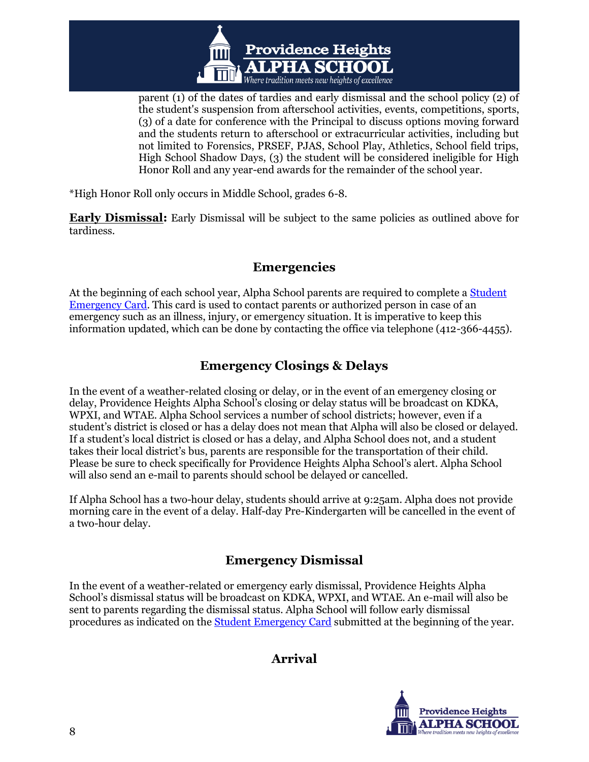parent (1) of the dates of tardies and early dismissal and the school policy (2) of the student's suspension from afterschool activities, events, competitions, sports, (3) of a date for conference with the Principal to discuss options moving forward and the students return to afterschool or extracurricular activities, including but not limited to Forensics, PRSEF, PJAS, School Play, Athletics, School field trips, High School Shadow Days, (3) the student will be considered ineligible for High Honor Roll and any year-end awards for the remainder of the school year.

*High Honor Roll only occurs in Middle School, grades 6-8.

**Early Dismissal:** Early Dismissal will be subject to the same policies as outlined above for tardiness.

## Emergencies

At the beginning of each school year, Alpha School parents are required to complete a Student Emergency Card. This card is used to contact parents or authorized person in case of an emergency such as an illness, injury, or emergency situation. It is imperative to keep this information updated, which can be done by contacting the office via telephone (412-366-4455).

## Emergency Closings & Delays

In the event of a weather-related closing or delay, or in the event of an emergency closing or delay, Providence Heights Alpha School's closing or delay status will be broadcast on KDKA, WPXI, and WTAE. Alpha School services a number of school districts; however, even if a student's district is closed or has a delay does not mean that Alpha will also be closed or delayed. If a student's local district is closed or has a delay, and Alpha School does not, and a student takes their local district's bus, parents are responsible for the transportation of their child. Please be sure to check specifically for Providence Heights Alpha School's alert. Alpha School will also send an e-mail to parents should school be delayed or cancelled.

If Alpha School has a two-hour delay, students should arrive at 9:25am. Alpha does not provide morning care in the event of a delay. Half-day Pre-Kindergarten will be cancelled in the event of a two-hour delay.

## Emergency Dismissal

In the event of a weather-related or emergency early dismissal, Providence Heights Alpha School's dismissal status will be broadcast on KDKA, WPXI, and WTAE. An e-mail will also be sent to parents regarding the dismissal status. Alpha School will follow early dismissal procedures as indicated on the Student Emergency Card submitted at the beginning of the year.

## Arrival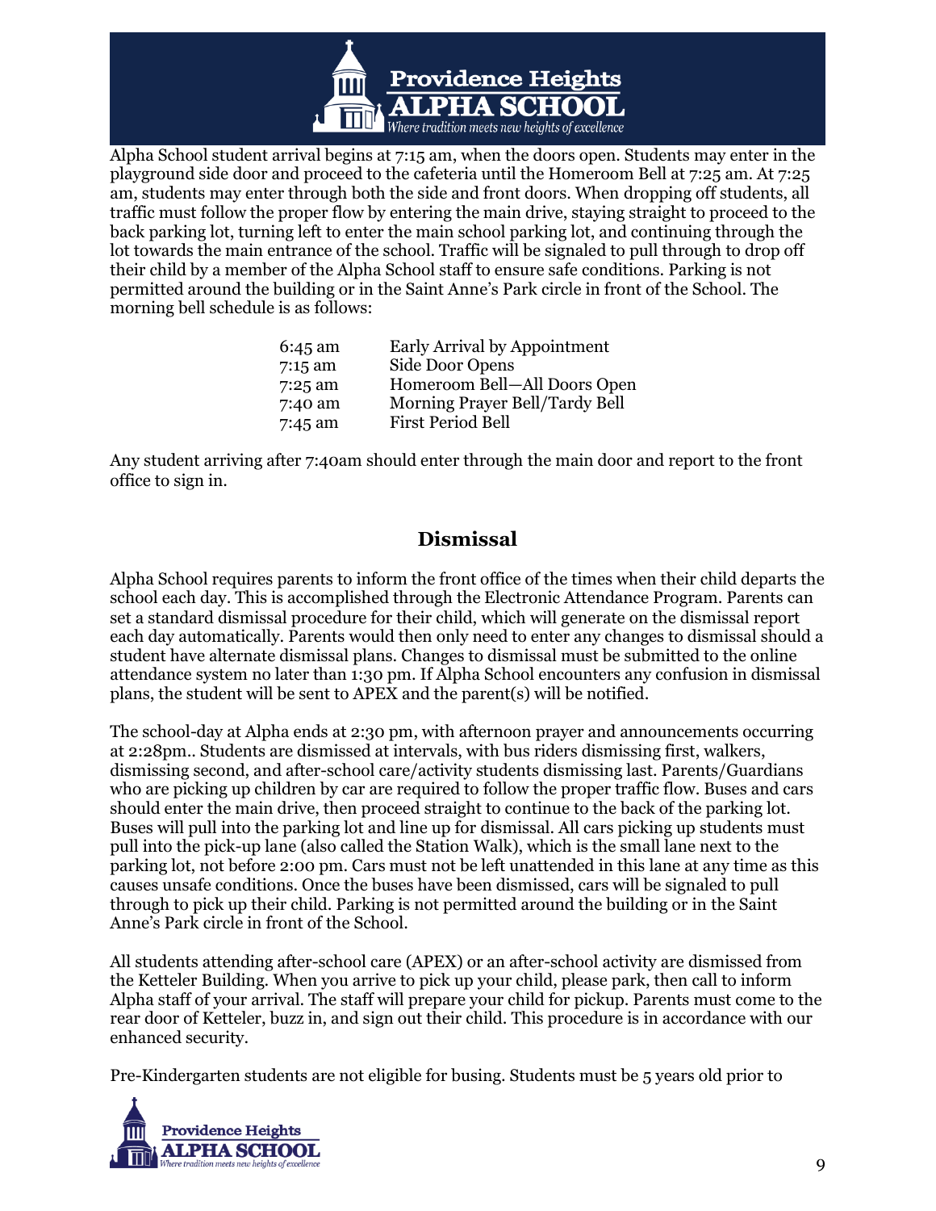Alpha School student arrival begins at 7:15 am, when the doors open. Students may enter in the playground side door and proceed to the cafeteria until the Homeroom Bell at 7:25 am. At 7:25 am, students may enter through both the side and front doors. When dropping off students, all traffic must follow the proper flow by entering the main drive, staying straight to proceed to the back parking lot, turning left to enter the main school parking lot, and continuing through the lot towards the main entrance of the school. Traffic will be signaled to pull through to drop off their child by a member of the Alpha School staff to ensure safe conditions. Parking is not permitted around the building or in the Saint Anne's Park circle in front of the School. The morning bell schedule is as follows:

| | |
|---|---|
| 6:45 am | Early Arrival by Appointment |
| 7:15 am | Side Door Opens |
| 7:25 am | Homeroom Bell—All Doors Open |
| 7:40 am | Morning Prayer Bell/Tardy Bell |
| 7:45 am | First Period Bell |

Any student arriving after 7:40am should enter through the main door and report to the front office to sign in.

## Dismissal

Alpha School requires parents to inform the front office of the times when their child departs the school each day. This is accomplished through the Electronic Attendance Program. Parents can set a standard dismissal procedure for their child, which will generate on the dismissal report each day automatically. Parents would then only need to enter any changes to dismissal should a student have alternate dismissal plans. Changes to dismissal must be submitted to the online attendance system no later than 1:30 pm. If Alpha School encounters any confusion in dismissal plans, the student will be sent to APEX and the parent(s) will be notified.

The school-day at Alpha ends at 2:30 pm, with afternoon prayer and announcements occurring at 2:28pm.. Students are dismissed at intervals, with bus riders dismissing first, walkers, dismissing second, and after-school care/activity students dismissing last. Parents/Guardians who are picking up children by car are required to follow the proper traffic flow. Buses and cars should enter the main drive, then proceed straight to continue to the back of the parking lot. Buses will pull into the parking lot and line up for dismissal. All cars picking up students must pull into the pick-up lane (also called the Station Walk), which is the small lane next to the parking lot, not before 2:00 pm. Cars must not be left unattended in this lane at any time as this causes unsafe conditions. Once the buses have been dismissed, cars will be signaled to pull through to pick up their child. Parking is not permitted around the building or in the Saint Anne's Park circle in front of the School.

All students attending after-school care (APEX) or an after-school activity are dismissed from the Ketteler Building. When you arrive to pick up your child, please park, then call to inform Alpha staff of your arrival. The staff will prepare your child for pickup. Parents must come to the rear door of Ketteler, buzz in, and sign out their child. This procedure is in accordance with our enhanced security.

Pre-Kindergarten students are not eligible for busing. Students must be 5 years old prior to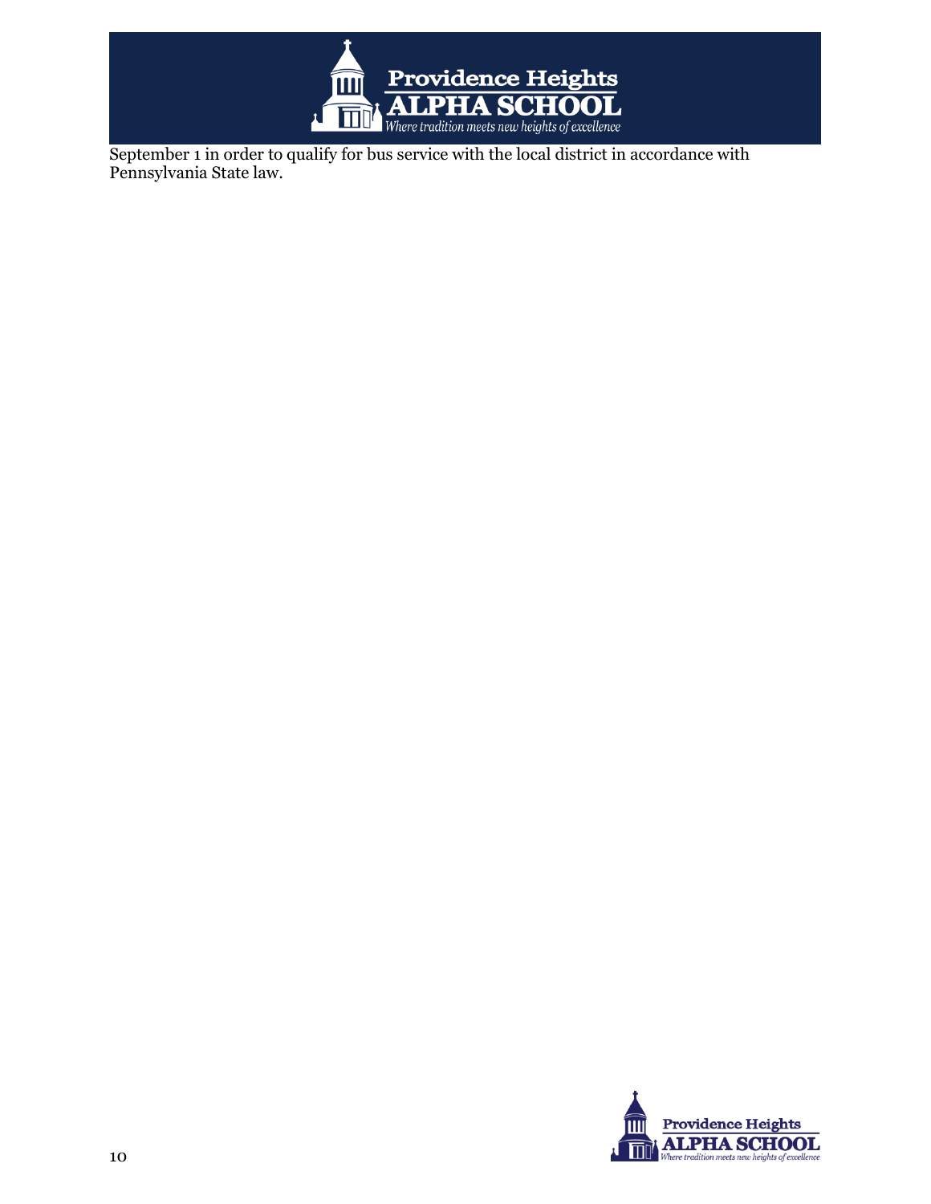September 1 in order to qualify for bus service with the local district in accordance with Pennsylvania State law.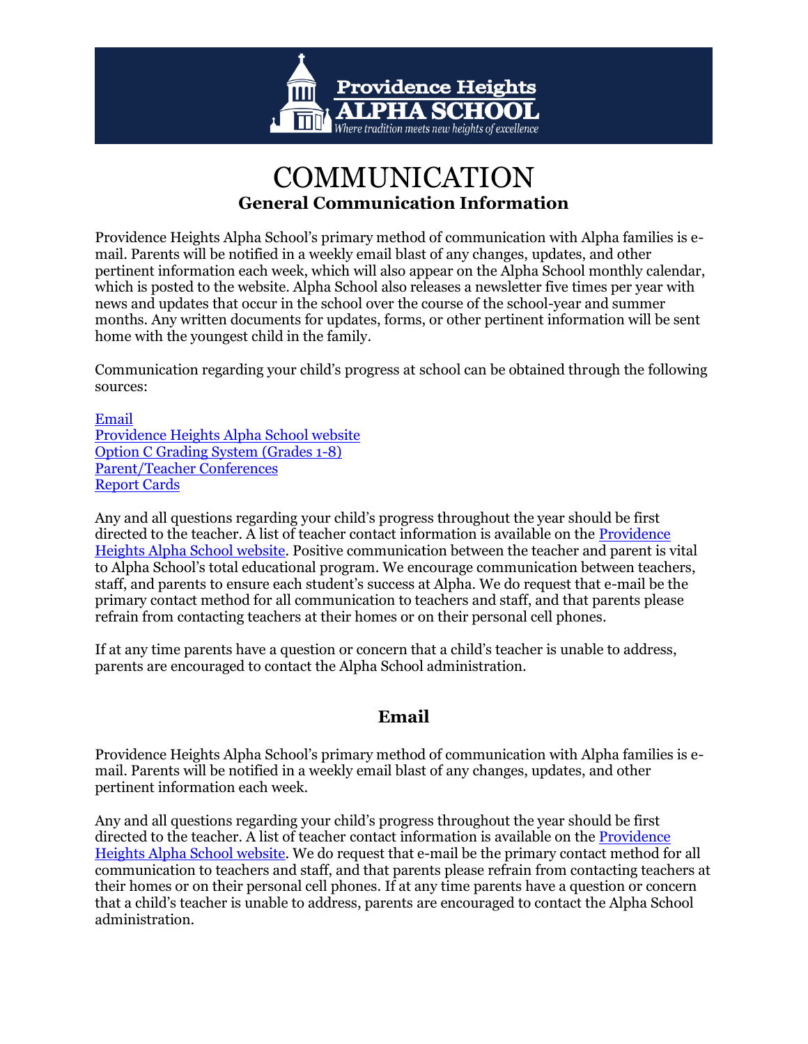# COMMUNICATION

## General Communication Information

Providence Heights Alpha School's primary method of communication with Alpha families is e-mail. Parents will be notified in a weekly email blast of any changes, updates, and other pertinent information each week, which will also appear on the Alpha School monthly calendar, which is posted to the website. Alpha School also releases a newsletter five times per year with news and updates that occur in the school over the course of the school-year and summer months. Any written documents for updates, forms, or other pertinent information will be sent home with the youngest child in the family.

Communication regarding your child's progress at school can be obtained through the following sources:

Email
Providence Heights Alpha School website
Option C Grading System (Grades 1-8)
Parent/Teacher Conferences
Report Cards

Any and all questions regarding your child's progress throughout the year should be first directed to the teacher. A list of teacher contact information is available on the Providence Heights Alpha School website. Positive communication between the teacher and parent is vital to Alpha School's total educational program. We encourage communication between teachers, staff, and parents to ensure each student's success at Alpha. We do request that e-mail be the primary contact method for all communication to teachers and staff, and that parents please refrain from contacting teachers at their homes or on their personal cell phones.

If at any time parents have a question or concern that a child's teacher is unable to address, parents are encouraged to contact the Alpha School administration.

## Email

Providence Heights Alpha School's primary method of communication with Alpha families is e-mail. Parents will be notified in a weekly email blast of any changes, updates, and other pertinent information each week.

Any and all questions regarding your child's progress throughout the year should be first directed to the teacher. A list of teacher contact information is available on the Providence Heights Alpha School website. We do request that e-mail be the primary contact method for all communication to teachers and staff, and that parents please refrain from contacting teachers at their homes or on their personal cell phones. If at any time parents have a question or concern that a child's teacher is unable to address, parents are encouraged to contact the Alpha School administration.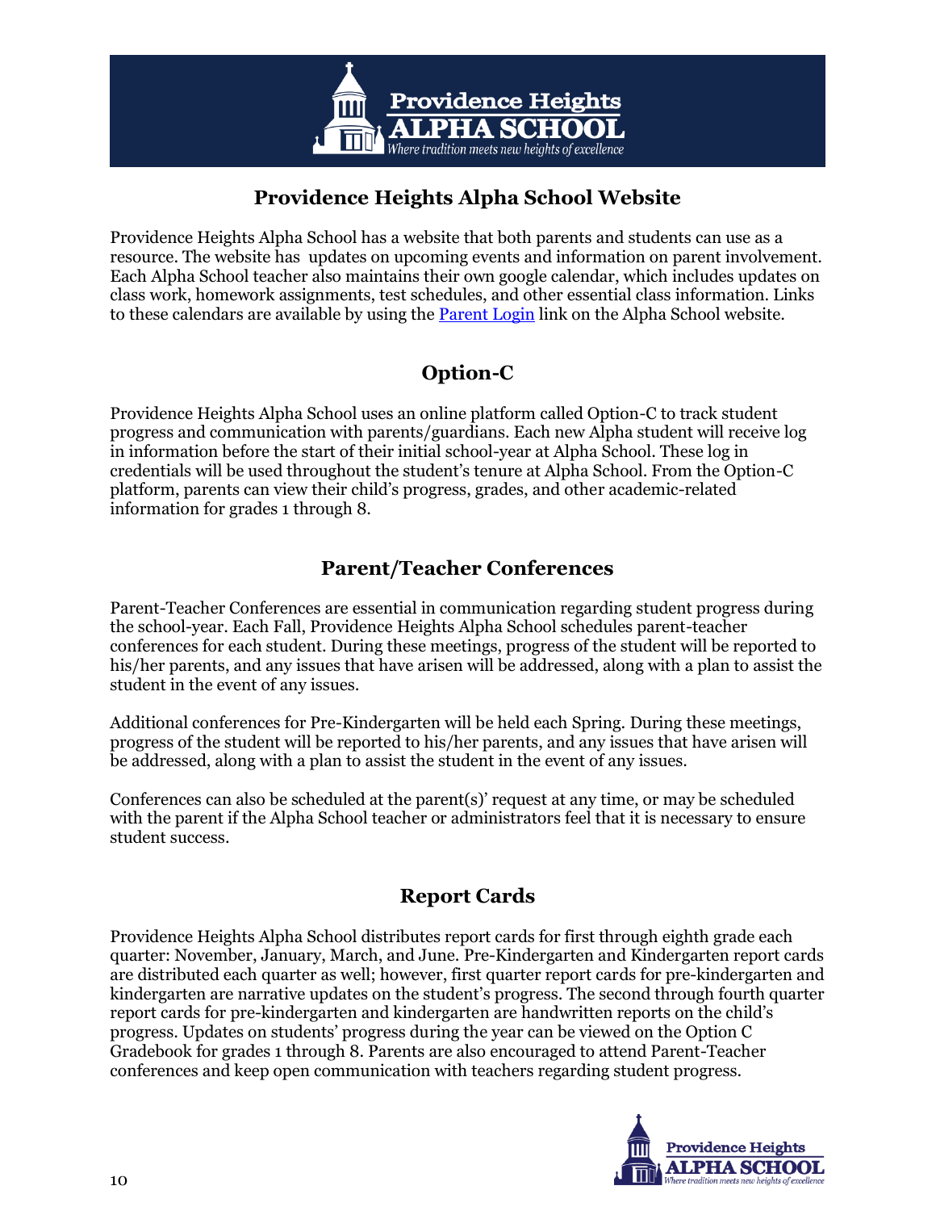## Providence Heights Alpha School Website

Providence Heights Alpha School has a website that both parents and students can use as a resource. The website has updates on upcoming events and information on parent involvement. Each Alpha School teacher also maintains their own google calendar, which includes updates on class work, homework assignments, test schedules, and other essential class information. Links to these calendars are available by using the Parent Login link on the Alpha School website.

## Option-C

Providence Heights Alpha School uses an online platform called Option-C to track student progress and communication with parents/guardians. Each new Alpha student will receive log in information before the start of their initial school-year at Alpha School. These log in credentials will be used throughout the student's tenure at Alpha School. From the Option-C platform, parents can view their child's progress, grades, and other academic-related information for grades 1 through 8.

## Parent/Teacher Conferences

Parent-Teacher Conferences are essential in communication regarding student progress during the school-year. Each Fall, Providence Heights Alpha School schedules parent-teacher conferences for each student. During these meetings, progress of the student will be reported to his/her parents, and any issues that have arisen will be addressed, along with a plan to assist the student in the event of any issues.

Additional conferences for Pre-Kindergarten will be held each Spring. During these meetings, progress of the student will be reported to his/her parents, and any issues that have arisen will be addressed, along with a plan to assist the student in the event of any issues.

Conferences can also be scheduled at the parent(s)' request at any time, or may be scheduled with the parent if the Alpha School teacher or administrators feel that it is necessary to ensure student success.

## Report Cards

Providence Heights Alpha School distributes report cards for first through eighth grade each quarter: November, January, March, and June. Pre-Kindergarten and Kindergarten report cards are distributed each quarter as well; however, first quarter report cards for pre-kindergarten and kindergarten are narrative updates on the student's progress. The second through fourth quarter report cards for pre-kindergarten and kindergarten are handwritten reports on the child's progress. Updates on students' progress during the year can be viewed on the Option C Gradebook for grades 1 through 8. Parents are also encouraged to attend Parent-Teacher conferences and keep open communication with teachers regarding student progress.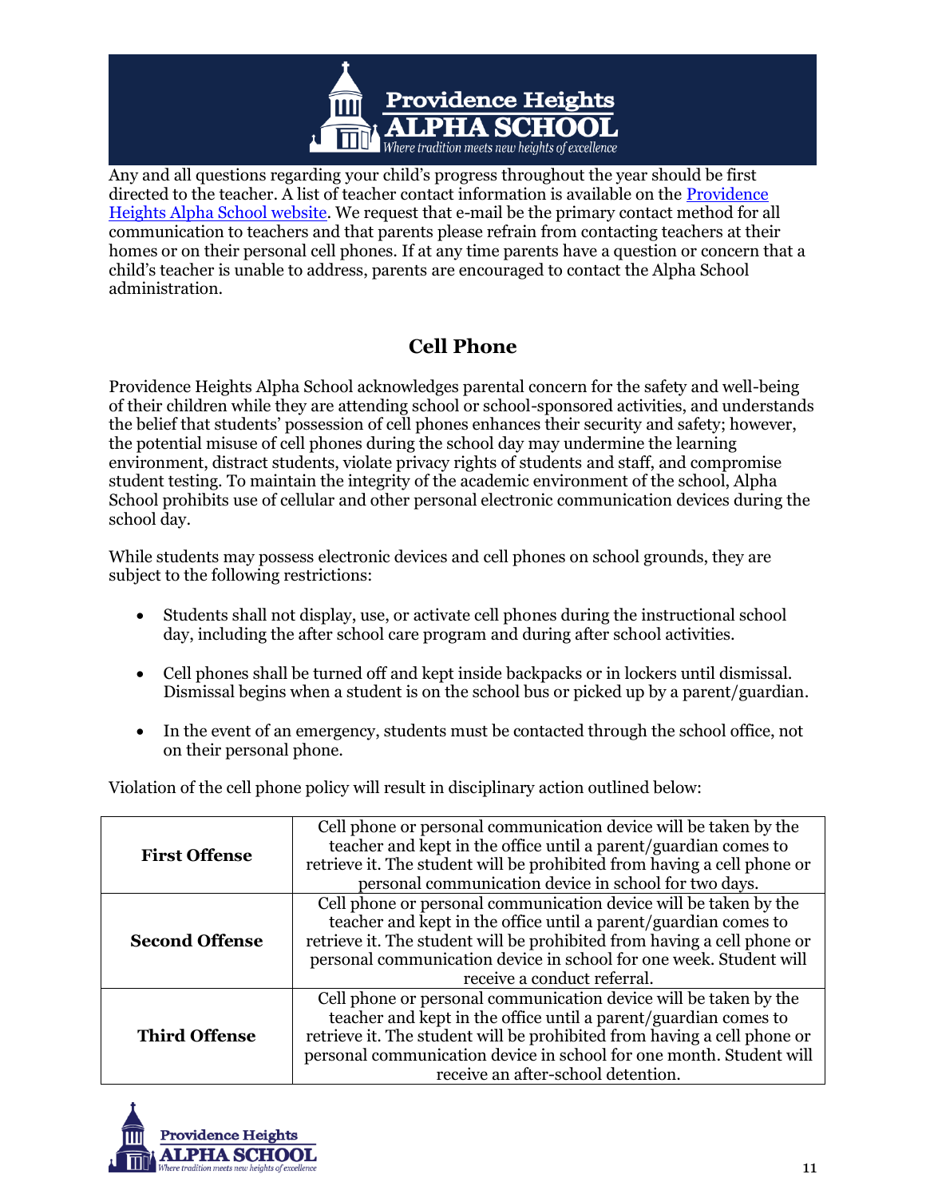Any and all questions regarding your child's progress throughout the year should be first directed to the teacher. A list of teacher contact information is available on the [Providence Heights Alpha School website](). We request that e-mail be the primary contact method for all communication to teachers and that parents please refrain from contacting teachers at their homes or on their personal cell phones. If at any time parents have a question or concern that a child's teacher is unable to address, parents are encouraged to contact the Alpha School administration.

## Cell Phone

Providence Heights Alpha School acknowledges parental concern for the safety and well-being of their children while they are attending school or school-sponsored activities, and understands the belief that students' possession of cell phones enhances their security and safety; however, the potential misuse of cell phones during the school day may undermine the learning environment, distract students, violate privacy rights of students and staff, and compromise student testing. To maintain the integrity of the academic environment of the school, Alpha School prohibits use of cellular and other personal electronic communication devices during the school day.

While students may possess electronic devices and cell phones on school grounds, they are subject to the following restrictions:

- Students shall not display, use, or activate cell phones during the instructional school day, including the after school care program and during after school activities.
- Cell phones shall be turned off and kept inside backpacks or in lockers until dismissal. Dismissal begins when a student is on the school bus or picked up by a parent/guardian.
- In the event of an emergency, students must be contacted through the school office, not on their personal phone.

Violation of the cell phone policy will result in disciplinary action outlined below:

| | |
|---|---|
| **First Offense** | Cell phone or personal communication device will be taken by the teacher and kept in the office until a parent/guardian comes to retrieve it. The student will be prohibited from having a cell phone or personal communication device in school for two days. |
| **Second Offense** | Cell phone or personal communication device will be taken by the teacher and kept in the office until a parent/guardian comes to retrieve it. The student will be prohibited from having a cell phone or personal communication device in school for one week. Student will receive a conduct referral. |
| **Third Offense** | Cell phone or personal communication device will be taken by the teacher and kept in the office until a parent/guardian comes to retrieve it. The student will be prohibited from having a cell phone or personal communication device in school for one month. Student will receive an after-school detention. |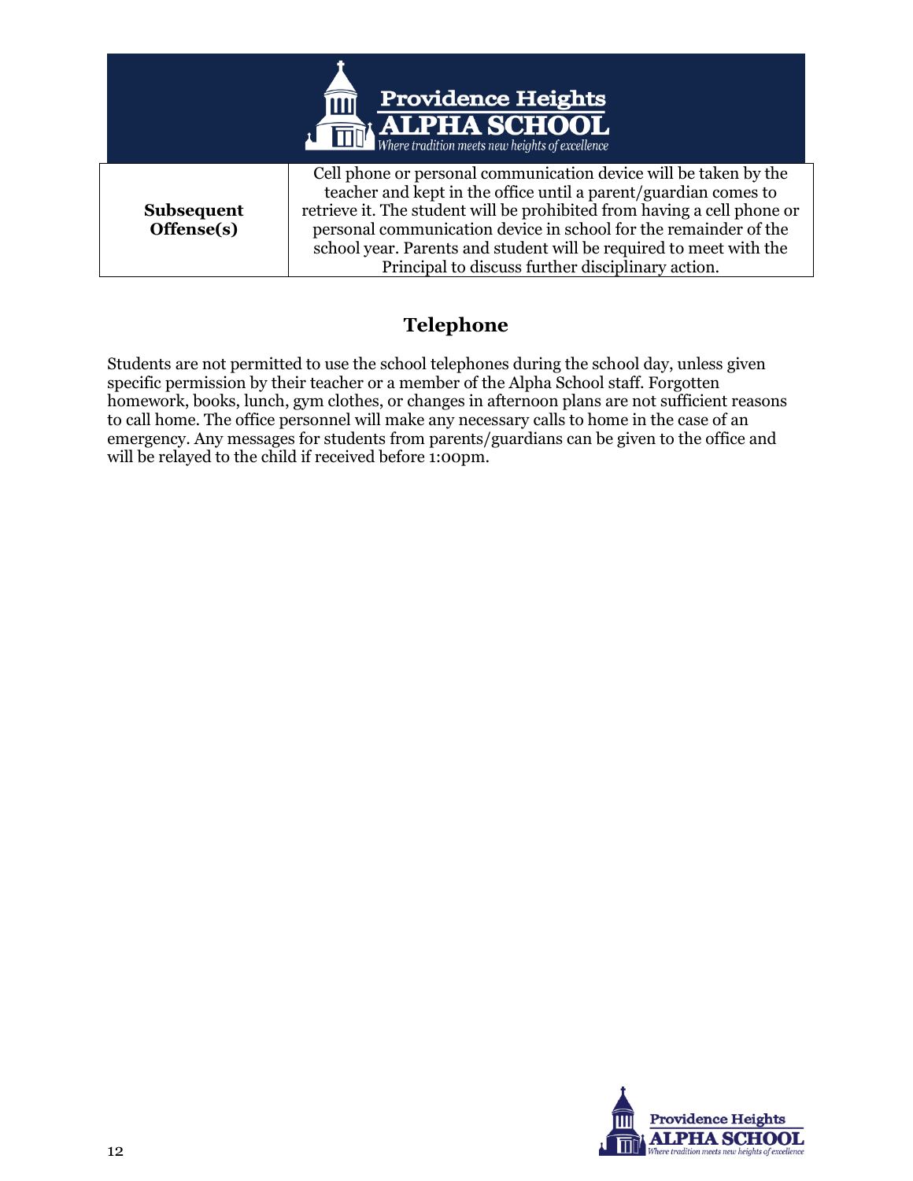| | |
|---|---|
| **Subsequent Offense(s)** | Cell phone or personal communication device will be taken by the teacher and kept in the office until a parent/guardian comes to retrieve it. The student will be prohibited from having a cell phone or personal communication device in school for the remainder of the school year. Parents and student will be required to meet with the Principal to discuss further disciplinary action. |

## Telephone

Students are not permitted to use the school telephones during the school day, unless given specific permission by their teacher or a member of the Alpha School staff. Forgotten homework, books, lunch, gym clothes, or changes in afternoon plans are not sufficient reasons to call home. The office personnel will make any necessary calls to home in the case of an emergency. Any messages for students from parents/guardians can be given to the office and will be relayed to the child if received before 1:00pm.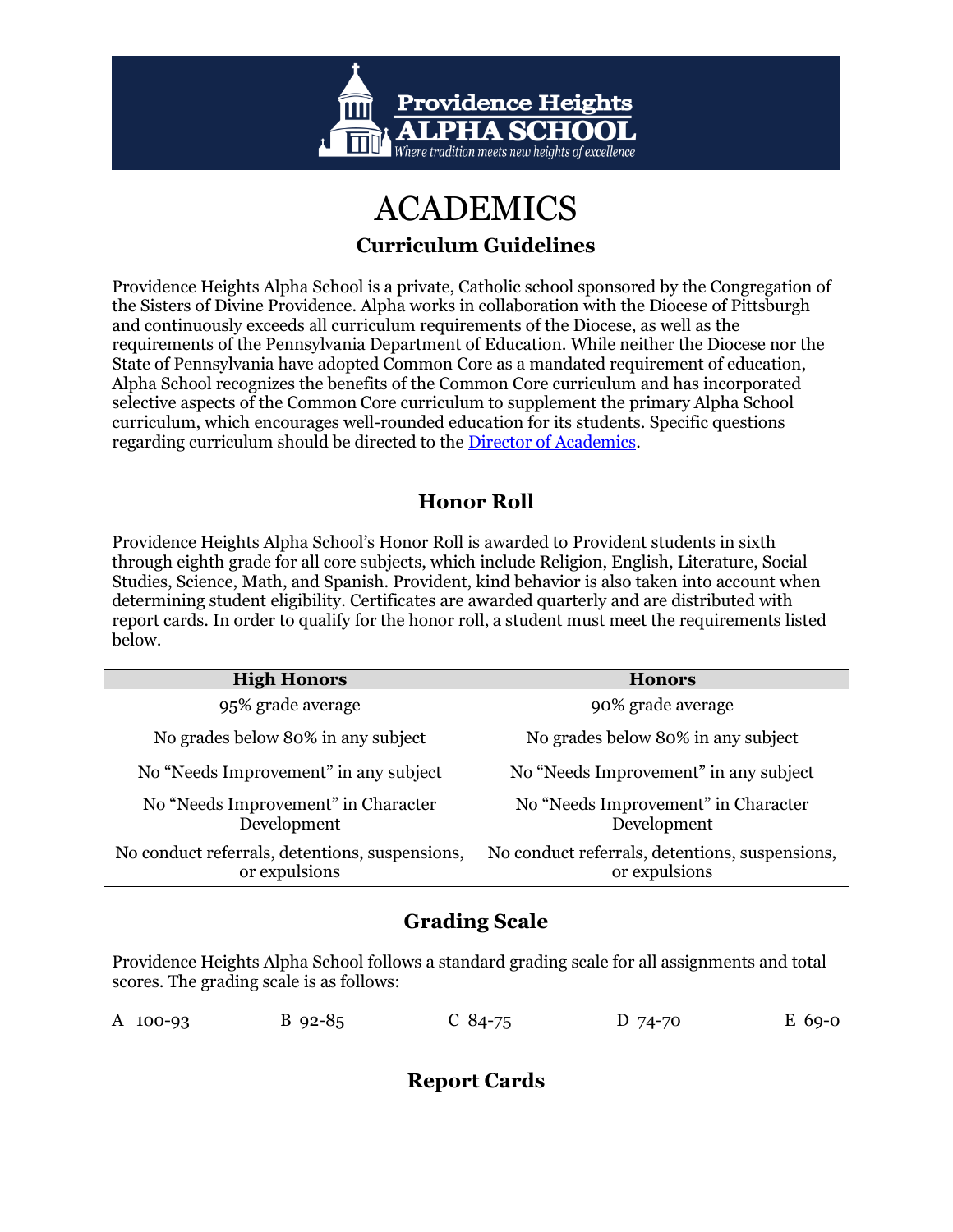# ACADEMICS

## Curriculum Guidelines

Providence Heights Alpha School is a private, Catholic school sponsored by the Congregation of the Sisters of Divine Providence. Alpha works in collaboration with the Diocese of Pittsburgh and continuously exceeds all curriculum requirements of the Diocese, as well as the requirements of the Pennsylvania Department of Education. While neither the Diocese nor the State of Pennsylvania have adopted Common Core as a mandated requirement of education, Alpha School recognizes the benefits of the Common Core curriculum and has incorporated selective aspects of the Common Core curriculum to supplement the primary Alpha School curriculum, which encourages well-rounded education for its students. Specific questions regarding curriculum should be directed to the [Director of Academics](#).

## Honor Roll

Providence Heights Alpha School's Honor Roll is awarded to Provident students in sixth through eighth grade for all core subjects, which include Religion, English, Literature, Social Studies, Science, Math, and Spanish. Provident, kind behavior is also taken into account when determining student eligibility. Certificates are awarded quarterly and are distributed with report cards. In order to qualify for the honor roll, a student must meet the requirements listed below.

| High Honors | Honors |
|---|---|
| 95% grade average | 90% grade average |
| No grades below 80% in any subject | No grades below 80% in any subject |
| No "Needs Improvement" in any subject | No "Needs Improvement" in any subject |
| No "Needs Improvement" in Character Development | No "Needs Improvement" in Character Development |
| No conduct referrals, detentions, suspensions, or expulsions | No conduct referrals, detentions, suspensions, or expulsions |

## Grading Scale

Providence Heights Alpha School follows a standard grading scale for all assignments and total scores. The grading scale is as follows:

A 100-93 B 92-85 C 84-75 D 74-70 E 69-0

## Report Cards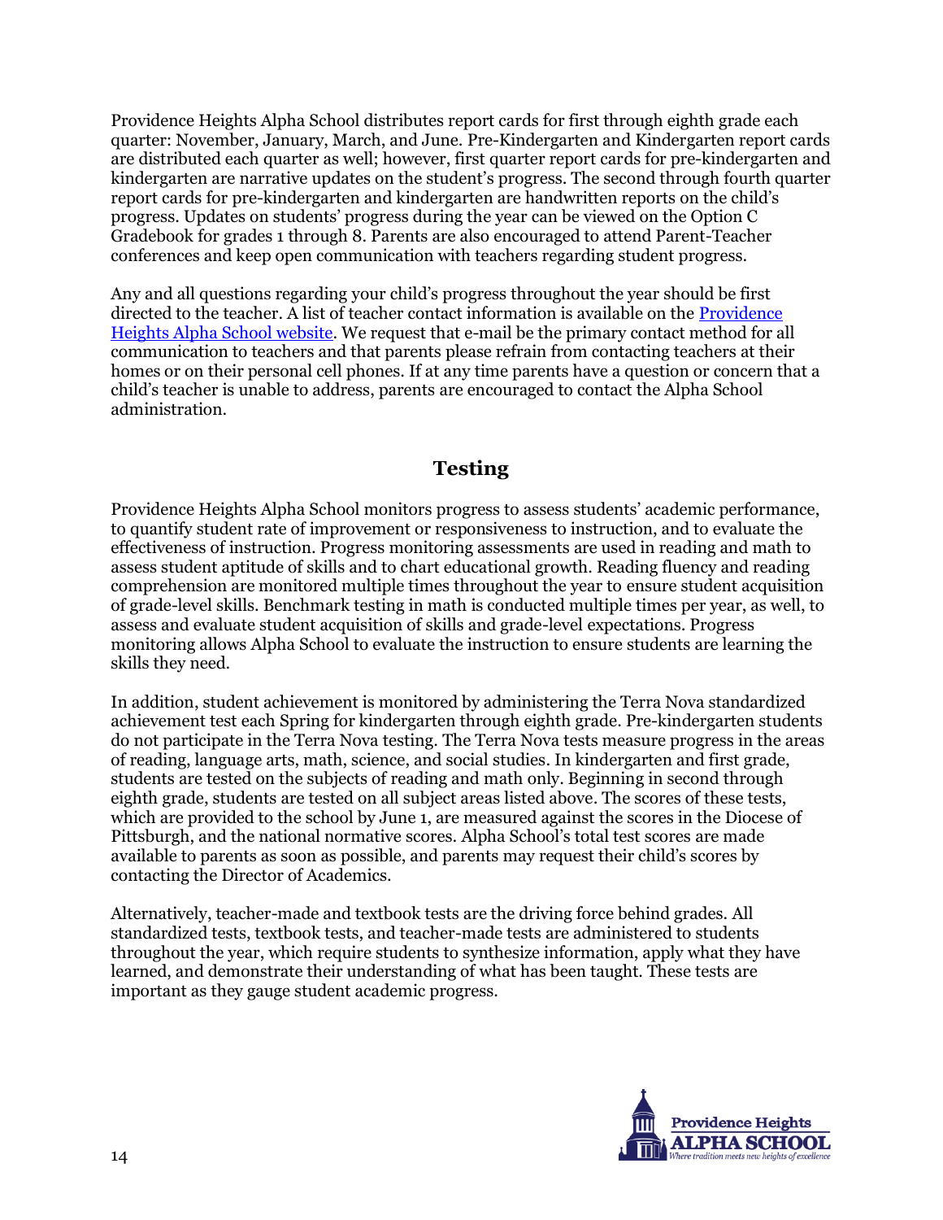Providence Heights Alpha School distributes report cards for first through eighth grade each quarter: November, January, March, and June. Pre-Kindergarten and Kindergarten report cards are distributed each quarter as well; however, first quarter report cards for pre-kindergarten and kindergarten are narrative updates on the student's progress. The second through fourth quarter report cards for pre-kindergarten and kindergarten are handwritten reports on the child's progress. Updates on students' progress during the year can be viewed on the Option C Gradebook for grades 1 through 8. Parents are also encouraged to attend Parent-Teacher conferences and keep open communication with teachers regarding student progress.

Any and all questions regarding your child's progress throughout the year should be first directed to the teacher. A list of teacher contact information is available on the [Providence Heights Alpha School website](). We request that e-mail be the primary contact method for all communication to teachers and that parents please refrain from contacting teachers at their homes or on their personal cell phones. If at any time parents have a question or concern that a child's teacher is unable to address, parents are encouraged to contact the Alpha School administration.

## Testing

Providence Heights Alpha School monitors progress to assess students' academic performance, to quantify student rate of improvement or responsiveness to instruction, and to evaluate the effectiveness of instruction. Progress monitoring assessments are used in reading and math to assess student aptitude of skills and to chart educational growth. Reading fluency and reading comprehension are monitored multiple times throughout the year to ensure student acquisition of grade-level skills. Benchmark testing in math is conducted multiple times per year, as well, to assess and evaluate student acquisition of skills and grade-level expectations. Progress monitoring allows Alpha School to evaluate the instruction to ensure students are learning the skills they need.

In addition, student achievement is monitored by administering the Terra Nova standardized achievement test each Spring for kindergarten through eighth grade. Pre-kindergarten students do not participate in the Terra Nova testing. The Terra Nova tests measure progress in the areas of reading, language arts, math, science, and social studies. In kindergarten and first grade, students are tested on the subjects of reading and math only. Beginning in second through eighth grade, students are tested on all subject areas listed above. The scores of these tests, which are provided to the school by June 1, are measured against the scores in the Diocese of Pittsburgh, and the national normative scores. Alpha School's total test scores are made available to parents as soon as possible, and parents may request their child's scores by contacting the Director of Academics.

Alternatively, teacher-made and textbook tests are the driving force behind grades. All standardized tests, textbook tests, and teacher-made tests are administered to students throughout the year, which require students to synthesize information, apply what they have learned, and demonstrate their understanding of what has been taught. These tests are important as they gauge student academic progress.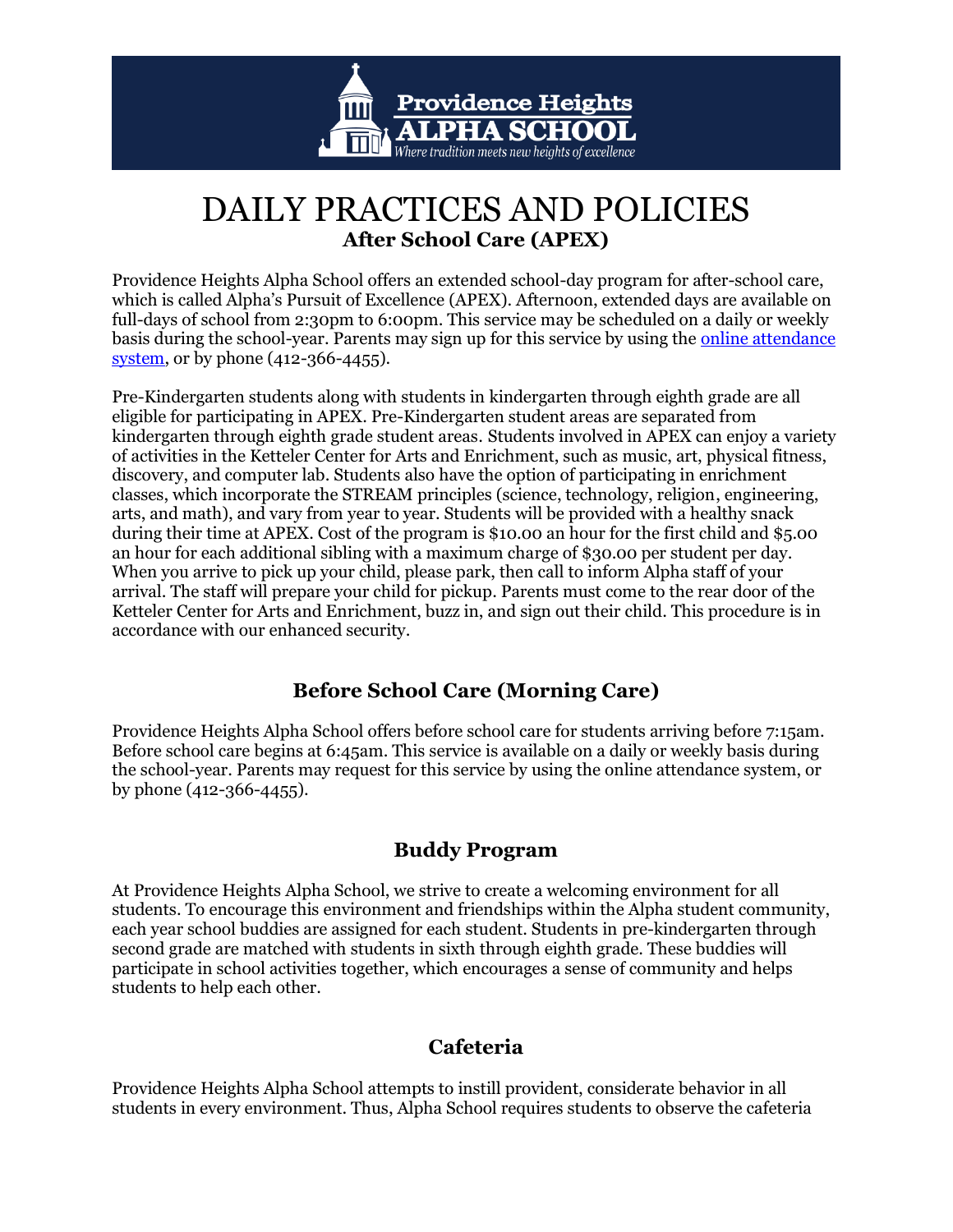# DAILY PRACTICES AND POLICIES

## After School Care (APEX)

Providence Heights Alpha School offers an extended school-day program for after-school care, which is called Alpha's Pursuit of Excellence (APEX). Afternoon, extended days are available on full-days of school from 2:30pm to 6:00pm. This service may be scheduled on a daily or weekly basis during the school-year. Parents may sign up for this service by using the online attendance system, or by phone (412-366-4455).

Pre-Kindergarten students along with students in kindergarten through eighth grade are all eligible for participating in APEX. Pre-Kindergarten student areas are separated from kindergarten through eighth grade student areas. Students involved in APEX can enjoy a variety of activities in the Ketteler Center for Arts and Enrichment, such as music, art, physical fitness, discovery, and computer lab. Students also have the option of participating in enrichment classes, which incorporate the STREAM principles (science, technology, religion, engineering, arts, and math), and vary from year to year. Students will be provided with a healthy snack during their time at APEX. Cost of the program is $10.00 an hour for the first child and $5.00 an hour for each additional sibling with a maximum charge of $30.00 per student per day. When you arrive to pick up your child, please park, then call to inform Alpha staff of your arrival. The staff will prepare your child for pickup. Parents must come to the rear door of the Ketteler Center for Arts and Enrichment, buzz in, and sign out their child. This procedure is in accordance with our enhanced security.

## Before School Care (Morning Care)

Providence Heights Alpha School offers before school care for students arriving before 7:15am. Before school care begins at 6:45am. This service is available on a daily or weekly basis during the school-year. Parents may request for this service by using the online attendance system, or by phone (412-366-4455).

## Buddy Program

At Providence Heights Alpha School, we strive to create a welcoming environment for all students. To encourage this environment and friendships within the Alpha student community, each year school buddies are assigned for each student. Students in pre-kindergarten through second grade are matched with students in sixth through eighth grade. These buddies will participate in school activities together, which encourages a sense of community and helps students to help each other.

## Cafeteria

Providence Heights Alpha School attempts to instill provident, considerate behavior in all students in every environment. Thus, Alpha School requires students to observe the cafeteria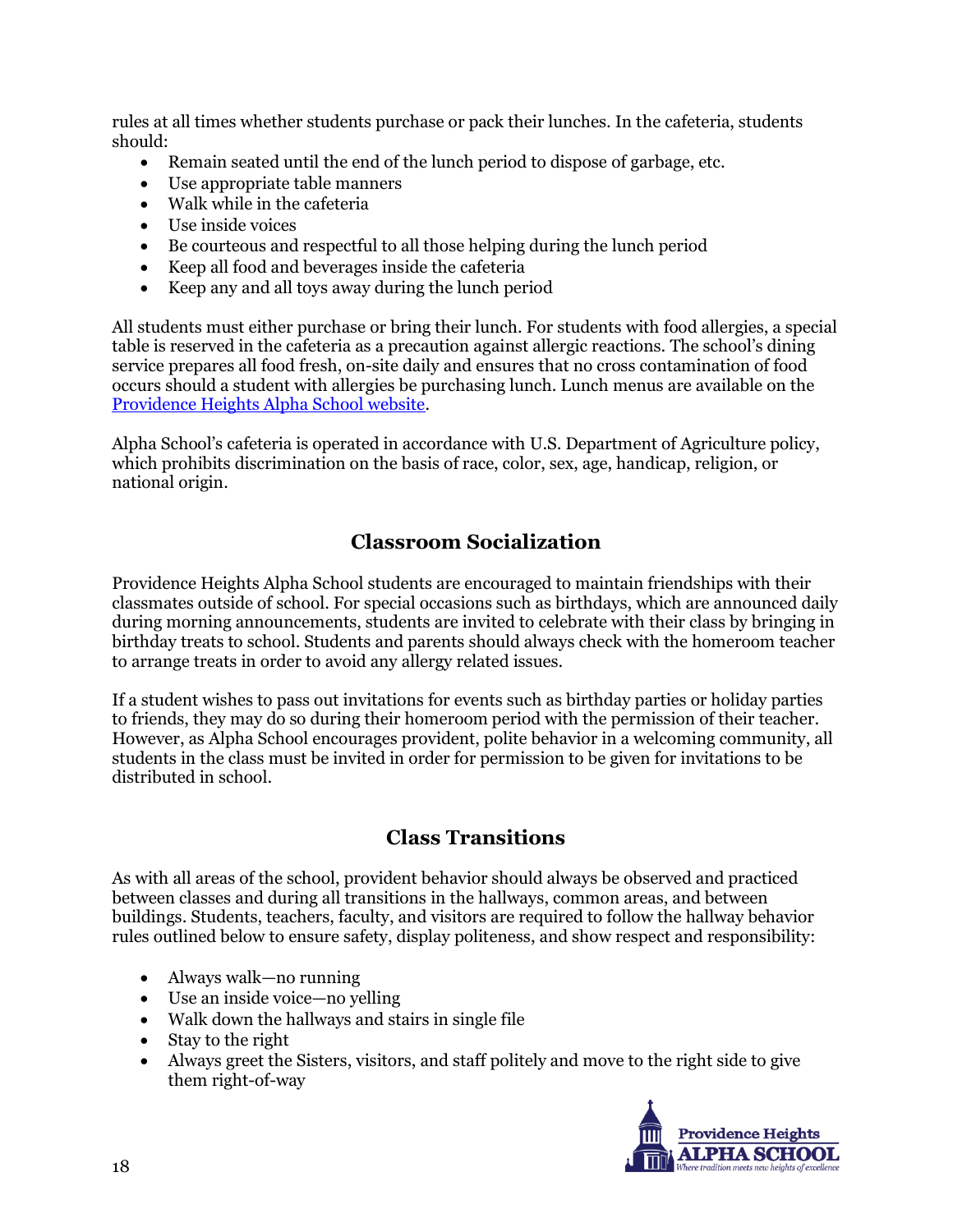rules at all times whether students purchase or pack their lunches. In the cafeteria, students should:

- Remain seated until the end of the lunch period to dispose of garbage, etc.
- Use appropriate table manners
- Walk while in the cafeteria
- Use inside voices
- Be courteous and respectful to all those helping during the lunch period
- Keep all food and beverages inside the cafeteria
- Keep any and all toys away during the lunch period

All students must either purchase or bring their lunch. For students with food allergies, a special table is reserved in the cafeteria as a precaution against allergic reactions. The school's dining service prepares all food fresh, on-site daily and ensures that no cross contamination of food occurs should a student with allergies be purchasing lunch. Lunch menus are available on the Providence Heights Alpha School website.

Alpha School's cafeteria is operated in accordance with U.S. Department of Agriculture policy, which prohibits discrimination on the basis of race, color, sex, age, handicap, religion, or national origin.

## Classroom Socialization

Providence Heights Alpha School students are encouraged to maintain friendships with their classmates outside of school. For special occasions such as birthdays, which are announced daily during morning announcements, students are invited to celebrate with their class by bringing in birthday treats to school. Students and parents should always check with the homeroom teacher to arrange treats in order to avoid any allergy related issues.

If a student wishes to pass out invitations for events such as birthday parties or holiday parties to friends, they may do so during their homeroom period with the permission of their teacher. However, as Alpha School encourages provident, polite behavior in a welcoming community, all students in the class must be invited in order for permission to be given for invitations to be distributed in school.

## Class Transitions

As with all areas of the school, provident behavior should always be observed and practiced between classes and during all transitions in the hallways, common areas, and between buildings. Students, teachers, faculty, and visitors are required to follow the hallway behavior rules outlined below to ensure safety, display politeness, and show respect and responsibility:

- Always walk—no running
- Use an inside voice—no yelling
- Walk down the hallways and stairs in single file
- Stay to the right
- Always greet the Sisters, visitors, and staff politely and move to the right side to give them right-of-way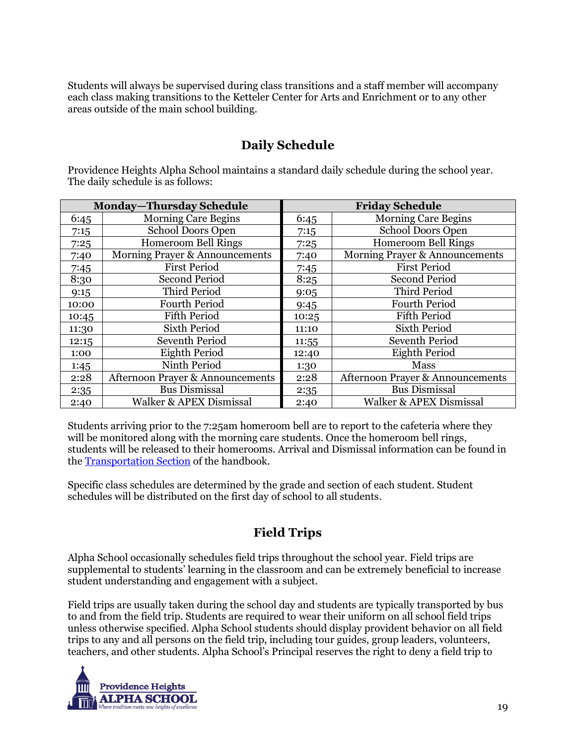Students will always be supervised during class transitions and a staff member will accompany each class making transitions to the Ketteler Center for Arts and Enrichment or to any other areas outside of the main school building.

## Daily Schedule

Providence Heights Alpha School maintains a standard daily schedule during the school year. The daily schedule is as follows:

| Monday—Thursday Schedule | | Friday Schedule | |
|---|---|---|---|
| 6:45 | Morning Care Begins | 6:45 | Morning Care Begins |
| 7:15 | School Doors Open | 7:15 | School Doors Open |
| 7:25 | Homeroom Bell Rings | 7:25 | Homeroom Bell Rings |
| 7:40 | Morning Prayer & Announcements | 7:40 | Morning Prayer & Announcements |
| 7:45 | First Period | 7:45 | First Period |
| 8:30 | Second Period | 8:25 | Second Period |
| 9:15 | Third Period | 9:05 | Third Period |
| 10:00 | Fourth Period | 9:45 | Fourth Period |
| 10:45 | Fifth Period | 10:25 | Fifth Period |
| 11:30 | Sixth Period | 11:10 | Sixth Period |
| 12:15 | Seventh Period | 11:55 | Seventh Period |
| 1:00 | Eighth Period | 12:40 | Eighth Period |
| 1:45 | Ninth Period | 1:30 | Mass |
| 2:28 | Afternoon Prayer & Announcements | 2:28 | Afternoon Prayer & Announcements |
| 2:35 | Bus Dismissal | 2:35 | Bus Dismissal |
| 2:40 | Walker & APEX Dismissal | 2:40 | Walker & APEX Dismissal |

Students arriving prior to the 7:25am homeroom bell are to report to the cafeteria where they will be monitored along with the morning care students. Once the homeroom bell rings, students will be released to their homerooms. Arrival and Dismissal information can be found in the [Transportation Section](#) of the handbook.

Specific class schedules are determined by the grade and section of each student. Student schedules will be distributed on the first day of school to all students.

## Field Trips

Alpha School occasionally schedules field trips throughout the school year. Field trips are supplemental to students' learning in the classroom and can be extremely beneficial to increase student understanding and engagement with a subject.

Field trips are usually taken during the school day and students are typically transported by bus to and from the field trip. Students are required to wear their uniform on all school field trips unless otherwise specified. Alpha School students should display provident behavior on all field trips to any and all persons on the field trip, including tour guides, group leaders, volunteers, teachers, and other students. Alpha School's Principal reserves the right to deny a field trip to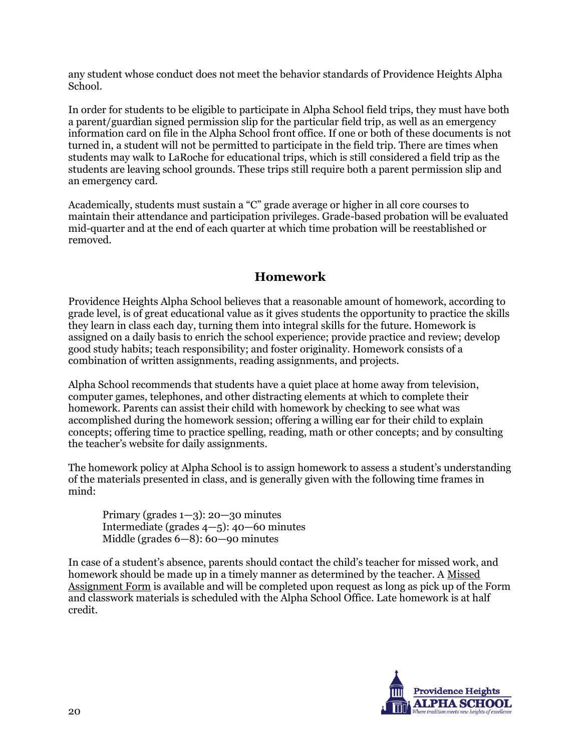any student whose conduct does not meet the behavior standards of Providence Heights Alpha School.

In order for students to be eligible to participate in Alpha School field trips, they must have both a parent/guardian signed permission slip for the particular field trip, as well as an emergency information card on file in the Alpha School front office. If one or both of these documents is not turned in, a student will not be permitted to participate in the field trip. There are times when students may walk to LaRoche for educational trips, which is still considered a field trip as the students are leaving school grounds. These trips still require both a parent permission slip and an emergency card.

Academically, students must sustain a "C" grade average or higher in all core courses to maintain their attendance and participation privileges. Grade-based probation will be evaluated mid-quarter and at the end of each quarter at which time probation will be reestablished or removed.

## Homework

Providence Heights Alpha School believes that a reasonable amount of homework, according to grade level, is of great educational value as it gives students the opportunity to practice the skills they learn in class each day, turning them into integral skills for the future. Homework is assigned on a daily basis to enrich the school experience; provide practice and review; develop good study habits; teach responsibility; and foster originality. Homework consists of a combination of written assignments, reading assignments, and projects.

Alpha School recommends that students have a quiet place at home away from television, computer games, telephones, and other distracting elements at which to complete their homework. Parents can assist their child with homework by checking to see what was accomplished during the homework session; offering a willing ear for their child to explain concepts; offering time to practice spelling, reading, math or other concepts; and by consulting the teacher's website for daily assignments.

The homework policy at Alpha School is to assign homework to assess a student's understanding of the materials presented in class, and is generally given with the following time frames in mind:

> Primary (grades 1—3): 20—30 minutes
> Intermediate (grades 4—5): 40—60 minutes
> Middle (grades 6—8): 60—90 minutes

In case of a student's absence, parents should contact the child's teacher for missed work, and homework should be made up in a timely manner as determined by the teacher. A Missed Assignment Form is available and will be completed upon request as long as pick up of the Form and classwork materials is scheduled with the Alpha School Office. Late homework is at half credit.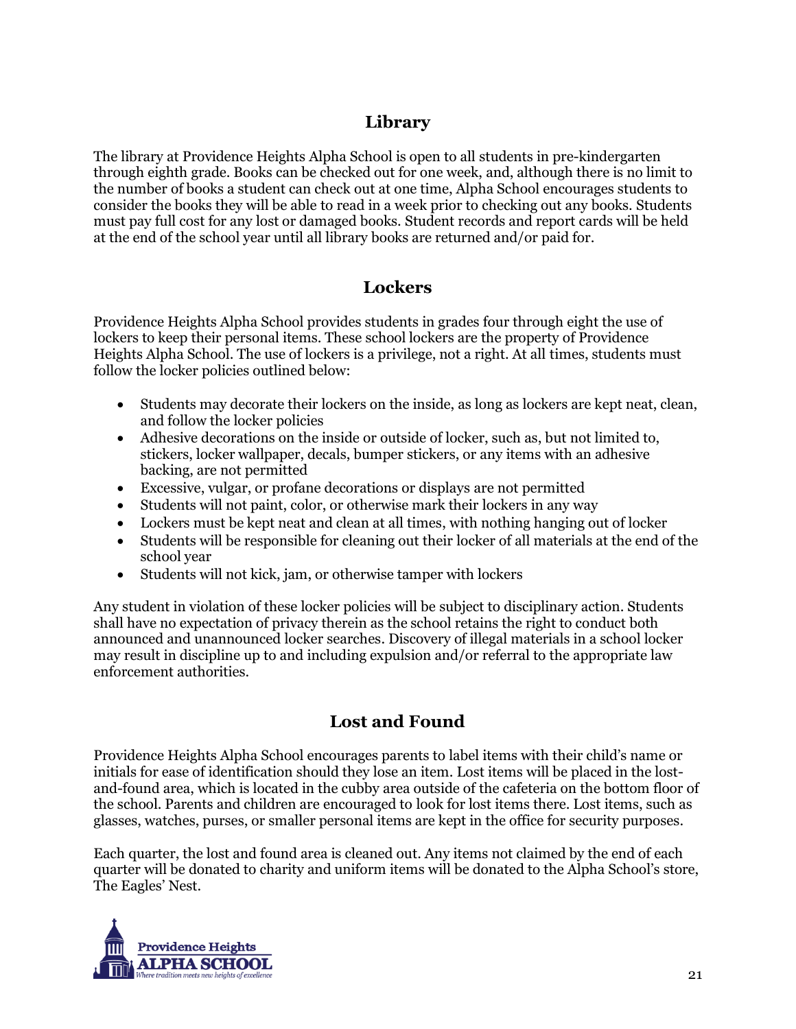## Library

The library at Providence Heights Alpha School is open to all students in pre-kindergarten through eighth grade. Books can be checked out for one week, and, although there is no limit to the number of books a student can check out at one time, Alpha School encourages students to consider the books they will be able to read in a week prior to checking out any books. Students must pay full cost for any lost or damaged books. Student records and report cards will be held at the end of the school year until all library books are returned and/or paid for.

## Lockers

Providence Heights Alpha School provides students in grades four through eight the use of lockers to keep their personal items. These school lockers are the property of Providence Heights Alpha School. The use of lockers is a privilege, not a right. At all times, students must follow the locker policies outlined below:

- Students may decorate their lockers on the inside, as long as lockers are kept neat, clean, and follow the locker policies
- Adhesive decorations on the inside or outside of locker, such as, but not limited to, stickers, locker wallpaper, decals, bumper stickers, or any items with an adhesive backing, are not permitted
- Excessive, vulgar, or profane decorations or displays are not permitted
- Students will not paint, color, or otherwise mark their lockers in any way
- Lockers must be kept neat and clean at all times, with nothing hanging out of locker
- Students will be responsible for cleaning out their locker of all materials at the end of the school year
- Students will not kick, jam, or otherwise tamper with lockers

Any student in violation of these locker policies will be subject to disciplinary action. Students shall have no expectation of privacy therein as the school retains the right to conduct both announced and unannounced locker searches. Discovery of illegal materials in a school locker may result in discipline up to and including expulsion and/or referral to the appropriate law enforcement authorities.

## Lost and Found

Providence Heights Alpha School encourages parents to label items with their child's name or initials for ease of identification should they lose an item. Lost items will be placed in the lost-and-found area, which is located in the cubby area outside of the cafeteria on the bottom floor of the school. Parents and children are encouraged to look for lost items there. Lost items, such as glasses, watches, purses, or smaller personal items are kept in the office for security purposes.

Each quarter, the lost and found area is cleaned out. Any items not claimed by the end of each quarter will be donated to charity and uniform items will be donated to the Alpha School's store, The Eagles' Nest.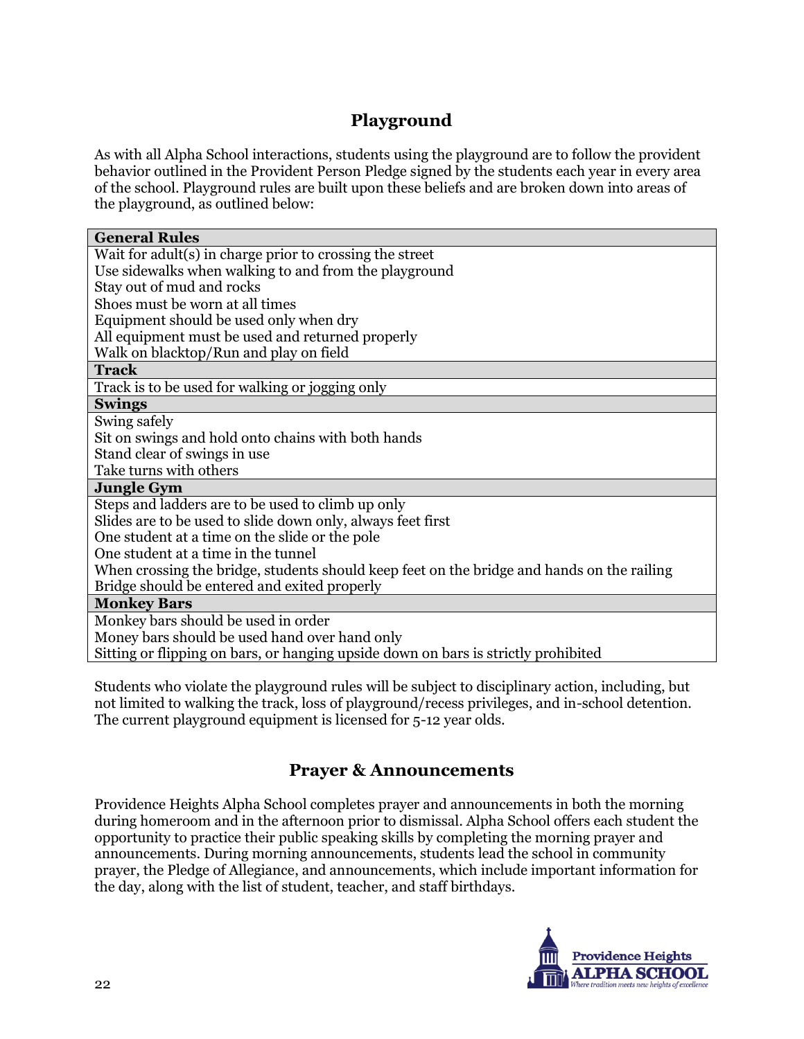## Playground

As with all Alpha School interactions, students using the playground are to follow the provident behavior outlined in the Provident Person Pledge signed by the students each year in every area of the school. Playground rules are built upon these beliefs and are broken down into areas of the playground, as outlined below:

| **General Rules** |
|---|
| Wait for adult(s) in charge prior to crossing the street<br>Use sidewalks when walking to and from the playground<br>Stay out of mud and rocks<br>Shoes must be worn at all times<br>Equipment should be used only when dry<br>All equipment must be used and returned properly<br>Walk on blacktop/Run and play on field |
| **Track** |
| Track is to be used for walking or jogging only |
| **Swings** |
| Swing safely<br>Sit on swings and hold onto chains with both hands<br>Stand clear of swings in use<br>Take turns with others |
| **Jungle Gym** |
| Steps and ladders are to be used to climb up only<br>Slides are to be used to slide down only, always feet first<br>One student at a time on the slide or the pole<br>One student at a time in the tunnel<br>When crossing the bridge, students should keep feet on the bridge and hands on the railing<br>Bridge should be entered and exited properly |
| **Monkey Bars** |
| Monkey bars should be used in order<br>Money bars should be used hand over hand only<br>Sitting or flipping on bars, or hanging upside down on bars is strictly prohibited |

Students who violate the playground rules will be subject to disciplinary action, including, but not limited to walking the track, loss of playground/recess privileges, and in-school detention. The current playground equipment is licensed for 5-12 year olds.

## Prayer & Announcements

Providence Heights Alpha School completes prayer and announcements in both the morning during homeroom and in the afternoon prior to dismissal. Alpha School offers each student the opportunity to practice their public speaking skills by completing the morning prayer and announcements. During morning announcements, students lead the school in community prayer, the Pledge of Allegiance, and announcements, which include important information for the day, along with the list of student, teacher, and staff birthdays.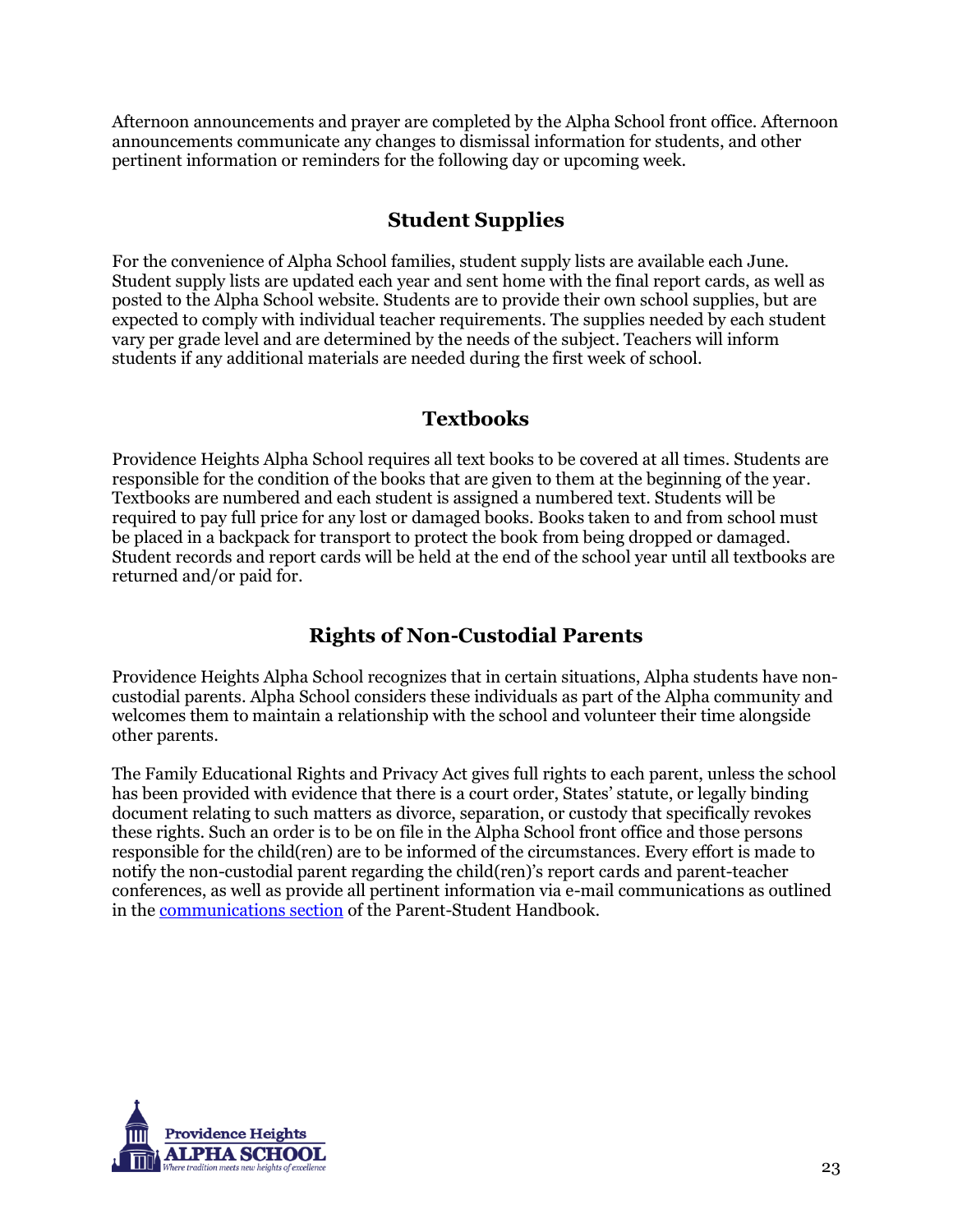Afternoon announcements and prayer are completed by the Alpha School front office. Afternoon announcements communicate any changes to dismissal information for students, and other pertinent information or reminders for the following day or upcoming week.

## Student Supplies

For the convenience of Alpha School families, student supply lists are available each June. Student supply lists are updated each year and sent home with the final report cards, as well as posted to the Alpha School website. Students are to provide their own school supplies, but are expected to comply with individual teacher requirements. The supplies needed by each student vary per grade level and are determined by the needs of the subject. Teachers will inform students if any additional materials are needed during the first week of school.

## Textbooks

Providence Heights Alpha School requires all text books to be covered at all times. Students are responsible for the condition of the books that are given to them at the beginning of the year. Textbooks are numbered and each student is assigned a numbered text. Students will be required to pay full price for any lost or damaged books. Books taken to and from school must be placed in a backpack for transport to protect the book from being dropped or damaged. Student records and report cards will be held at the end of the school year until all textbooks are returned and/or paid for.

## Rights of Non-Custodial Parents

Providence Heights Alpha School recognizes that in certain situations, Alpha students have non-custodial parents. Alpha School considers these individuals as part of the Alpha community and welcomes them to maintain a relationship with the school and volunteer their time alongside other parents.

The Family Educational Rights and Privacy Act gives full rights to each parent, unless the school has been provided with evidence that there is a court order, States' statute, or legally binding document relating to such matters as divorce, separation, or custody that specifically revokes these rights. Such an order is to be on file in the Alpha School front office and those persons responsible for the child(ren) are to be informed of the circumstances. Every effort is made to notify the non-custodial parent regarding the child(ren)'s report cards and parent-teacher conferences, as well as provide all pertinent information via e-mail communications as outlined in the communications section of the Parent-Student Handbook.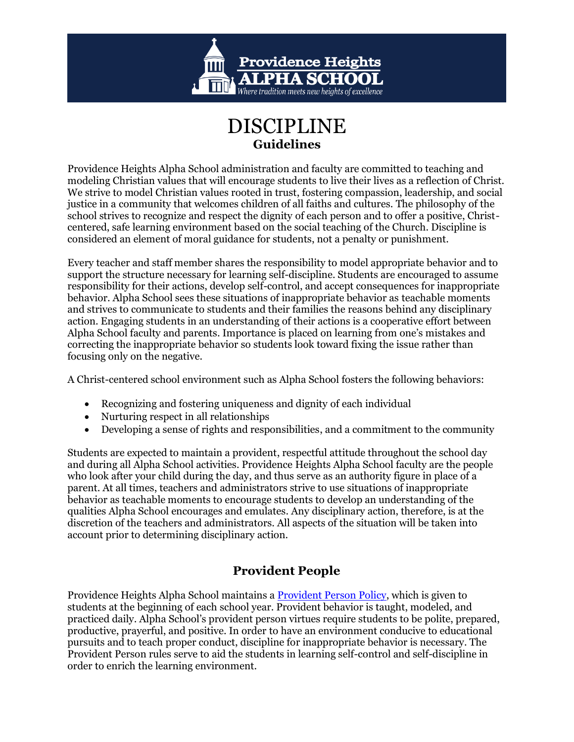# DISCIPLINE

## Guidelines

Providence Heights Alpha School administration and faculty are committed to teaching and modeling Christian values that will encourage students to live their lives as a reflection of Christ. We strive to model Christian values rooted in trust, fostering compassion, leadership, and social justice in a community that welcomes children of all faiths and cultures. The philosophy of the school strives to recognize and respect the dignity of each person and to offer a positive, Christ-centered, safe learning environment based on the social teaching of the Church. Discipline is considered an element of moral guidance for students, not a penalty or punishment.

Every teacher and staff member shares the responsibility to model appropriate behavior and to support the structure necessary for learning self-discipline. Students are encouraged to assume responsibility for their actions, develop self-control, and accept consequences for inappropriate behavior. Alpha School sees these situations of inappropriate behavior as teachable moments and strives to communicate to students and their families the reasons behind any disciplinary action. Engaging students in an understanding of their actions is a cooperative effort between Alpha School faculty and parents. Importance is placed on learning from one's mistakes and correcting the inappropriate behavior so students look toward fixing the issue rather than focusing only on the negative.

A Christ-centered school environment such as Alpha School fosters the following behaviors:

- Recognizing and fostering uniqueness and dignity of each individual
- Nurturing respect in all relationships
- Developing a sense of rights and responsibilities, and a commitment to the community

Students are expected to maintain a provident, respectful attitude throughout the school day and during all Alpha School activities. Providence Heights Alpha School faculty are the people who look after your child during the day, and thus serve as an authority figure in place of a parent. At all times, teachers and administrators strive to use situations of inappropriate behavior as teachable moments to encourage students to develop an understanding of the qualities Alpha School encourages and emulates. Any disciplinary action, therefore, is at the discretion of the teachers and administrators. All aspects of the situation will be taken into account prior to determining disciplinary action.

## Provident People

Providence Heights Alpha School maintains a [Provident Person Policy](), which is given to students at the beginning of each school year. Provident behavior is taught, modeled, and practiced daily. Alpha School's provident person virtues require students to be polite, prepared, productive, prayerful, and positive. In order to have an environment conducive to educational pursuits and to teach proper conduct, discipline for inappropriate behavior is necessary. The Provident Person rules serve to aid the students in learning self-control and self-discipline in order to enrich the learning environment.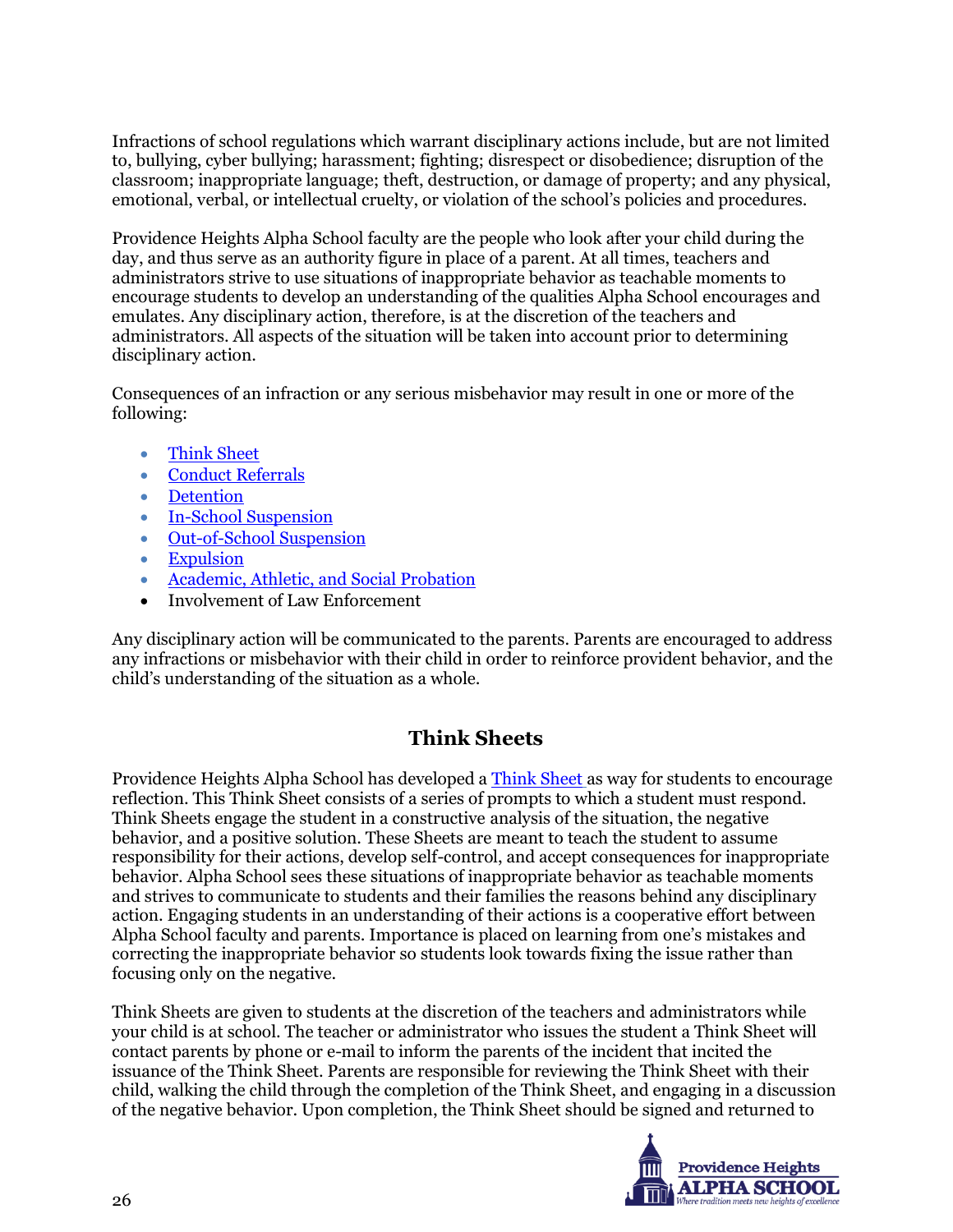Infractions of school regulations which warrant disciplinary actions include, but are not limited to, bullying, cyber bullying; harassment; fighting; disrespect or disobedience; disruption of the classroom; inappropriate language; theft, destruction, or damage of property; and any physical, emotional, verbal, or intellectual cruelty, or violation of the school's policies and procedures.

Providence Heights Alpha School faculty are the people who look after your child during the day, and thus serve as an authority figure in place of a parent. At all times, teachers and administrators strive to use situations of inappropriate behavior as teachable moments to encourage students to develop an understanding of the qualities Alpha School encourages and emulates. Any disciplinary action, therefore, is at the discretion of the teachers and administrators. All aspects of the situation will be taken into account prior to determining disciplinary action.

Consequences of an infraction or any serious misbehavior may result in one or more of the following:

- Think Sheet
- Conduct Referrals
- Detention
- In-School Suspension
- Out-of-School Suspension
- Expulsion
- Academic, Athletic, and Social Probation
- Involvement of Law Enforcement

Any disciplinary action will be communicated to the parents. Parents are encouraged to address any infractions or misbehavior with their child in order to reinforce provident behavior, and the child's understanding of the situation as a whole.

## Think Sheets

Providence Heights Alpha School has developed a Think Sheet as way for students to encourage reflection. This Think Sheet consists of a series of prompts to which a student must respond. Think Sheets engage the student in a constructive analysis of the situation, the negative behavior, and a positive solution. These Sheets are meant to teach the student to assume responsibility for their actions, develop self-control, and accept consequences for inappropriate behavior. Alpha School sees these situations of inappropriate behavior as teachable moments and strives to communicate to students and their families the reasons behind any disciplinary action. Engaging students in an understanding of their actions is a cooperative effort between Alpha School faculty and parents. Importance is placed on learning from one's mistakes and correcting the inappropriate behavior so students look towards fixing the issue rather than focusing only on the negative.

Think Sheets are given to students at the discretion of the teachers and administrators while your child is at school. The teacher or administrator who issues the student a Think Sheet will contact parents by phone or e-mail to inform the parents of the incident that incited the issuance of the Think Sheet. Parents are responsible for reviewing the Think Sheet with their child, walking the child through the completion of the Think Sheet, and engaging in a discussion of the negative behavior. Upon completion, the Think Sheet should be signed and returned to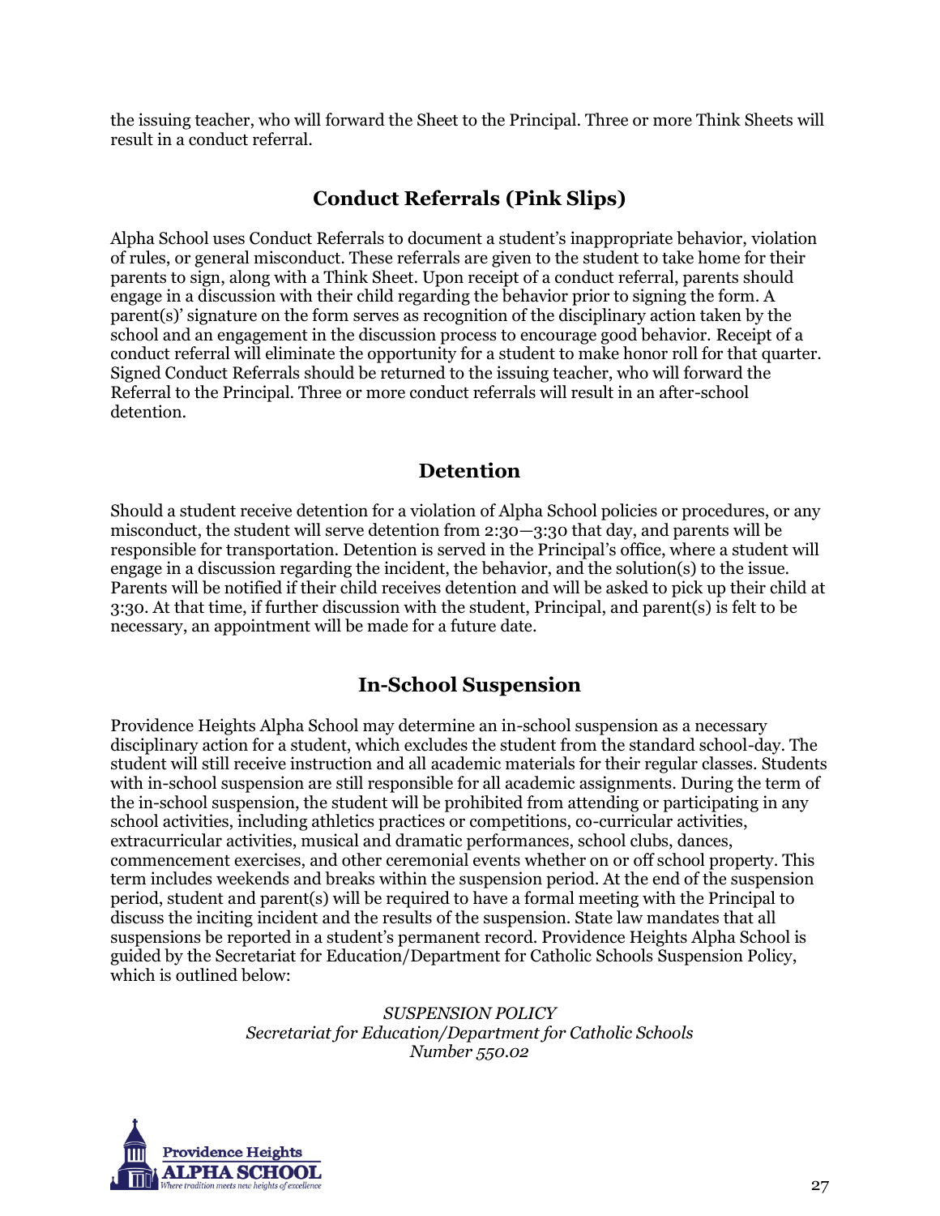the issuing teacher, who will forward the Sheet to the Principal. Three or more Think Sheets will result in a conduct referral.

## Conduct Referrals (Pink Slips)

Alpha School uses Conduct Referrals to document a student's inappropriate behavior, violation of rules, or general misconduct. These referrals are given to the student to take home for their parents to sign, along with a Think Sheet. Upon receipt of a conduct referral, parents should engage in a discussion with their child regarding the behavior prior to signing the form. A parent(s)' signature on the form serves as recognition of the disciplinary action taken by the school and an engagement in the discussion process to encourage good behavior. Receipt of a conduct referral will eliminate the opportunity for a student to make honor roll for that quarter. Signed Conduct Referrals should be returned to the issuing teacher, who will forward the Referral to the Principal. Three or more conduct referrals will result in an after-school detention.

## Detention

Should a student receive detention for a violation of Alpha School policies or procedures, or any misconduct, the student will serve detention from 2:30—3:30 that day, and parents will be responsible for transportation. Detention is served in the Principal's office, where a student will engage in a discussion regarding the incident, the behavior, and the solution(s) to the issue. Parents will be notified if their child receives detention and will be asked to pick up their child at 3:30. At that time, if further discussion with the student, Principal, and parent(s) is felt to be necessary, an appointment will be made for a future date.

## In-School Suspension

Providence Heights Alpha School may determine an in-school suspension as a necessary disciplinary action for a student, which excludes the student from the standard school-day. The student will still receive instruction and all academic materials for their regular classes. Students with in-school suspension are still responsible for all academic assignments. During the term of the in-school suspension, the student will be prohibited from attending or participating in any school activities, including athletics practices or competitions, co-curricular activities, extracurricular activities, musical and dramatic performances, school clubs, dances, commencement exercises, and other ceremonial events whether on or off school property. This term includes weekends and breaks within the suspension period. At the end of the suspension period, student and parent(s) will be required to have a formal meeting with the Principal to discuss the inciting incident and the results of the suspension. State law mandates that all suspensions be reported in a student's permanent record. Providence Heights Alpha School is guided by the Secretariat for Education/Department for Catholic Schools Suspension Policy, which is outlined below:

*SUSPENSION POLICY*
*Secretariat for Education/Department for Catholic Schools*
*Number 550.02*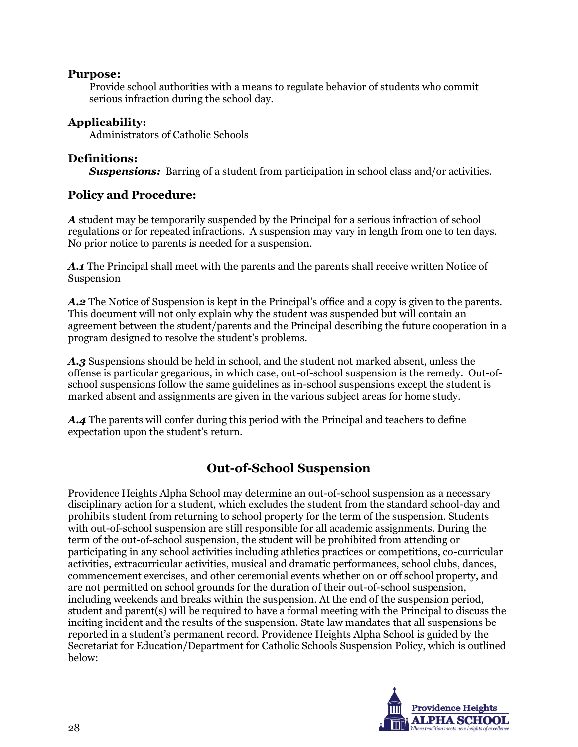**Purpose:**

Provide school authorities with a means to regulate behavior of students who commit serious infraction during the school day.

**Applicability:**

Administrators of Catholic Schools

**Definitions:**

***Suspensions:*** Barring of a student from participation in school class and/or activities.

**Policy and Procedure:**

***A*** student may be temporarily suspended by the Principal for a serious infraction of school regulations or for repeated infractions. A suspension may vary in length from one to ten days. No prior notice to parents is needed for a suspension.

***A.1*** The Principal shall meet with the parents and the parents shall receive written Notice of Suspension

***A.2*** The Notice of Suspension is kept in the Principal's office and a copy is given to the parents. This document will not only explain why the student was suspended but will contain an agreement between the student/parents and the Principal describing the future cooperation in a program designed to resolve the student's problems.

***A.3*** Suspensions should be held in school, and the student not marked absent, unless the offense is particular gregarious, in which case, out-of-school suspension is the remedy. Out-of-school suspensions follow the same guidelines as in-school suspensions except the student is marked absent and assignments are given in the various subject areas for home study.

***A.4*** The parents will confer during this period with the Principal and teachers to define expectation upon the student's return.

## Out-of-School Suspension

Providence Heights Alpha School may determine an out-of-school suspension as a necessary disciplinary action for a student, which excludes the student from the standard school-day and prohibits student from returning to school property for the term of the suspension. Students with out-of-school suspension are still responsible for all academic assignments. During the term of the out-of-school suspension, the student will be prohibited from attending or participating in any school activities including athletics practices or competitions, co-curricular activities, extracurricular activities, musical and dramatic performances, school clubs, dances, commencement exercises, and other ceremonial events whether on or off school property, and are not permitted on school grounds for the duration of their out-of-school suspension, including weekends and breaks within the suspension. At the end of the suspension period, student and parent(s) will be required to have a formal meeting with the Principal to discuss the inciting incident and the results of the suspension. State law mandates that all suspensions be reported in a student's permanent record. Providence Heights Alpha School is guided by the Secretariat for Education/Department for Catholic Schools Suspension Policy, which is outlined below: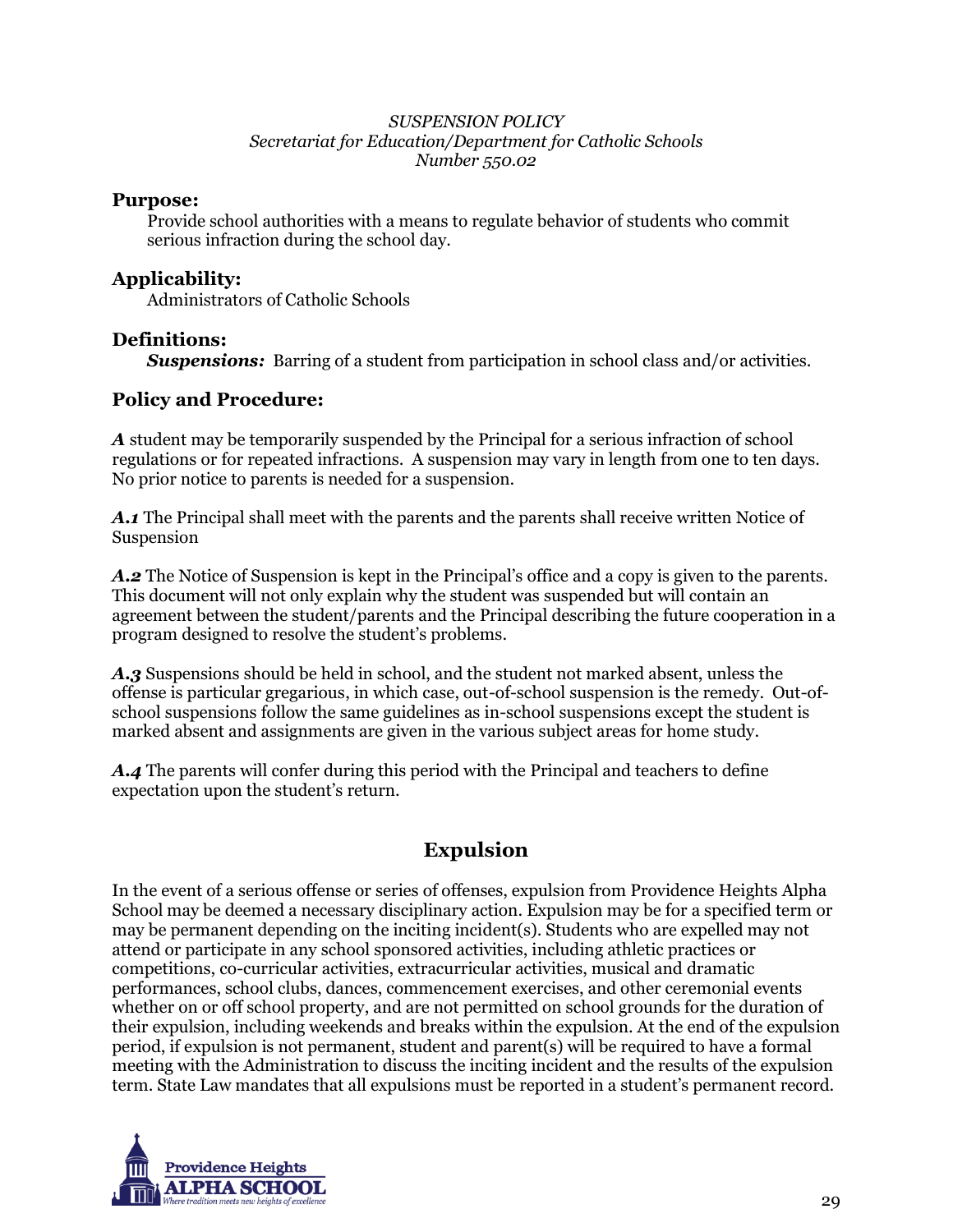*SUSPENSION POLICY*
*Secretariat for Education/Department for Catholic Schools*
*Number 550.02*

### Purpose:

Provide school authorities with a means to regulate behavior of students who commit serious infraction during the school day.

### Applicability:

Administrators of Catholic Schools

### Definitions:

***Suspensions:*** Barring of a student from participation in school class and/or activities.

### Policy and Procedure:

***A*** student may be temporarily suspended by the Principal for a serious infraction of school regulations or for repeated infractions. A suspension may vary in length from one to ten days. No prior notice to parents is needed for a suspension.

***A.1*** The Principal shall meet with the parents and the parents shall receive written Notice of Suspension

***A.2*** The Notice of Suspension is kept in the Principal's office and a copy is given to the parents. This document will not only explain why the student was suspended but will contain an agreement between the student/parents and the Principal describing the future cooperation in a program designed to resolve the student's problems.

***A.3*** Suspensions should be held in school, and the student not marked absent, unless the offense is particular gregarious, in which case, out-of-school suspension is the remedy. Out-of-school suspensions follow the same guidelines as in-school suspensions except the student is marked absent and assignments are given in the various subject areas for home study.

***A.4*** The parents will confer during this period with the Principal and teachers to define expectation upon the student's return.

## Expulsion

In the event of a serious offense or series of offenses, expulsion from Providence Heights Alpha School may be deemed a necessary disciplinary action. Expulsion may be for a specified term or may be permanent depending on the inciting incident(s). Students who are expelled may not attend or participate in any school sponsored activities, including athletic practices or competitions, co-curricular activities, extracurricular activities, musical and dramatic performances, school clubs, dances, commencement exercises, and other ceremonial events whether on or off school property, and are not permitted on school grounds for the duration of their expulsion, including weekends and breaks within the expulsion. At the end of the expulsion period, if expulsion is not permanent, student and parent(s) will be required to have a formal meeting with the Administration to discuss the inciting incident and the results of the expulsion term. State Law mandates that all expulsions must be reported in a student's permanent record.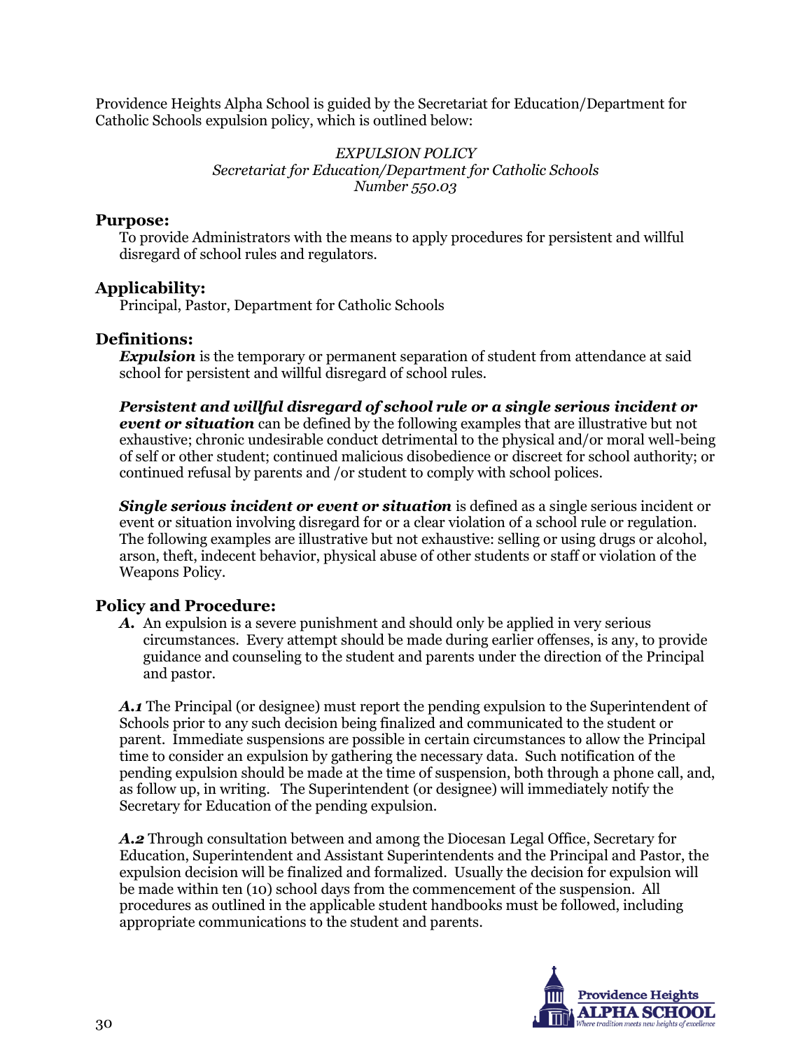Providence Heights Alpha School is guided by the Secretariat for Education/Department for Catholic Schools expulsion policy, which is outlined below:

*EXPULSION POLICY*
*Secretariat for Education/Department for Catholic Schools*
*Number 550.03*

### Purpose:

To provide Administrators with the means to apply procedures for persistent and willful disregard of school rules and regulators.

### Applicability:

Principal, Pastor, Department for Catholic Schools

### Definitions:

***Expulsion*** is the temporary or permanent separation of student from attendance at said school for persistent and willful disregard of school rules.

***Persistent and willful disregard of school rule or a single serious incident or event or situation*** can be defined by the following examples that are illustrative but not exhaustive; chronic undesirable conduct detrimental to the physical and/or moral well-being of self or other student; continued malicious disobedience or discreet for school authority; or continued refusal by parents and /or student to comply with school polices.

***Single serious incident or event or situation*** is defined as a single serious incident or event or situation involving disregard for or a clear violation of a school rule or regulation. The following examples are illustrative but not exhaustive: selling or using drugs or alcohol, arson, theft, indecent behavior, physical abuse of other students or staff or violation of the Weapons Policy.

### Policy and Procedure:

***A.*** An expulsion is a severe punishment and should only be applied in very serious circumstances. Every attempt should be made during earlier offenses, is any, to provide guidance and counseling to the student and parents under the direction of the Principal and pastor.

***A.1*** The Principal (or designee) must report the pending expulsion to the Superintendent of Schools prior to any such decision being finalized and communicated to the student or parent. Immediate suspensions are possible in certain circumstances to allow the Principal time to consider an expulsion by gathering the necessary data. Such notification of the pending expulsion should be made at the time of suspension, both through a phone call, and, as follow up, in writing. The Superintendent (or designee) will immediately notify the Secretary for Education of the pending expulsion.

***A.2*** Through consultation between and among the Diocesan Legal Office, Secretary for Education, Superintendent and Assistant Superintendents and the Principal and Pastor, the expulsion decision will be finalized and formalized. Usually the decision for expulsion will be made within ten (10) school days from the commencement of the suspension. All procedures as outlined in the applicable student handbooks must be followed, including appropriate communications to the student and parents.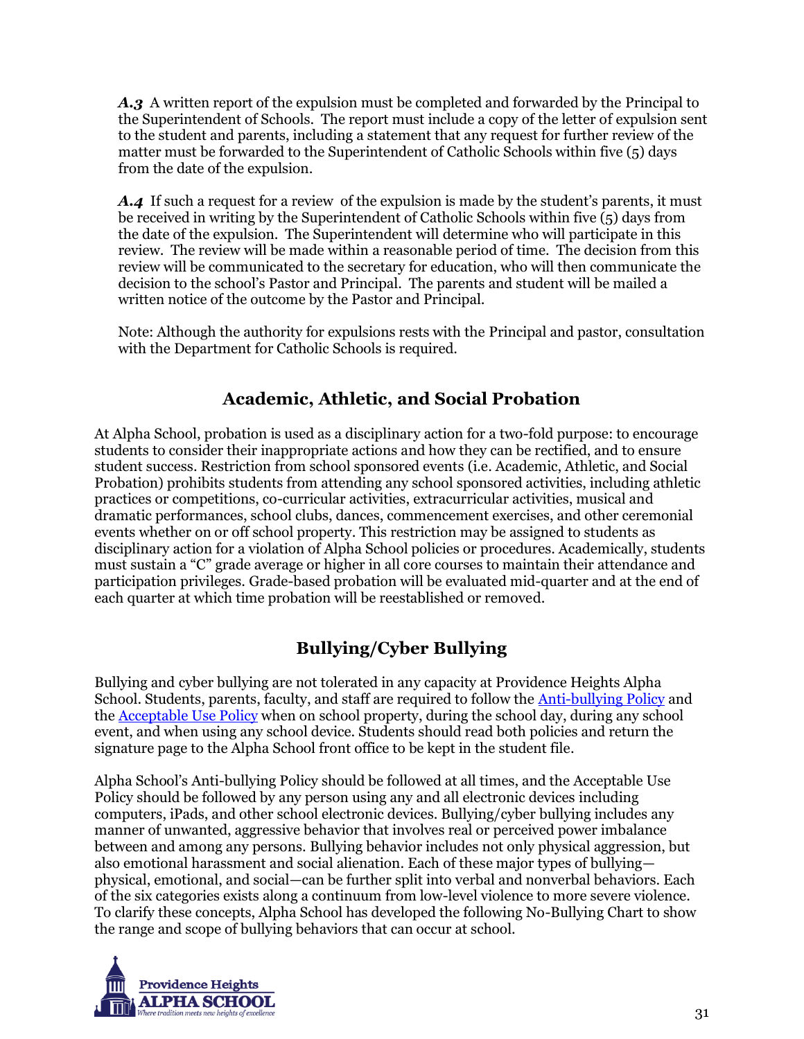***A.3*** A written report of the expulsion must be completed and forwarded by the Principal to the Superintendent of Schools. The report must include a copy of the letter of expulsion sent to the student and parents, including a statement that any request for further review of the matter must be forwarded to the Superintendent of Catholic Schools within five (5) days from the date of the expulsion.

***A.4*** If such a request for a review of the expulsion is made by the student's parents, it must be received in writing by the Superintendent of Catholic Schools within five (5) days from the date of the expulsion. The Superintendent will determine who will participate in this review. The review will be made within a reasonable period of time. The decision from this review will be communicated to the secretary for education, who will then communicate the decision to the school's Pastor and Principal. The parents and student will be mailed a written notice of the outcome by the Pastor and Principal.

Note: Although the authority for expulsions rests with the Principal and pastor, consultation with the Department for Catholic Schools is required.

## Academic, Athletic, and Social Probation

At Alpha School, probation is used as a disciplinary action for a two-fold purpose: to encourage students to consider their inappropriate actions and how they can be rectified, and to ensure student success. Restriction from school sponsored events (i.e. Academic, Athletic, and Social Probation) prohibits students from attending any school sponsored activities, including athletic practices or competitions, co-curricular activities, extracurricular activities, musical and dramatic performances, school clubs, dances, commencement exercises, and other ceremonial events whether on or off school property. This restriction may be assigned to students as disciplinary action for a violation of Alpha School policies or procedures. Academically, students must sustain a "C" grade average or higher in all core courses to maintain their attendance and participation privileges. Grade-based probation will be evaluated mid-quarter and at the end of each quarter at which time probation will be reestablished or removed.

## Bullying/Cyber Bullying

Bullying and cyber bullying are not tolerated in any capacity at Providence Heights Alpha School. Students, parents, faculty, and staff are required to follow the Anti-bullying Policy and the Acceptable Use Policy when on school property, during the school day, during any school event, and when using any school device. Students should read both policies and return the signature page to the Alpha School front office to be kept in the student file.

Alpha School's Anti-bullying Policy should be followed at all times, and the Acceptable Use Policy should be followed by any person using any and all electronic devices including computers, iPads, and other school electronic devices. Bullying/cyber bullying includes any manner of unwanted, aggressive behavior that involves real or perceived power imbalance between and among any persons. Bullying behavior includes not only physical aggression, but also emotional harassment and social alienation. Each of these major types of bullying—physical, emotional, and social—can be further split into verbal and nonverbal behaviors. Each of the six categories exists along a continuum from low-level violence to more severe violence. To clarify these concepts, Alpha School has developed the following No-Bullying Chart to show the range and scope of bullying behaviors that can occur at school.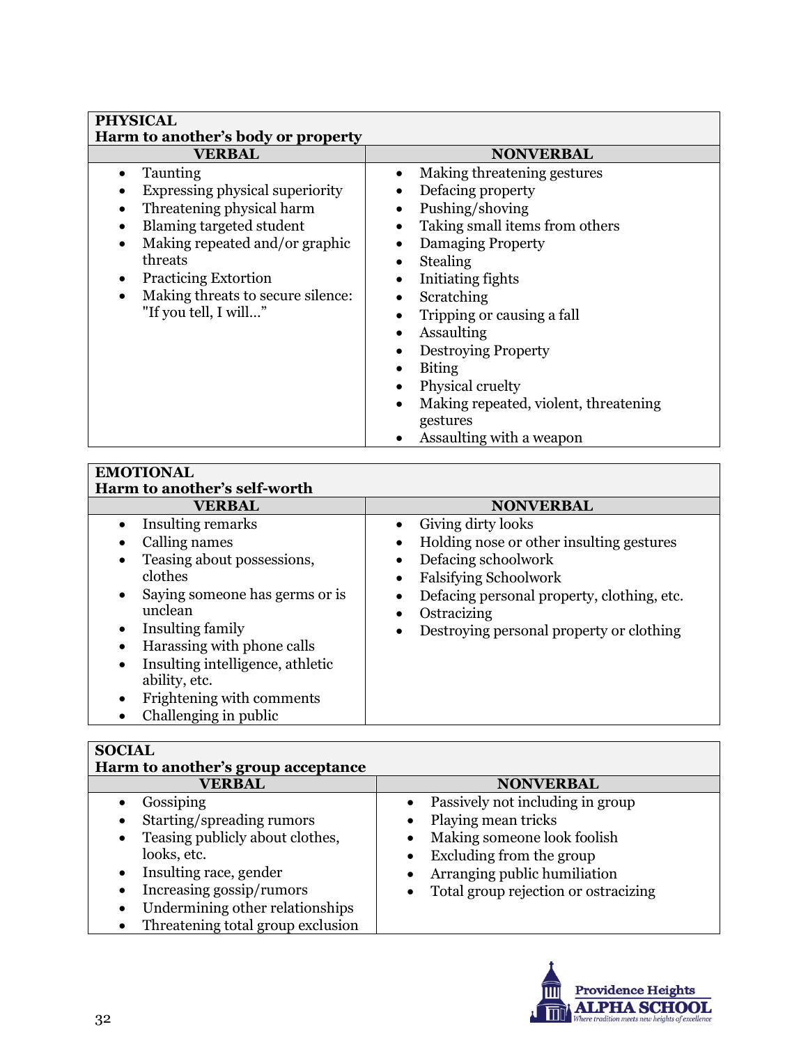| **PHYSICAL**<br>**Harm to another's body or property** | |
|---|---|
| **VERBAL** | **NONVERBAL** |
| • Taunting<br>• Expressing physical superiority<br>• Threatening physical harm<br>• Blaming targeted student<br>• Making repeated and/or graphic threats<br>• Practicing Extortion<br>• Making threats to secure silence: "If you tell, I will…" | • Making threatening gestures<br>• Defacing property<br>• Pushing/shoving<br>• Taking small items from others<br>• Damaging Property<br>• Stealing<br>• Initiating fights<br>• Scratching<br>• Tripping or causing a fall<br>• Assaulting<br>• Destroying Property<br>• Biting<br>• Physical cruelty<br>• Making repeated, violent, threatening gestures<br>• Assaulting with a weapon |

| **EMOTIONAL**<br>**Harm to another's self-worth** | |
|---|---|
| **VERBAL** | **NONVERBAL** |
| • Insulting remarks<br>• Calling names<br>• Teasing about possessions, clothes<br>• Saying someone has germs or is unclean<br>• Insulting family<br>• Harassing with phone calls<br>• Insulting intelligence, athletic ability, etc.<br>• Frightening with comments<br>• Challenging in public | • Giving dirty looks<br>• Holding nose or other insulting gestures<br>• Defacing schoolwork<br>• Falsifying Schoolwork<br>• Defacing personal property, clothing, etc.<br>• Ostracizing<br>• Destroying personal property or clothing |

| **SOCIAL**<br>**Harm to another's group acceptance** | |
|---|---|
| **VERBAL** | **NONVERBAL** |
| • Gossiping<br>• Starting/spreading rumors<br>• Teasing publicly about clothes, looks, etc.<br>• Insulting race, gender<br>• Increasing gossip/rumors<br>• Undermining other relationships<br>• Threatening total group exclusion | • Passively not including in group<br>• Playing mean tricks<br>• Making someone look foolish<br>• Excluding from the group<br>• Arranging public humiliation<br>• Total group rejection or ostracizing |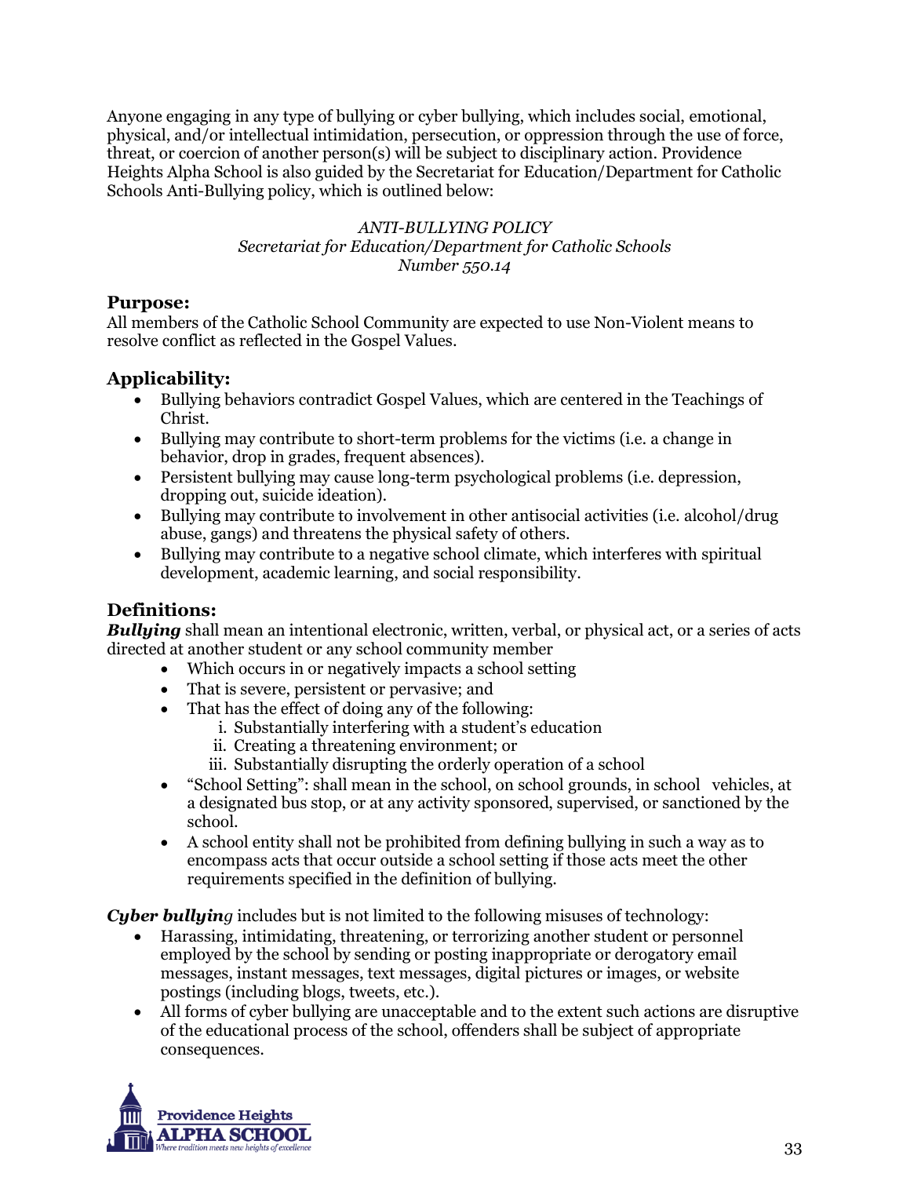Anyone engaging in any type of bullying or cyber bullying, which includes social, emotional, physical, and/or intellectual intimidation, persecution, or oppression through the use of force, threat, or coercion of another person(s) will be subject to disciplinary action. Providence Heights Alpha School is also guided by the Secretariat for Education/Department for Catholic Schools Anti-Bullying policy, which is outlined below:

*ANTI-BULLYING POLICY*
*Secretariat for Education/Department for Catholic Schools*
*Number 550.14*

## Purpose:

All members of the Catholic School Community are expected to use Non-Violent means to resolve conflict as reflected in the Gospel Values.

## Applicability:

- Bullying behaviors contradict Gospel Values, which are centered in the Teachings of Christ.
- Bullying may contribute to short-term problems for the victims (i.e. a change in behavior, drop in grades, frequent absences).
- Persistent bullying may cause long-term psychological problems (i.e. depression, dropping out, suicide ideation).
- Bullying may contribute to involvement in other antisocial activities (i.e. alcohol/drug abuse, gangs) and threatens the physical safety of others.
- Bullying may contribute to a negative school climate, which interferes with spiritual development, academic learning, and social responsibility.

## Definitions:

***Bullying*** shall mean an intentional electronic, written, verbal, or physical act, or a series of acts directed at another student or any school community member

- Which occurs in or negatively impacts a school setting
- That is severe, persistent or pervasive; and
- That has the effect of doing any of the following:
    i. Substantially interfering with a student's education
    ii. Creating a threatening environment; or
    iii. Substantially disrupting the orderly operation of a school
- "School Setting": shall mean in the school, on school grounds, in school vehicles, at a designated bus stop, or at any activity sponsored, supervised, or sanctioned by the school.
- A school entity shall not be prohibited from defining bullying in such a way as to encompass acts that occur outside a school setting if those acts meet the other requirements specified in the definition of bullying.

***Cyber bullying*** includes but is not limited to the following misuses of technology:

- Harassing, intimidating, threatening, or terrorizing another student or personnel employed by the school by sending or posting inappropriate or derogatory email messages, instant messages, text messages, digital pictures or images, or website postings (including blogs, tweets, etc.).
- All forms of cyber bullying are unacceptable and to the extent such actions are disruptive of the educational process of the school, offenders shall be subject of appropriate consequences.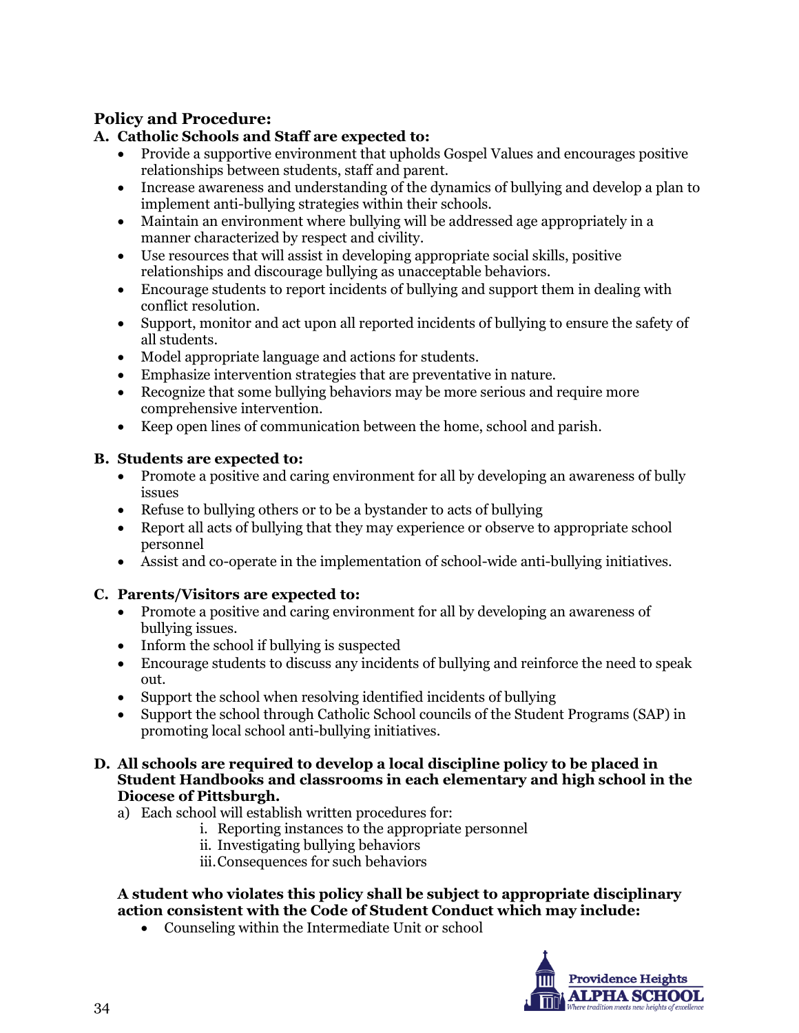## Policy and Procedure:

**A. Catholic Schools and Staff are expected to:**

- Provide a supportive environment that upholds Gospel Values and encourages positive relationships between students, staff and parent.
- Increase awareness and understanding of the dynamics of bullying and develop a plan to implement anti-bullying strategies within their schools.
- Maintain an environment where bullying will be addressed age appropriately in a manner characterized by respect and civility.
- Use resources that will assist in developing appropriate social skills, positive relationships and discourage bullying as unacceptable behaviors.
- Encourage students to report incidents of bullying and support them in dealing with conflict resolution.
- Support, monitor and act upon all reported incidents of bullying to ensure the safety of all students.
- Model appropriate language and actions for students.
- Emphasize intervention strategies that are preventative in nature.
- Recognize that some bullying behaviors may be more serious and require more comprehensive intervention.
- Keep open lines of communication between the home, school and parish.

**B. Students are expected to:**

- Promote a positive and caring environment for all by developing an awareness of bully issues
- Refuse to bullying others or to be a bystander to acts of bullying
- Report all acts of bullying that they may experience or observe to appropriate school personnel
- Assist and co-operate in the implementation of school-wide anti-bullying initiatives.

**C. Parents/Visitors are expected to:**

- Promote a positive and caring environment for all by developing an awareness of bullying issues.
- Inform the school if bullying is suspected
- Encourage students to discuss any incidents of bullying and reinforce the need to speak out.
- Support the school when resolving identified incidents of bullying
- Support the school through Catholic School councils of the Student Programs (SAP) in promoting local school anti-bullying initiatives.

**D. All schools are required to develop a local discipline policy to be placed in Student Handbooks and classrooms in each elementary and high school in the Diocese of Pittsburgh.**

a) Each school will establish written procedures for:
   i. Reporting instances to the appropriate personnel
   ii. Investigating bullying behaviors
   iii. Consequences for such behaviors

**A student who violates this policy shall be subject to appropriate disciplinary action consistent with the Code of Student Conduct which may include:**

- Counseling within the Intermediate Unit or school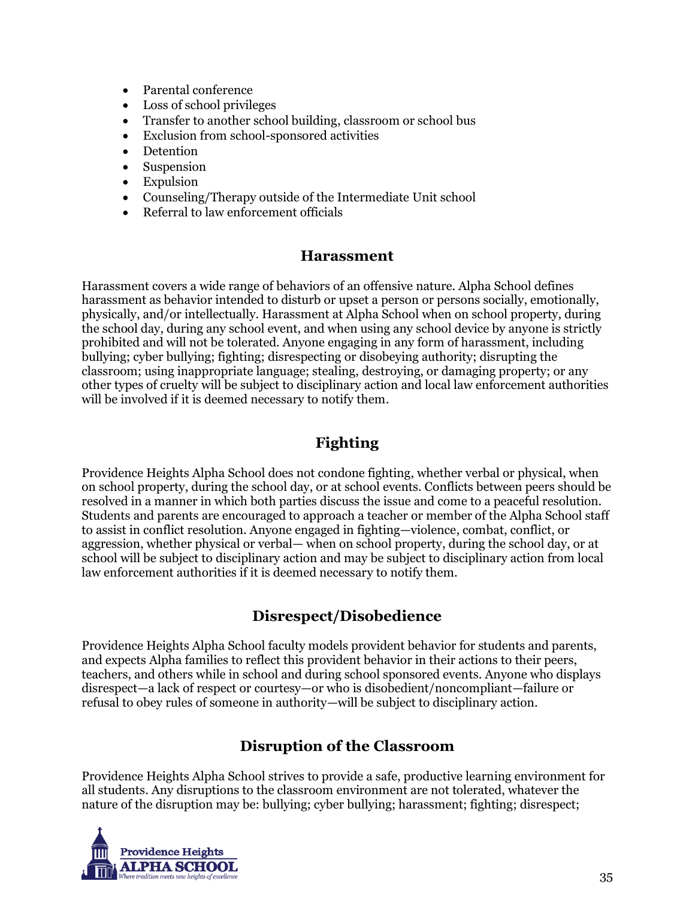- Parental conference
- Loss of school privileges
- Transfer to another school building, classroom or school bus
- Exclusion from school-sponsored activities
- Detention
- Suspension
- Expulsion
- Counseling/Therapy outside of the Intermediate Unit school
- Referral to law enforcement officials

## Harassment

Harassment covers a wide range of behaviors of an offensive nature. Alpha School defines harassment as behavior intended to disturb or upset a person or persons socially, emotionally, physically, and/or intellectually. Harassment at Alpha School when on school property, during the school day, during any school event, and when using any school device by anyone is strictly prohibited and will not be tolerated. Anyone engaging in any form of harassment, including bullying; cyber bullying; fighting; disrespecting or disobeying authority; disrupting the classroom; using inappropriate language; stealing, destroying, or damaging property; or any other types of cruelty will be subject to disciplinary action and local law enforcement authorities will be involved if it is deemed necessary to notify them.

## Fighting

Providence Heights Alpha School does not condone fighting, whether verbal or physical, when on school property, during the school day, or at school events. Conflicts between peers should be resolved in a manner in which both parties discuss the issue and come to a peaceful resolution. Students and parents are encouraged to approach a teacher or member of the Alpha School staff to assist in conflict resolution. Anyone engaged in fighting—violence, combat, conflict, or aggression, whether physical or verbal— when on school property, during the school day, or at school will be subject to disciplinary action and may be subject to disciplinary action from local law enforcement authorities if it is deemed necessary to notify them.

## Disrespect/Disobedience

Providence Heights Alpha School faculty models provident behavior for students and parents, and expects Alpha families to reflect this provident behavior in their actions to their peers, teachers, and others while in school and during school sponsored events. Anyone who displays disrespect—a lack of respect or courtesy—or who is disobedient/noncompliant—failure or refusal to obey rules of someone in authority—will be subject to disciplinary action.

## Disruption of the Classroom

Providence Heights Alpha School strives to provide a safe, productive learning environment for all students. Any disruptions to the classroom environment are not tolerated, whatever the nature of the disruption may be: bullying; cyber bullying; harassment; fighting; disrespect;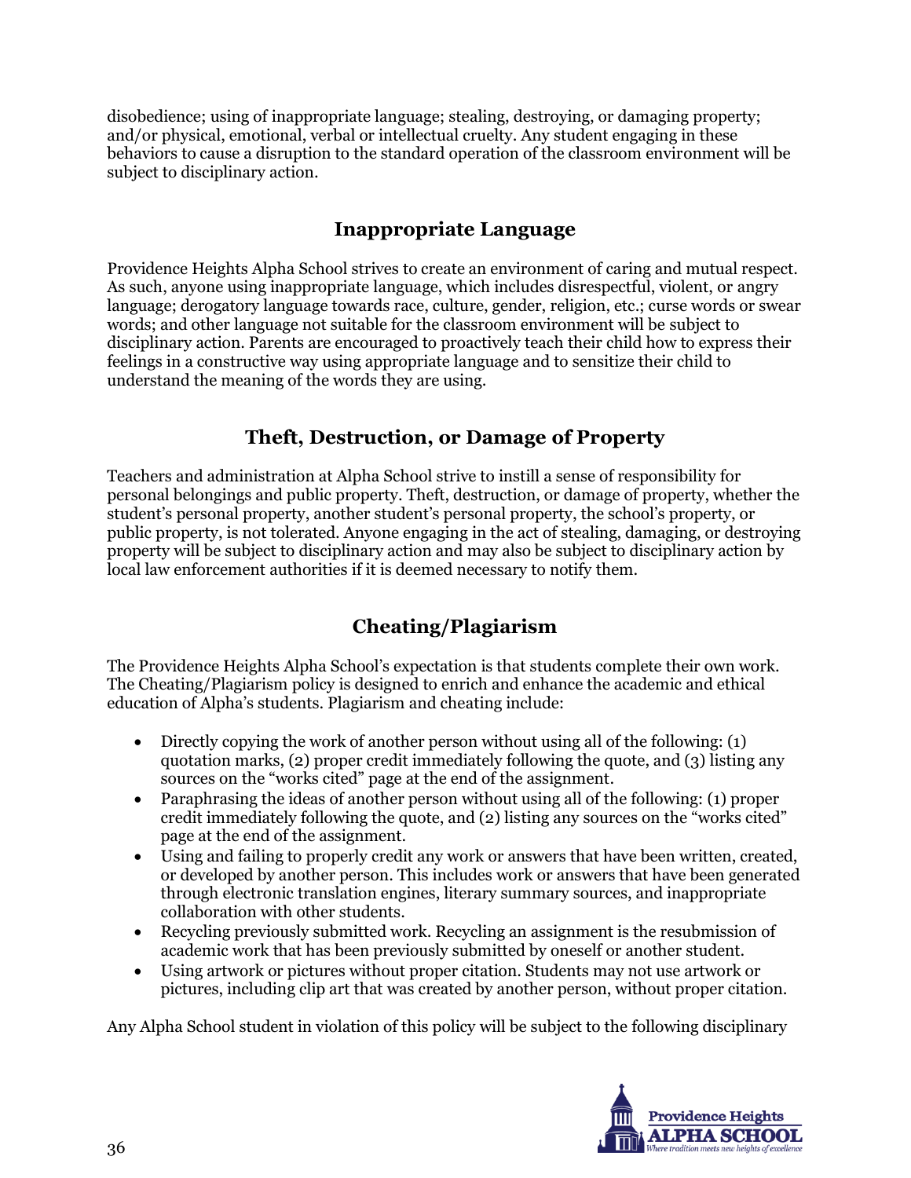disobedience; using of inappropriate language; stealing, destroying, or damaging property; and/or physical, emotional, verbal or intellectual cruelty. Any student engaging in these behaviors to cause a disruption to the standard operation of the classroom environment will be subject to disciplinary action.

## Inappropriate Language

Providence Heights Alpha School strives to create an environment of caring and mutual respect. As such, anyone using inappropriate language, which includes disrespectful, violent, or angry language; derogatory language towards race, culture, gender, religion, etc.; curse words or swear words; and other language not suitable for the classroom environment will be subject to disciplinary action. Parents are encouraged to proactively teach their child how to express their feelings in a constructive way using appropriate language and to sensitize their child to understand the meaning of the words they are using.

## Theft, Destruction, or Damage of Property

Teachers and administration at Alpha School strive to instill a sense of responsibility for personal belongings and public property. Theft, destruction, or damage of property, whether the student's personal property, another student's personal property, the school's property, or public property, is not tolerated. Anyone engaging in the act of stealing, damaging, or destroying property will be subject to disciplinary action and may also be subject to disciplinary action by local law enforcement authorities if it is deemed necessary to notify them.

## Cheating/Plagiarism

The Providence Heights Alpha School's expectation is that students complete their own work. The Cheating/Plagiarism policy is designed to enrich and enhance the academic and ethical education of Alpha's students. Plagiarism and cheating include:

- Directly copying the work of another person without using all of the following: (1) quotation marks, (2) proper credit immediately following the quote, and (3) listing any sources on the "works cited" page at the end of the assignment.
- Paraphrasing the ideas of another person without using all of the following: (1) proper credit immediately following the quote, and (2) listing any sources on the "works cited" page at the end of the assignment.
- Using and failing to properly credit any work or answers that have been written, created, or developed by another person. This includes work or answers that have been generated through electronic translation engines, literary summary sources, and inappropriate collaboration with other students.
- Recycling previously submitted work. Recycling an assignment is the resubmission of academic work that has been previously submitted by oneself or another student.
- Using artwork or pictures without proper citation. Students may not use artwork or pictures, including clip art that was created by another person, without proper citation.

Any Alpha School student in violation of this policy will be subject to the following disciplinary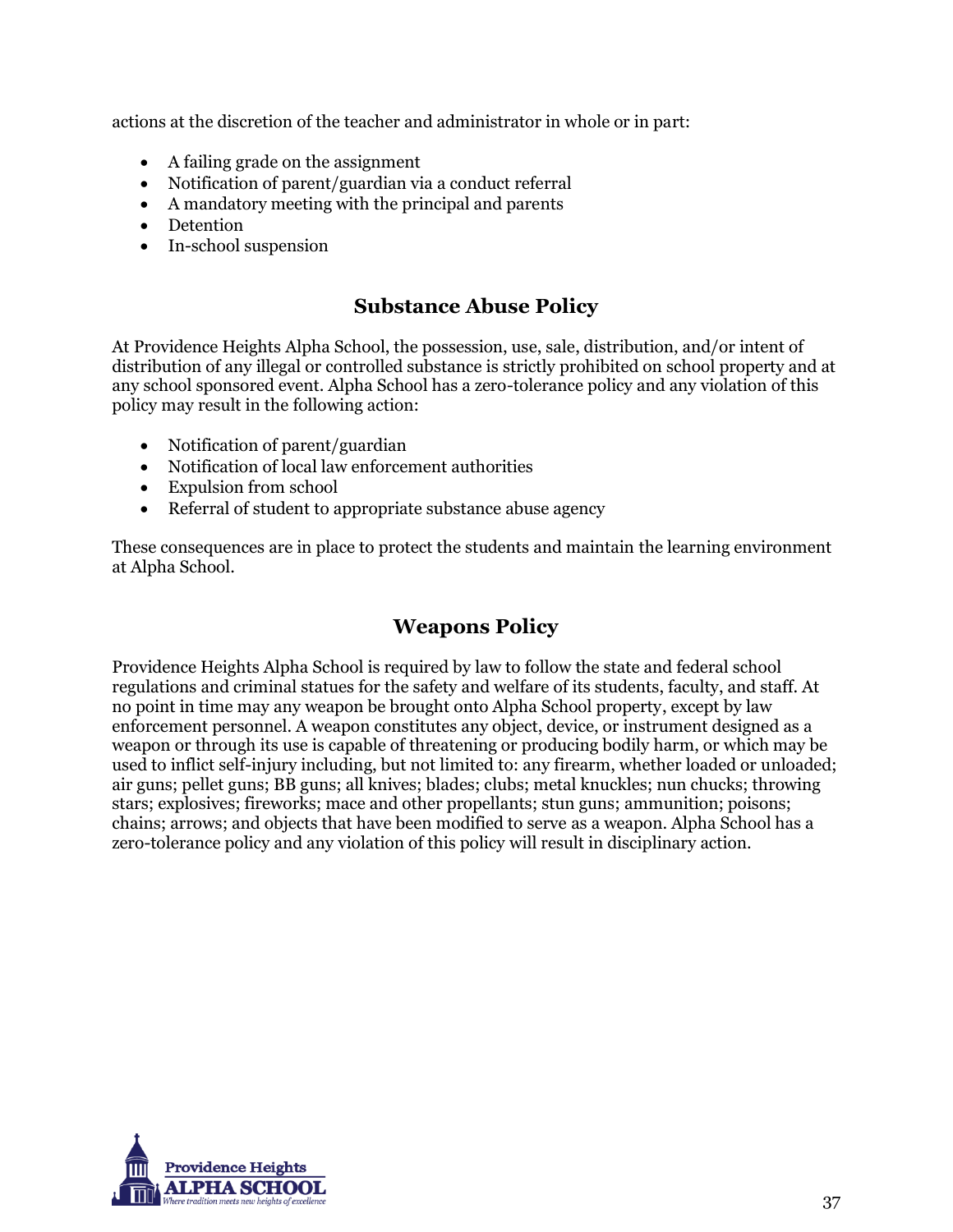actions at the discretion of the teacher and administrator in whole or in part:

- A failing grade on the assignment
- Notification of parent/guardian via a conduct referral
- A mandatory meeting with the principal and parents
- Detention
- In-school suspension

## Substance Abuse Policy

At Providence Heights Alpha School, the possession, use, sale, distribution, and/or intent of distribution of any illegal or controlled substance is strictly prohibited on school property and at any school sponsored event. Alpha School has a zero-tolerance policy and any violation of this policy may result in the following action:

- Notification of parent/guardian
- Notification of local law enforcement authorities
- Expulsion from school
- Referral of student to appropriate substance abuse agency

These consequences are in place to protect the students and maintain the learning environment at Alpha School.

## Weapons Policy

Providence Heights Alpha School is required by law to follow the state and federal school regulations and criminal statues for the safety and welfare of its students, faculty, and staff. At no point in time may any weapon be brought onto Alpha School property, except by law enforcement personnel. A weapon constitutes any object, device, or instrument designed as a weapon or through its use is capable of threatening or producing bodily harm, or which may be used to inflict self-injury including, but not limited to: any firearm, whether loaded or unloaded; air guns; pellet guns; BB guns; all knives; blades; clubs; metal knuckles; nun chucks; throwing stars; explosives; fireworks; mace and other propellants; stun guns; ammunition; poisons; chains; arrows; and objects that have been modified to serve as a weapon. Alpha School has a zero-tolerance policy and any violation of this policy will result in disciplinary action.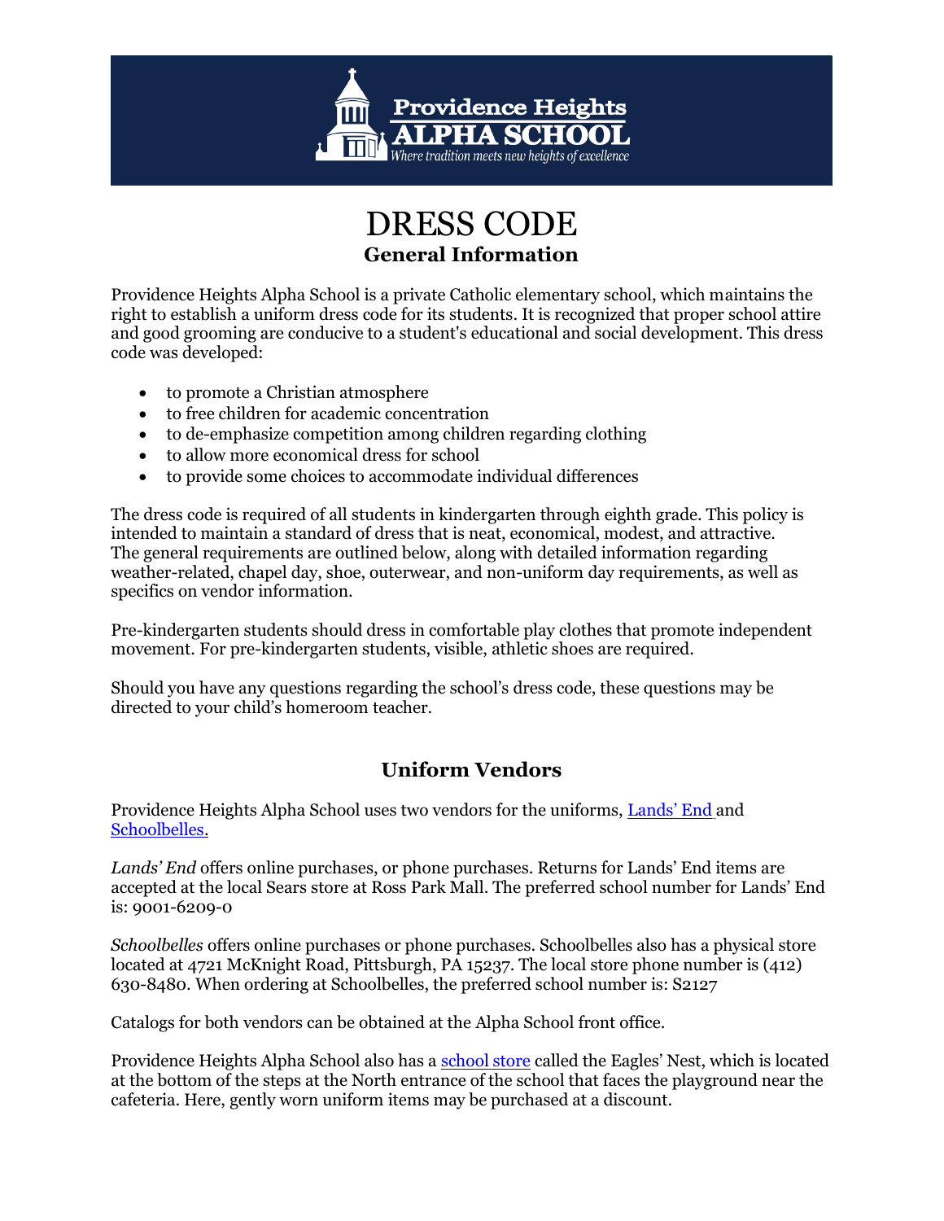# DRESS CODE

## General Information

Providence Heights Alpha School is a private Catholic elementary school, which maintains the right to establish a uniform dress code for its students. It is recognized that proper school attire and good grooming are conducive to a student's educational and social development. This dress code was developed:

- to promote a Christian atmosphere
- to free children for academic concentration
- to de-emphasize competition among children regarding clothing
- to allow more economical dress for school
- to provide some choices to accommodate individual differences

The dress code is required of all students in kindergarten through eighth grade. This policy is intended to maintain a standard of dress that is neat, economical, modest, and attractive. The general requirements are outlined below, along with detailed information regarding weather-related, chapel day, shoe, outerwear, and non-uniform day requirements, as well as specifics on vendor information.

Pre-kindergarten students should dress in comfortable play clothes that promote independent movement. For pre-kindergarten students, visible, athletic shoes are required.

Should you have any questions regarding the school's dress code, these questions may be directed to your child's homeroom teacher.

## Uniform Vendors

Providence Heights Alpha School uses two vendors for the uniforms, Lands' End and Schoolbelles.

*Lands' End* offers online purchases, or phone purchases. Returns for Lands' End items are accepted at the local Sears store at Ross Park Mall. The preferred school number for Lands' End is: 9001-6209-0

*Schoolbelles* offers online purchases or phone purchases. Schoolbelles also has a physical store located at 4721 McKnight Road, Pittsburgh, PA 15237. The local store phone number is (412) 630-8480. When ordering at Schoolbelles, the preferred school number is: S2127

Catalogs for both vendors can be obtained at the Alpha School front office.

Providence Heights Alpha School also has a school store called the Eagles' Nest, which is located at the bottom of the steps at the North entrance of the school that faces the playground near the cafeteria. Here, gently worn uniform items may be purchased at a discount.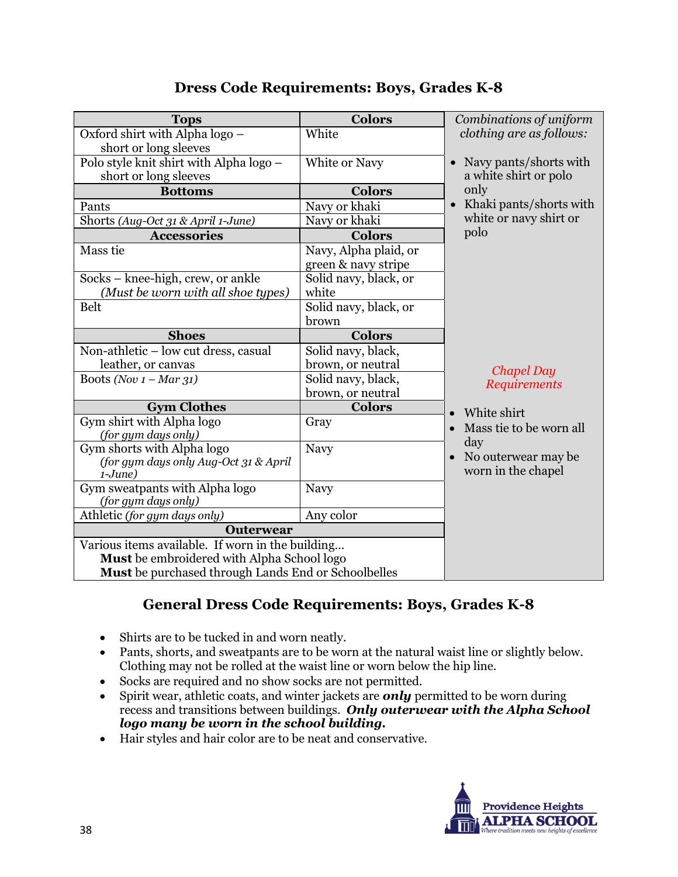# Dress Code Requirements: Boys, Grades K-8

| Tops | Colors |
|---|---|
| Oxford shirt with Alpha logo – short or long sleeves | White |
| Polo style knit shirt with Alpha logo – short or long sleeves | White or Navy |
| **Bottoms** | **Colors** |
| Pants | Navy or khaki |
| Shorts *(Aug-Oct 31 & April 1-June)* | Navy or khaki |
| **Accessories** | **Colors** |
| Mass tie | Navy, Alpha plaid, or green & navy stripe |
| Socks – knee-high, crew, or ankle *(Must be worn with all shoe types)* | Solid navy, black, or white |
| Belt | Solid navy, black, or brown |
| **Shoes** | **Colors** |
| Non-athletic – low cut dress, casual leather, or canvas | Solid navy, black, brown, or neutral |
| Boots *(Nov 1 – Mar 31)* | Solid navy, black, brown, or neutral |
| **Gym Clothes** | **Colors** |
| Gym shirt with Alpha logo *(for gym days only)* | Gray |
| Gym shorts with Alpha logo *(for gym days only Aug-Oct 31 & April 1-June)* | Navy |
| Gym sweatpants with Alpha logo *(for gym days only)* | Navy |
| Athletic *(for gym days only)* | Any color |
| **Outerwear** | |
| Various items available. If worn in the building… **Must** be embroidered with Alpha School logo **Must** be purchased through Lands End or Schoolbelles | |

*Combinations of uniform clothing are as follows:*

- Navy pants/shorts with a white shirt or polo only
- Khaki pants/shorts with white or navy shirt or polo

*Chapel Day Requirements*

- White shirt
- Mass tie to be worn all day
- No outerwear may be worn in the chapel

## General Dress Code Requirements: Boys, Grades K-8

- Shirts are to be tucked in and worn neatly.
- Pants, shorts, and sweatpants are to be worn at the natural waist line or slightly below. Clothing may not be rolled at the waist line or worn below the hip line.
- Socks are required and no show socks are not permitted.
- Spirit wear, athletic coats, and winter jackets are ***only*** permitted to be worn during recess and transitions between buildings. ***Only outerwear with the Alpha School logo many be worn in the school building.***
- Hair styles and hair color are to be neat and conservative.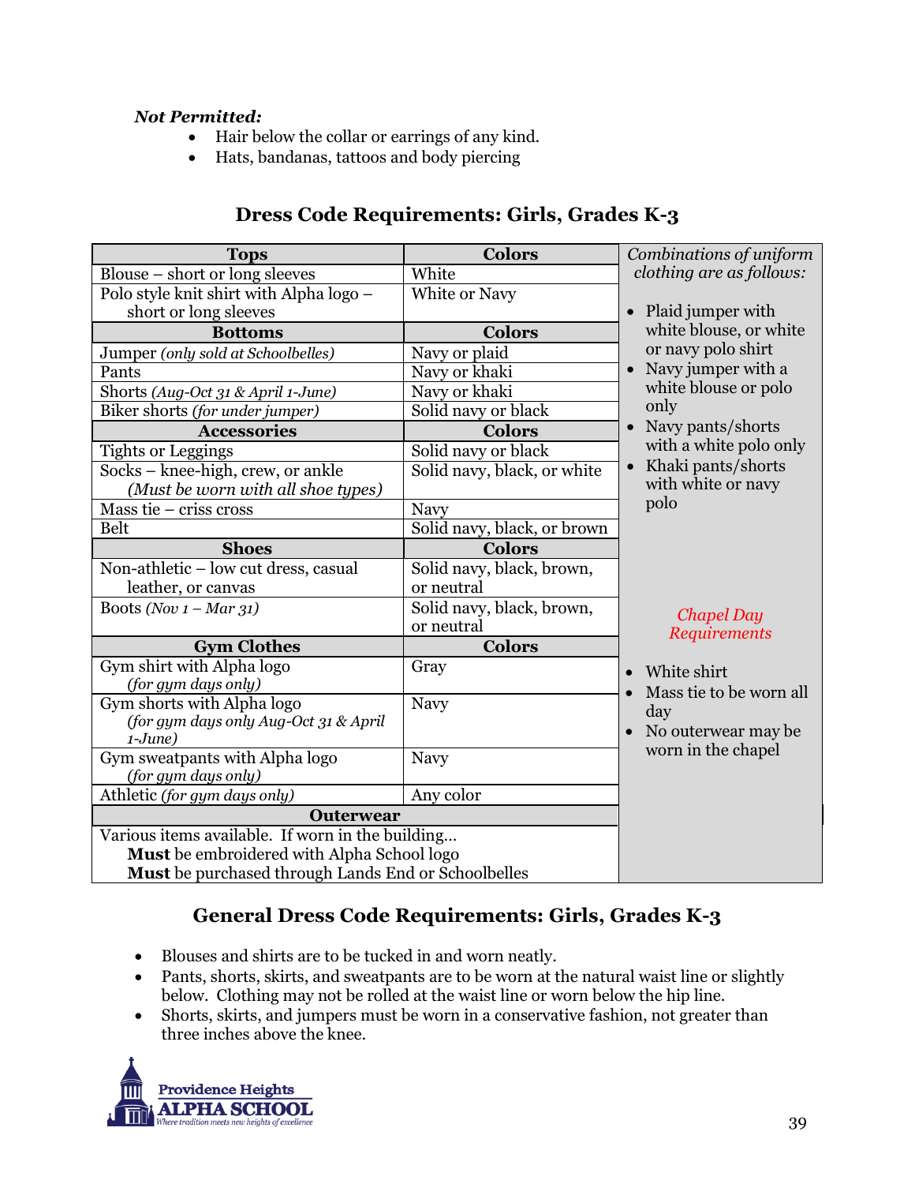***Not Permitted:***

- Hair below the collar or earrings of any kind.
- Hats, bandanas, tattoos and body piercing

## Dress Code Requirements: Girls, Grades K-3

| Tops | Colors |
|---|---|
| Blouse – short or long sleeves | White |
| Polo style knit shirt with Alpha logo – short or long sleeves | White or Navy |
| **Bottoms** | **Colors** |
| Jumper *(only sold at Schoolbelles)* | Navy or plaid |
| Pants | Navy or khaki |
| Shorts *(Aug-Oct 31 & April 1-June)* | Navy or khaki |
| Biker shorts *(for under jumper)* | Solid navy or black |
| **Accessories** | **Colors** |
| Tights or Leggings | Solid navy or black |
| Socks – knee-high, crew, or ankle *(Must be worn with all shoe types)* | Solid navy, black, or white |
| Mass tie – criss cross | Navy |
| Belt | Solid navy, black, or brown |
| **Shoes** | **Colors** |
| Non-athletic – low cut dress, casual leather, or canvas | Solid navy, black, brown, or neutral |
| Boots *(Nov 1 – Mar 31)* | Solid navy, black, brown, or neutral |
| **Gym Clothes** | **Colors** |
| Gym shirt with Alpha logo *(for gym days only)* | Gray |
| Gym shorts with Alpha logo *(for gym days only Aug-Oct 31 & April 1-June)* | Navy |
| Gym sweatpants with Alpha logo *(for gym days only)* | Navy |
| Athletic *(for gym days only)* | Any color |
| **Outerwear** | |
| Various items available. If worn in the building... **Must** be embroidered with Alpha School logo **Must** be purchased through Lands End or Schoolbelles | |

*Combinations of uniform clothing are as follows:*

- Plaid jumper with white blouse, or white or navy polo shirt
- Navy jumper with a white blouse or polo only
- Navy pants/shorts with a white polo only
- Khaki pants/shorts with white or navy polo

*Chapel Day Requirements*

- White shirt
- Mass tie to be worn all day
- No outerwear may be worn in the chapel

## General Dress Code Requirements: Girls, Grades K-3

- Blouses and shirts are to be tucked in and worn neatly.
- Pants, shorts, skirts, and sweatpants are to be worn at the natural waist line or slightly below. Clothing may not be rolled at the waist line or worn below the hip line.
- Shorts, skirts, and jumpers must be worn in a conservative fashion, not greater than three inches above the knee.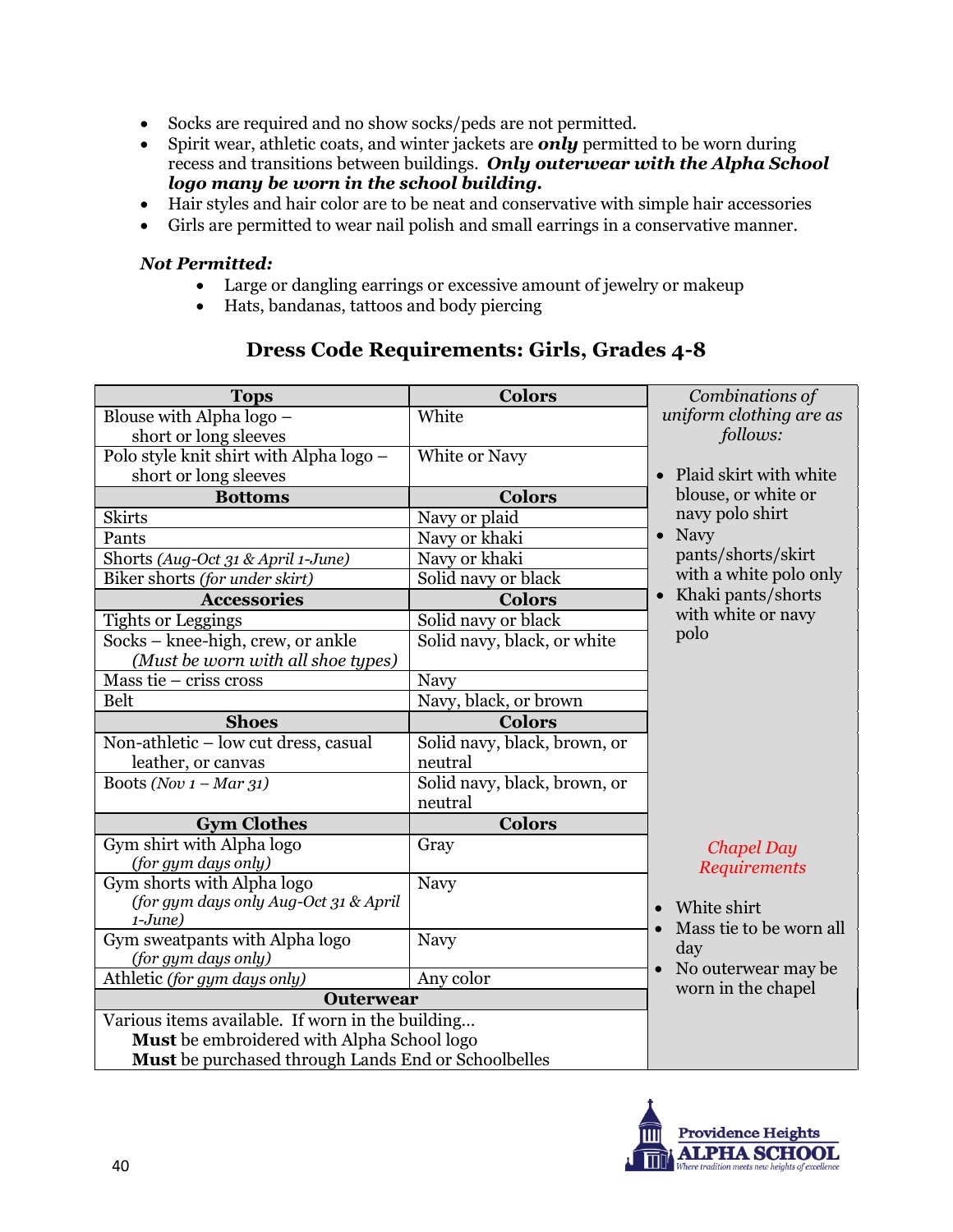- Socks are required and no show socks/peds are not permitted.
- Spirit wear, athletic coats, and winter jackets are ***only*** permitted to be worn during recess and transitions between buildings. ***Only outerwear with the Alpha School logo many be worn in the school building.***
- Hair styles and hair color are to be neat and conservative with simple hair accessories
- Girls are permitted to wear nail polish and small earrings in a conservative manner.

***Not Permitted:***

- Large or dangling earrings or excessive amount of jewelry or makeup
- Hats, bandanas, tattoos and body piercing

## Dress Code Requirements: Girls, Grades 4-8

| Tops | Colors |
|---|---|
| Blouse with Alpha logo – short or long sleeves | White |
| Polo style knit shirt with Alpha logo – short or long sleeves | White or Navy |
| **Bottoms** | **Colors** |
| Skirts | Navy or plaid |
| Pants | Navy or khaki |
| Shorts *(Aug-Oct 31 & April 1-June)* | Navy or khaki |
| Biker shorts *(for under skirt)* | Solid navy or black |
| **Accessories** | **Colors** |
| Tights or Leggings | Solid navy or black |
| Socks – knee-high, crew, or ankle *(Must be worn with all shoe types)* | Solid navy, black, or white |
| Mass tie – criss cross | Navy |
| Belt | Navy, black, or brown |
| **Shoes** | **Colors** |
| Non-athletic – low cut dress, casual leather, or canvas | Solid navy, black, brown, or neutral |
| Boots *(Nov 1 – Mar 31)* | Solid navy, black, brown, or neutral |
| **Gym Clothes** | **Colors** |
| Gym shirt with Alpha logo *(for gym days only)* | Gray |
| Gym shorts with Alpha logo *(for gym days only Aug-Oct 31 & April 1-June)* | Navy |
| Gym sweatpants with Alpha logo *(for gym days only)* | Navy |
| Athletic *(for gym days only)* | Any color |
| **Outerwear** | |
| Various items available. If worn in the building… **Must** be embroidered with Alpha School logo **Must** be purchased through Lands End or Schoolbelles | |

*Combinations of uniform clothing are as follows:*

- Plaid skirt with white blouse, or white or navy polo shirt
- Navy pants/shorts/skirt with a white polo only
- Khaki pants/shorts with white or navy polo

*Chapel Day Requirements*

- White shirt
- Mass tie to be worn all day
- No outerwear may be worn in the chapel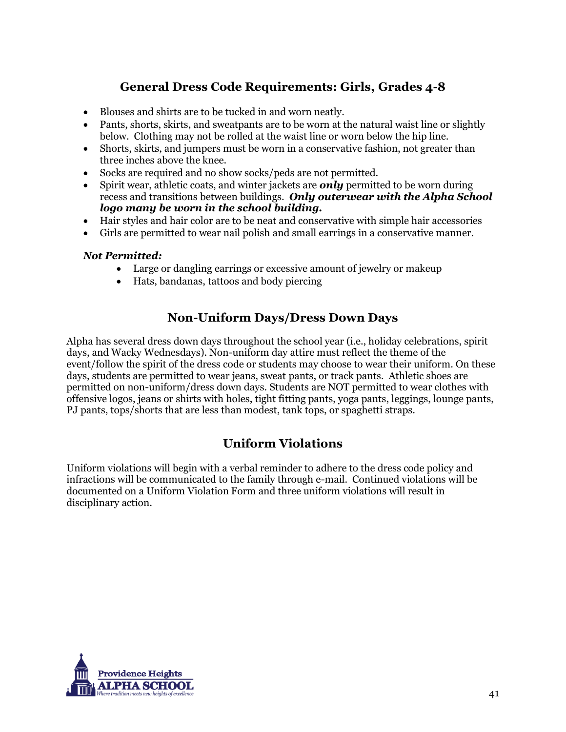## General Dress Code Requirements: Girls, Grades 4-8

- Blouses and shirts are to be tucked in and worn neatly.
- Pants, shorts, skirts, and sweatpants are to be worn at the natural waist line or slightly below. Clothing may not be rolled at the waist line or worn below the hip line.
- Shorts, skirts, and jumpers must be worn in a conservative fashion, not greater than three inches above the knee.
- Socks are required and no show socks/peds are not permitted.
- Spirit wear, athletic coats, and winter jackets are ***only*** permitted to be worn during recess and transitions between buildings. ***Only outerwear with the Alpha School logo many be worn in the school building.***
- Hair styles and hair color are to be neat and conservative with simple hair accessories
- Girls are permitted to wear nail polish and small earrings in a conservative manner.

***Not Permitted:***

- Large or dangling earrings or excessive amount of jewelry or makeup
- Hats, bandanas, tattoos and body piercing

## Non-Uniform Days/Dress Down Days

Alpha has several dress down days throughout the school year (i.e., holiday celebrations, spirit days, and Wacky Wednesdays). Non-uniform day attire must reflect the theme of the event/follow the spirit of the dress code or students may choose to wear their uniform. On these days, students are permitted to wear jeans, sweat pants, or track pants. Athletic shoes are permitted on non-uniform/dress down days. Students are NOT permitted to wear clothes with offensive logos, jeans or shirts with holes, tight fitting pants, yoga pants, leggings, lounge pants, PJ pants, tops/shorts that are less than modest, tank tops, or spaghetti straps.

## Uniform Violations

Uniform violations will begin with a verbal reminder to adhere to the dress code policy and infractions will be communicated to the family through e-mail. Continued violations will be documented on a Uniform Violation Form and three uniform violations will result in disciplinary action.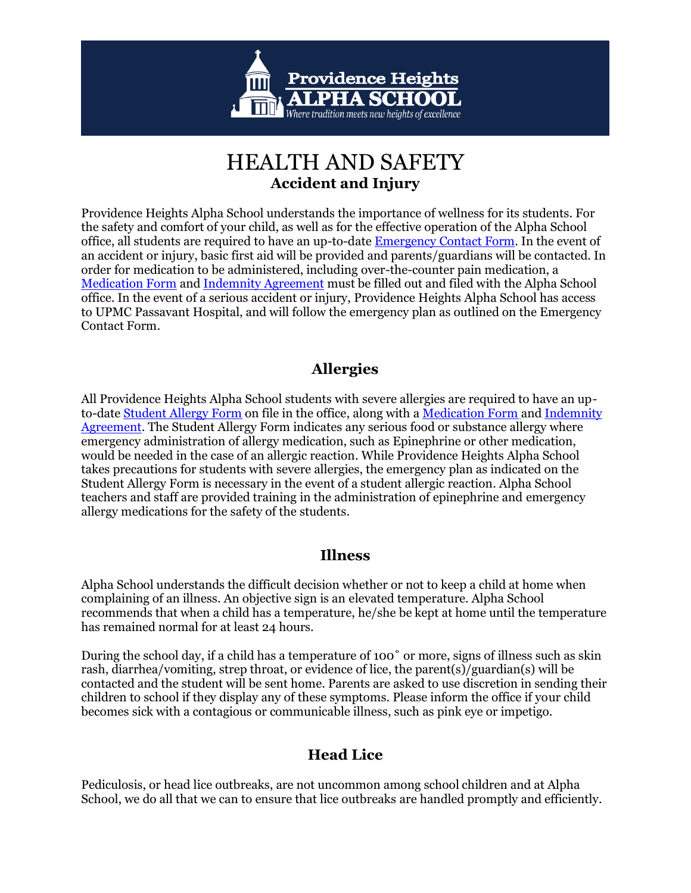# HEALTH AND SAFETY

## Accident and Injury

Providence Heights Alpha School understands the importance of wellness for its students. For the safety and comfort of your child, as well as for the effective operation of the Alpha School office, all students are required to have an up-to-date Emergency Contact Form. In the event of an accident or injury, basic first aid will be provided and parents/guardians will be contacted. In order for medication to be administered, including over-the-counter pain medication, a Medication Form and Indemnity Agreement must be filled out and filed with the Alpha School office. In the event of a serious accident or injury, Providence Heights Alpha School has access to UPMC Passavant Hospital, and will follow the emergency plan as outlined on the Emergency Contact Form.

## Allergies

All Providence Heights Alpha School students with severe allergies are required to have an up-to-date Student Allergy Form on file in the office, along with a Medication Form and Indemnity Agreement. The Student Allergy Form indicates any serious food or substance allergy where emergency administration of allergy medication, such as Epinephrine or other medication, would be needed in the case of an allergic reaction. While Providence Heights Alpha School takes precautions for students with severe allergies, the emergency plan as indicated on the Student Allergy Form is necessary in the event of a student allergic reaction. Alpha School teachers and staff are provided training in the administration of epinephrine and emergency allergy medications for the safety of the students.

## Illness

Alpha School understands the difficult decision whether or not to keep a child at home when complaining of an illness. An objective sign is an elevated temperature. Alpha School recommends that when a child has a temperature, he/she be kept at home until the temperature has remained normal for at least 24 hours.

During the school day, if a child has a temperature of 100˚ or more, signs of illness such as skin rash, diarrhea/vomiting, strep throat, or evidence of lice, the parent(s)/guardian(s) will be contacted and the student will be sent home. Parents are asked to use discretion in sending their children to school if they display any of these symptoms. Please inform the office if your child becomes sick with a contagious or communicable illness, such as pink eye or impetigo.

## Head Lice

Pediculosis, or head lice outbreaks, are not uncommon among school children and at Alpha School, we do all that we can to ensure that lice outbreaks are handled promptly and efficiently.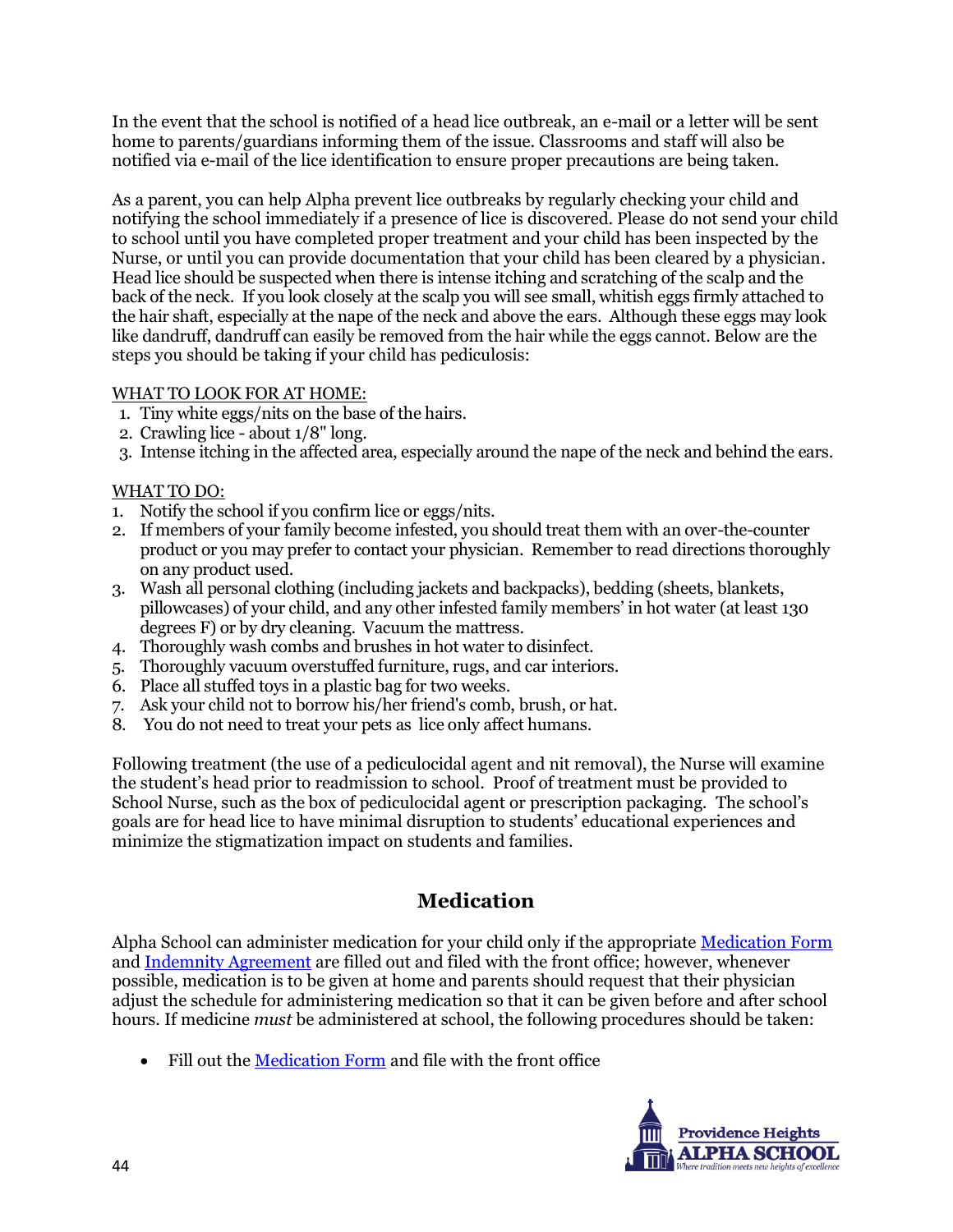In the event that the school is notified of a head lice outbreak, an e-mail or a letter will be sent home to parents/guardians informing them of the issue. Classrooms and staff will also be notified via e-mail of the lice identification to ensure proper precautions are being taken.

As a parent, you can help Alpha prevent lice outbreaks by regularly checking your child and notifying the school immediately if a presence of lice is discovered. Please do not send your child to school until you have completed proper treatment and your child has been inspected by the Nurse, or until you can provide documentation that your child has been cleared by a physician. Head lice should be suspected when there is intense itching and scratching of the scalp and the back of the neck. If you look closely at the scalp you will see small, whitish eggs firmly attached to the hair shaft, especially at the nape of the neck and above the ears. Although these eggs may look like dandruff, dandruff can easily be removed from the hair while the eggs cannot. Below are the steps you should be taking if your child has pediculosis:

WHAT TO LOOK FOR AT HOME:

1. Tiny white eggs/nits on the base of the hairs.
2. Crawling lice - about 1/8" long.
3. Intense itching in the affected area, especially around the nape of the neck and behind the ears.

WHAT TO DO:

1. Notify the school if you confirm lice or eggs/nits.
2. If members of your family become infested, you should treat them with an over-the-counter product or you may prefer to contact your physician. Remember to read directions thoroughly on any product used.
3. Wash all personal clothing (including jackets and backpacks), bedding (sheets, blankets, pillowcases) of your child, and any other infested family members' in hot water (at least 130 degrees F) or by dry cleaning. Vacuum the mattress.
4. Thoroughly wash combs and brushes in hot water to disinfect.
5. Thoroughly vacuum overstuffed furniture, rugs, and car interiors.
6. Place all stuffed toys in a plastic bag for two weeks.
7. Ask your child not to borrow his/her friend's comb, brush, or hat.
8. You do not need to treat your pets as lice only affect humans.

Following treatment (the use of a pediculocidal agent and nit removal), the Nurse will examine the student's head prior to readmission to school. Proof of treatment must be provided to School Nurse, such as the box of pediculocidal agent or prescription packaging. The school's goals are for head lice to have minimal disruption to students' educational experiences and minimize the stigmatization impact on students and families.

## Medication

Alpha School can administer medication for your child only if the appropriate Medication Form and Indemnity Agreement are filled out and filed with the front office; however, whenever possible, medication is to be given at home and parents should request that their physician adjust the schedule for administering medication so that it can be given before and after school hours. If medicine *must* be administered at school, the following procedures should be taken:

- Fill out the Medication Form and file with the front office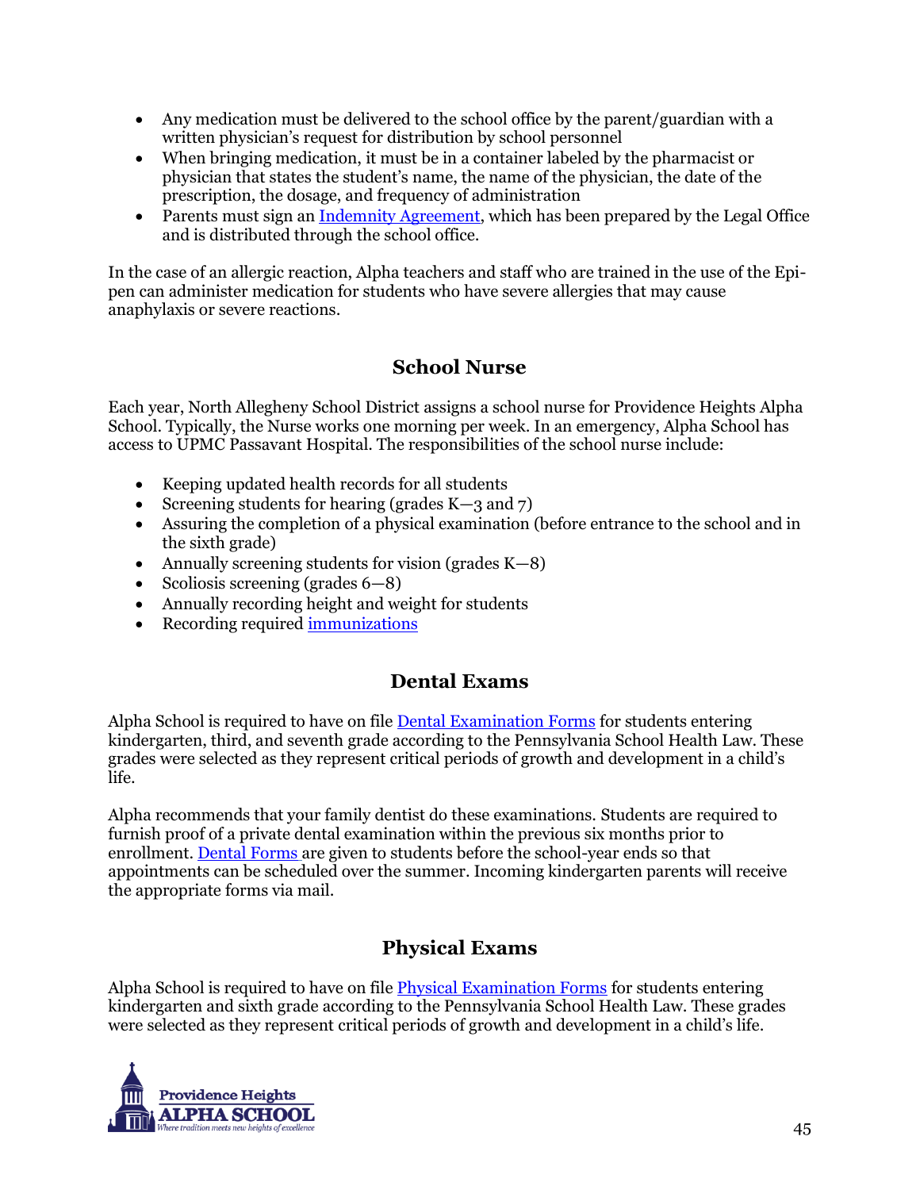- Any medication must be delivered to the school office by the parent/guardian with a written physician's request for distribution by school personnel
- When bringing medication, it must be in a container labeled by the pharmacist or physician that states the student's name, the name of the physician, the date of the prescription, the dosage, and frequency of administration
- Parents must sign an [Indemnity Agreement](), which has been prepared by the Legal Office and is distributed through the school office.

In the case of an allergic reaction, Alpha teachers and staff who are trained in the use of the Epi-pen can administer medication for students who have severe allergies that may cause anaphylaxis or severe reactions.

## School Nurse

Each year, North Allegheny School District assigns a school nurse for Providence Heights Alpha School. Typically, the Nurse works one morning per week. In an emergency, Alpha School has access to UPMC Passavant Hospital. The responsibilities of the school nurse include:

- Keeping updated health records for all students
- Screening students for hearing (grades K—3 and 7)
- Assuring the completion of a physical examination (before entrance to the school and in the sixth grade)
- Annually screening students for vision (grades K—8)
- Scoliosis screening (grades 6—8)
- Annually recording height and weight for students
- Recording required [immunizations]()

## Dental Exams

Alpha School is required to have on file [Dental Examination Forms]() for students entering kindergarten, third, and seventh grade according to the Pennsylvania School Health Law. These grades were selected as they represent critical periods of growth and development in a child's life.

Alpha recommends that your family dentist do these examinations. Students are required to furnish proof of a private dental examination within the previous six months prior to enrollment. [Dental Forms]() are given to students before the school-year ends so that appointments can be scheduled over the summer. Incoming kindergarten parents will receive the appropriate forms via mail.

## Physical Exams

Alpha School is required to have on file [Physical Examination Forms]() for students entering kindergarten and sixth grade according to the Pennsylvania School Health Law. These grades were selected as they represent critical periods of growth and development in a child's life.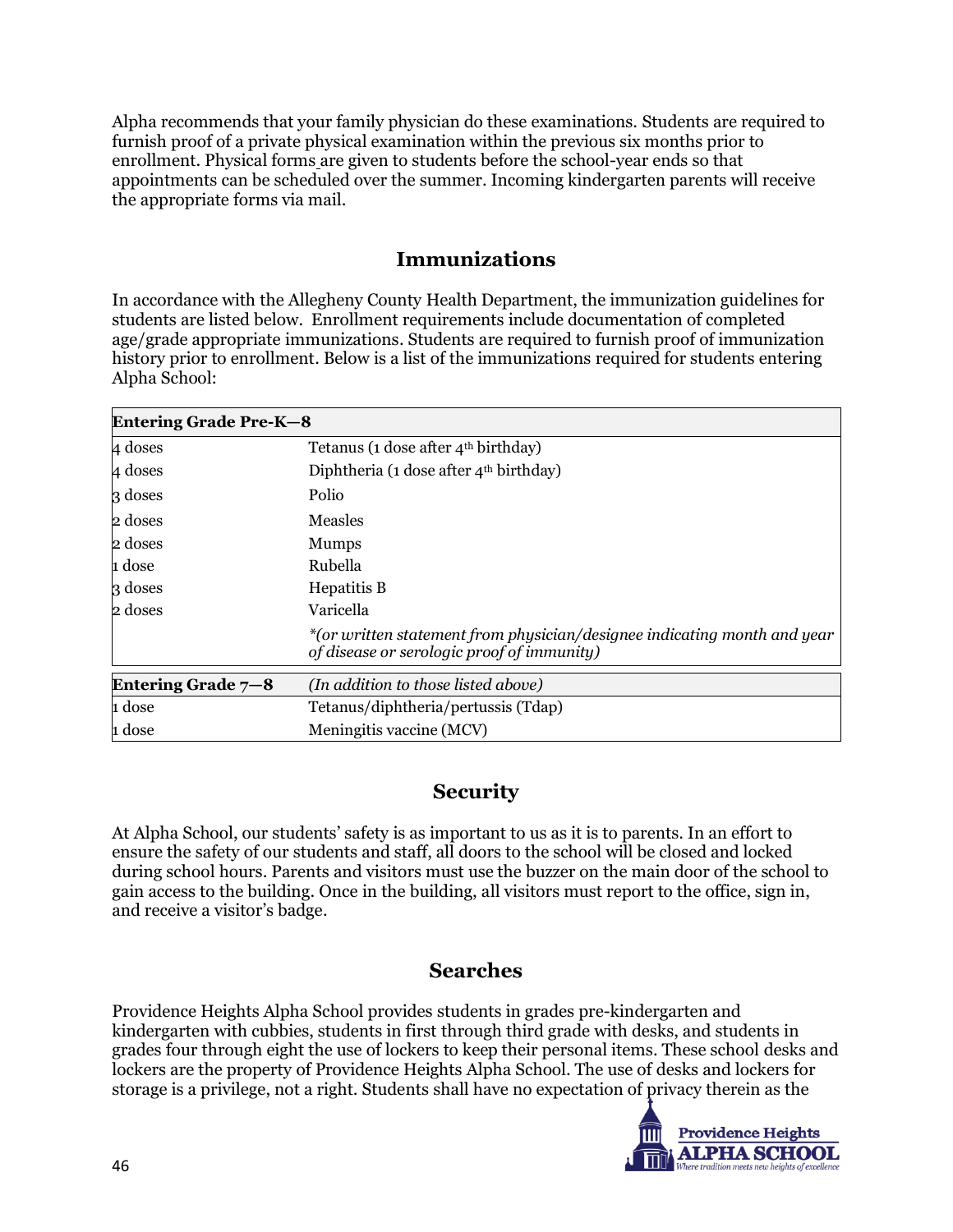Alpha recommends that your family physician do these examinations. Students are required to furnish proof of a private physical examination within the previous six months prior to enrollment. Physical forms are given to students before the school-year ends so that appointments can be scheduled over the summer. Incoming kindergarten parents will receive the appropriate forms via mail.

## Immunizations

In accordance with the Allegheny County Health Department, the immunization guidelines for students are listed below. Enrollment requirements include documentation of completed age/grade appropriate immunizations. Students are required to furnish proof of immunization history prior to enrollment. Below is a list of the immunizations required for students entering Alpha School:

| **Entering Grade Pre-K—8** | |
|---|---|
| 4 doses | Tetanus (1 dose after 4th birthday) |
| 4 doses | Diphtheria (1 dose after 4th birthday) |
| 3 doses | Polio |
| 2 doses | Measles |
| 2 doses | Mumps |
| 1 dose | Rubella |
| 3 doses | Hepatitis B |
| 2 doses | Varicella |
| | *\*(or written statement from physician/designee indicating month and year of disease or serologic proof of immunity)* |
| **Entering Grade 7—8** | *(In addition to those listed above)* |
| 1 dose | Tetanus/diphtheria/pertussis (Tdap) |
| 1 dose | Meningitis vaccine (MCV) |

## Security

At Alpha School, our students' safety is as important to us as it is to parents. In an effort to ensure the safety of our students and staff, all doors to the school will be closed and locked during school hours. Parents and visitors must use the buzzer on the main door of the school to gain access to the building. Once in the building, all visitors must report to the office, sign in, and receive a visitor's badge.

## Searches

Providence Heights Alpha School provides students in grades pre-kindergarten and kindergarten with cubbies, students in first through third grade with desks, and students in grades four through eight the use of lockers to keep their personal items. These school desks and lockers are the property of Providence Heights Alpha School. The use of desks and lockers for storage is a privilege, not a right. Students shall have no expectation of privacy therein as the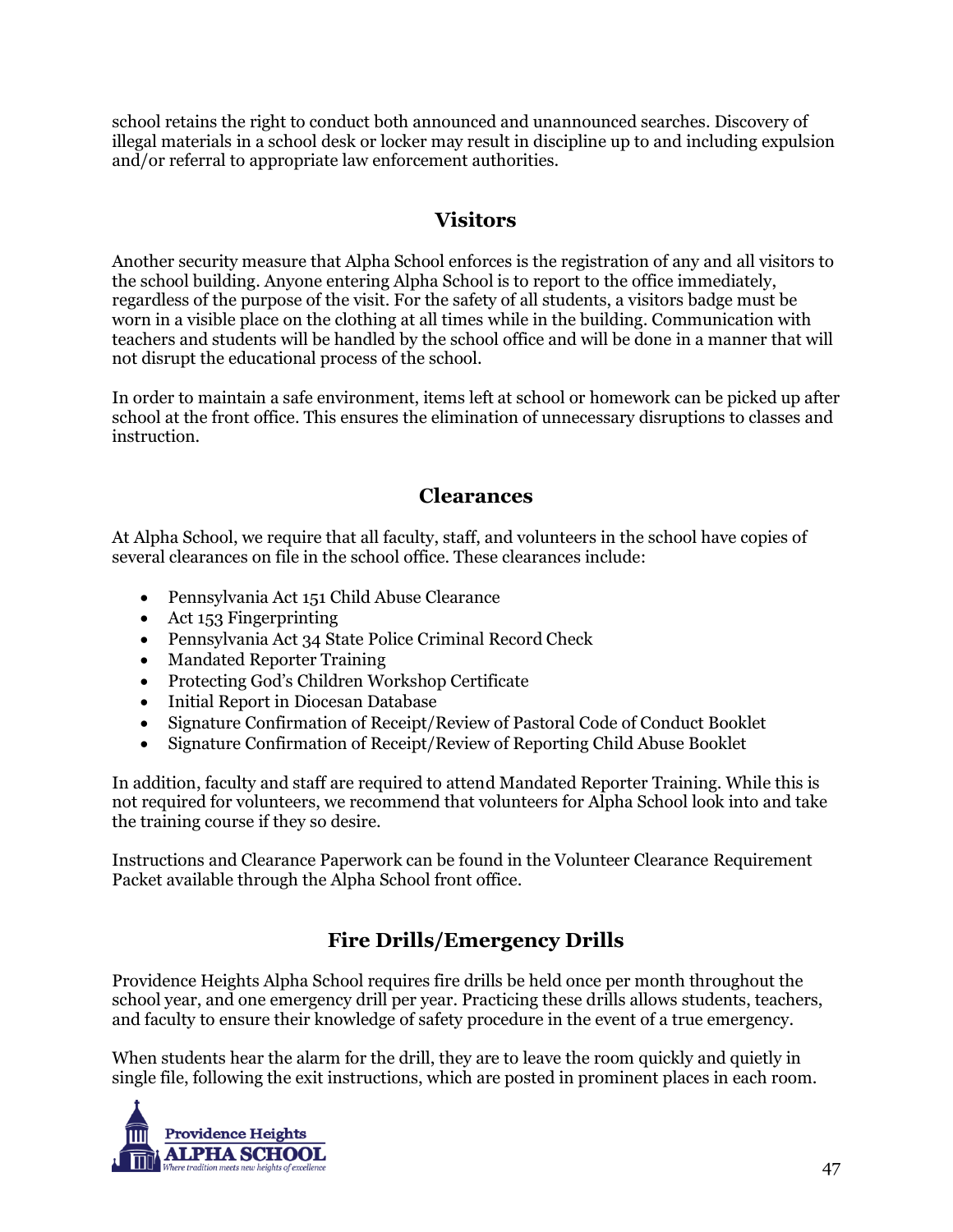school retains the right to conduct both announced and unannounced searches. Discovery of illegal materials in a school desk or locker may result in discipline up to and including expulsion and/or referral to appropriate law enforcement authorities.

## Visitors

Another security measure that Alpha School enforces is the registration of any and all visitors to the school building. Anyone entering Alpha School is to report to the office immediately, regardless of the purpose of the visit. For the safety of all students, a visitors badge must be worn in a visible place on the clothing at all times while in the building. Communication with teachers and students will be handled by the school office and will be done in a manner that will not disrupt the educational process of the school.

In order to maintain a safe environment, items left at school or homework can be picked up after school at the front office. This ensures the elimination of unnecessary disruptions to classes and instruction.

## Clearances

At Alpha School, we require that all faculty, staff, and volunteers in the school have copies of several clearances on file in the school office. These clearances include:

- Pennsylvania Act 151 Child Abuse Clearance
- Act 153 Fingerprinting
- Pennsylvania Act 34 State Police Criminal Record Check
- Mandated Reporter Training
- Protecting God's Children Workshop Certificate
- Initial Report in Diocesan Database
- Signature Confirmation of Receipt/Review of Pastoral Code of Conduct Booklet
- Signature Confirmation of Receipt/Review of Reporting Child Abuse Booklet

In addition, faculty and staff are required to attend Mandated Reporter Training. While this is not required for volunteers, we recommend that volunteers for Alpha School look into and take the training course if they so desire.

Instructions and Clearance Paperwork can be found in the Volunteer Clearance Requirement Packet available through the Alpha School front office.

## Fire Drills/Emergency Drills

Providence Heights Alpha School requires fire drills be held once per month throughout the school year, and one emergency drill per year. Practicing these drills allows students, teachers, and faculty to ensure their knowledge of safety procedure in the event of a true emergency.

When students hear the alarm for the drill, they are to leave the room quickly and quietly in single file, following the exit instructions, which are posted in prominent places in each room.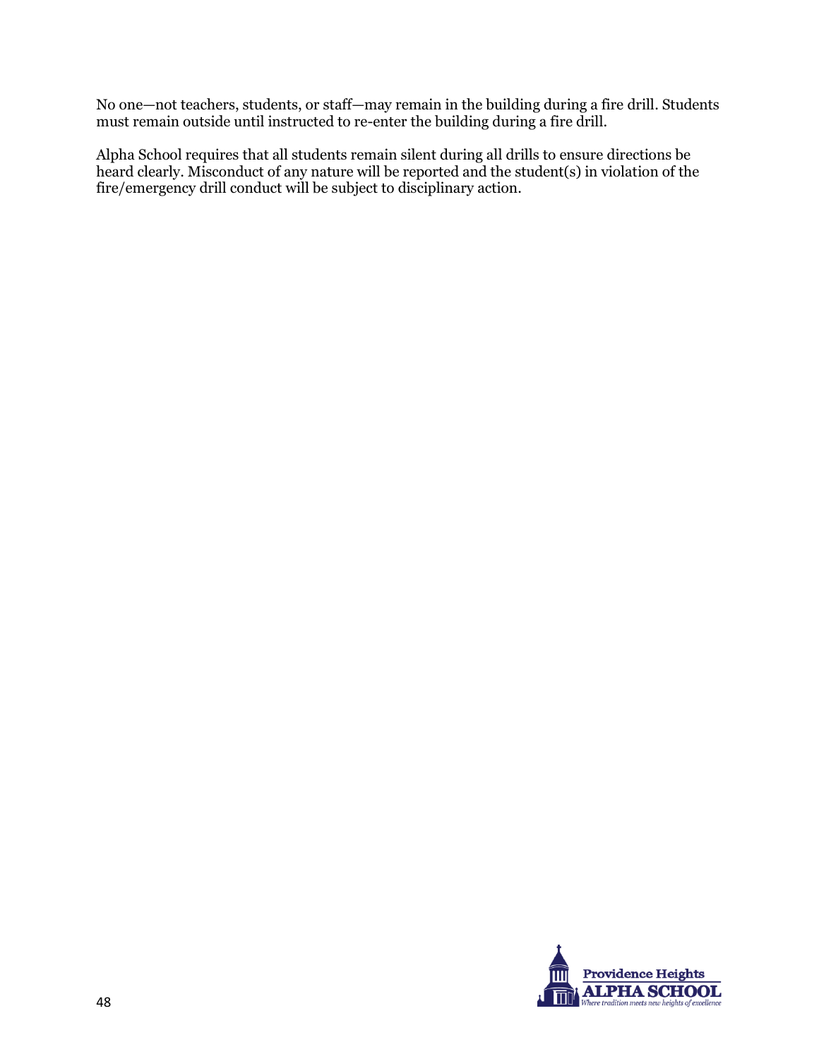No one—not teachers, students, or staff—may remain in the building during a fire drill. Students must remain outside until instructed to re-enter the building during a fire drill.

Alpha School requires that all students remain silent during all drills to ensure directions be heard clearly. Misconduct of any nature will be reported and the student(s) in violation of the fire/emergency drill conduct will be subject to disciplinary action.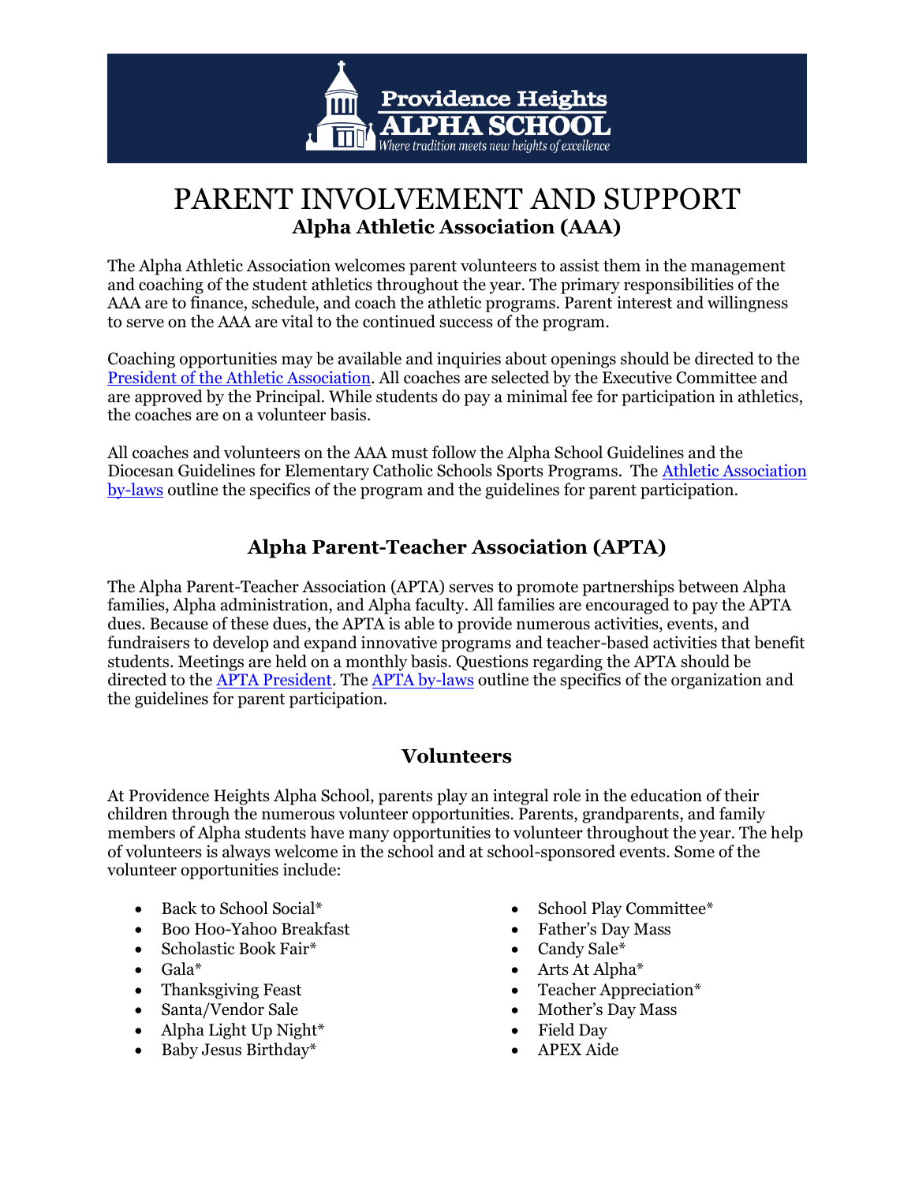# PARENT INVOLVEMENT AND SUPPORT

## Alpha Athletic Association (AAA)

The Alpha Athletic Association welcomes parent volunteers to assist them in the management and coaching of the student athletics throughout the year. The primary responsibilities of the AAA are to finance, schedule, and coach the athletic programs. Parent interest and willingness to serve on the AAA are vital to the continued success of the program.

Coaching opportunities may be available and inquiries about openings should be directed to the President of the Athletic Association. All coaches are selected by the Executive Committee and are approved by the Principal. While students do pay a minimal fee for participation in athletics, the coaches are on a volunteer basis.

All coaches and volunteers on the AAA must follow the Alpha School Guidelines and the Diocesan Guidelines for Elementary Catholic Schools Sports Programs. The Athletic Association by-laws outline the specifics of the program and the guidelines for parent participation.

## Alpha Parent-Teacher Association (APTA)

The Alpha Parent-Teacher Association (APTA) serves to promote partnerships between Alpha families, Alpha administration, and Alpha faculty. All families are encouraged to pay the APTA dues. Because of these dues, the APTA is able to provide numerous activities, events, and fundraisers to develop and expand innovative programs and teacher-based activities that benefit students. Meetings are held on a monthly basis. Questions regarding the APTA should be directed to the APTA President. The APTA by-laws outline the specifics of the organization and the guidelines for parent participation.

## Volunteers

At Providence Heights Alpha School, parents play an integral role in the education of their children through the numerous volunteer opportunities. Parents, grandparents, and family members of Alpha students have many opportunities to volunteer throughout the year. The help of volunteers is always welcome in the school and at school-sponsored events. Some of the volunteer opportunities include:

- Back to School Social*
- Boo Hoo-Yahoo Breakfast
- Scholastic Book Fair*
- Gala*
- Thanksgiving Feast
- Santa/Vendor Sale
- Alpha Light Up Night*
- Baby Jesus Birthday*
- School Play Committee*
- Father's Day Mass
- Candy Sale*
- Arts At Alpha*
- Teacher Appreciation*
- Mother's Day Mass
- Field Day
- APEX Aide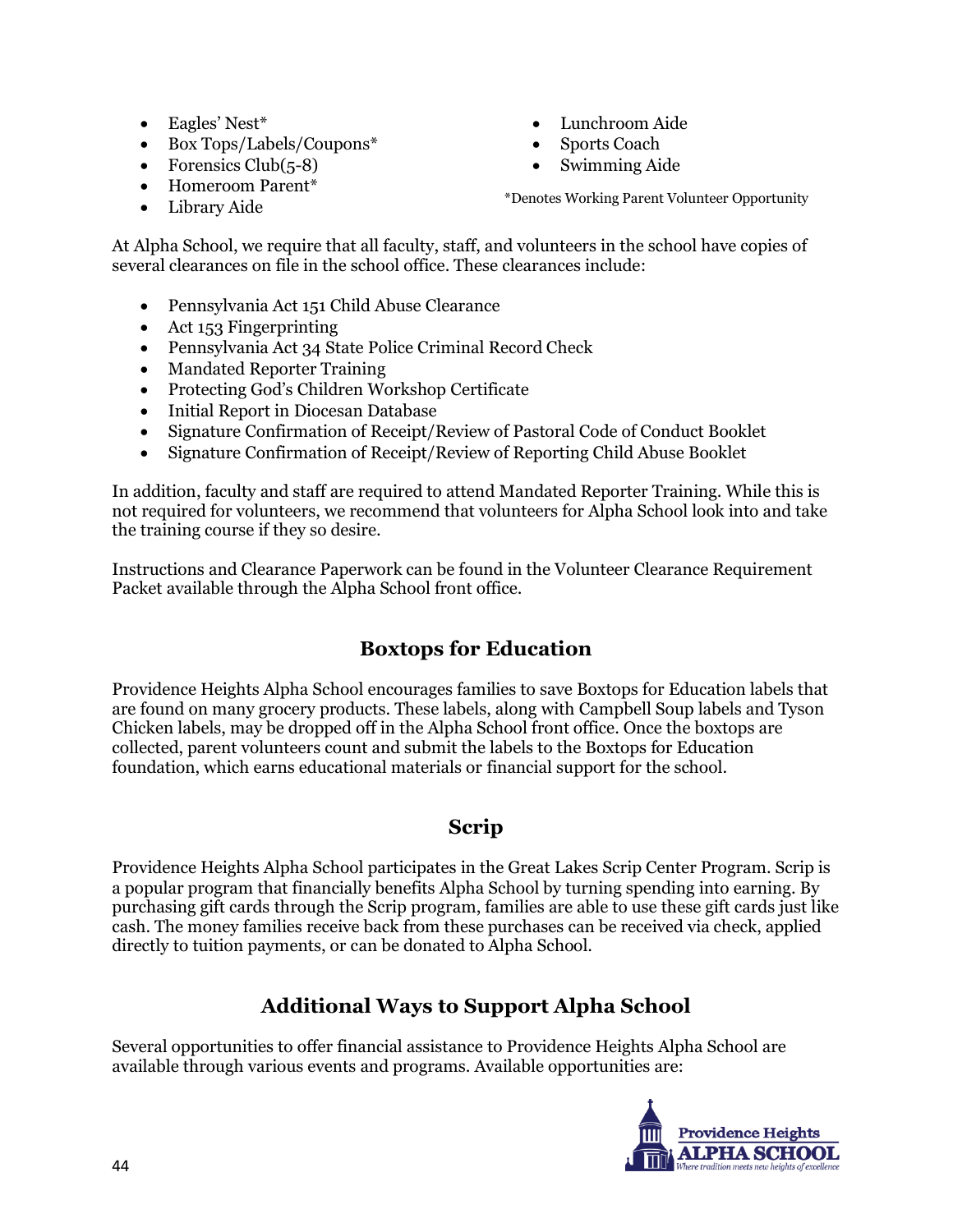- Eagles' Nest*
- Box Tops/Labels/Coupons*
- Forensics Club(5-8)
- Homeroom Parent*
- Library Aide
- Lunchroom Aide
- Sports Coach
- Swimming Aide

*Denotes Working Parent Volunteer Opportunity

At Alpha School, we require that all faculty, staff, and volunteers in the school have copies of several clearances on file in the school office. These clearances include:

- Pennsylvania Act 151 Child Abuse Clearance
- Act 153 Fingerprinting
- Pennsylvania Act 34 State Police Criminal Record Check
- Mandated Reporter Training
- Protecting God's Children Workshop Certificate
- Initial Report in Diocesan Database
- Signature Confirmation of Receipt/Review of Pastoral Code of Conduct Booklet
- Signature Confirmation of Receipt/Review of Reporting Child Abuse Booklet

In addition, faculty and staff are required to attend Mandated Reporter Training. While this is not required for volunteers, we recommend that volunteers for Alpha School look into and take the training course if they so desire.

Instructions and Clearance Paperwork can be found in the Volunteer Clearance Requirement Packet available through the Alpha School front office.

## Boxtops for Education

Providence Heights Alpha School encourages families to save Boxtops for Education labels that are found on many grocery products. These labels, along with Campbell Soup labels and Tyson Chicken labels, may be dropped off in the Alpha School front office. Once the boxtops are collected, parent volunteers count and submit the labels to the Boxtops for Education foundation, which earns educational materials or financial support for the school.

## Scrip

Providence Heights Alpha School participates in the Great Lakes Scrip Center Program. Scrip is a popular program that financially benefits Alpha School by turning spending into earning. By purchasing gift cards through the Scrip program, families are able to use these gift cards just like cash. The money families receive back from these purchases can be received via check, applied directly to tuition payments, or can be donated to Alpha School.

## Additional Ways to Support Alpha School

Several opportunities to offer financial assistance to Providence Heights Alpha School are available through various events and programs. Available opportunities are: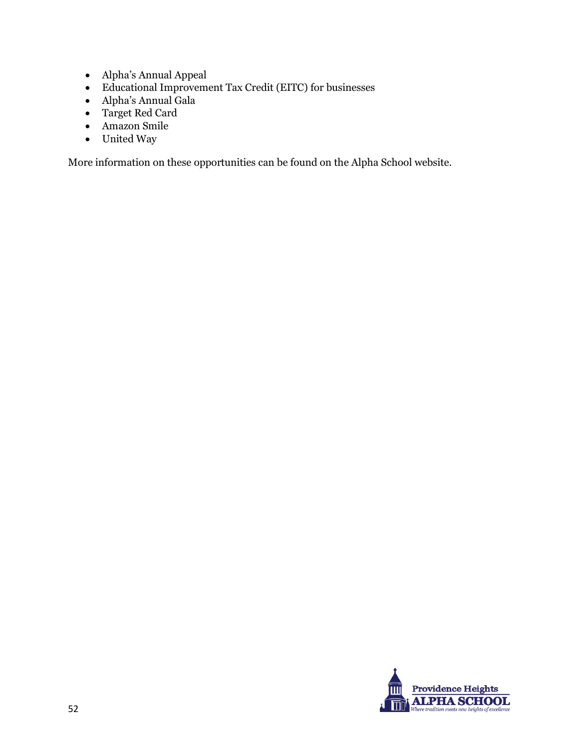- Alpha's Annual Appeal
- Educational Improvement Tax Credit (EITC) for businesses
- Alpha's Annual Gala
- Target Red Card
- Amazon Smile
- United Way

More information on these opportunities can be found on the Alpha School website.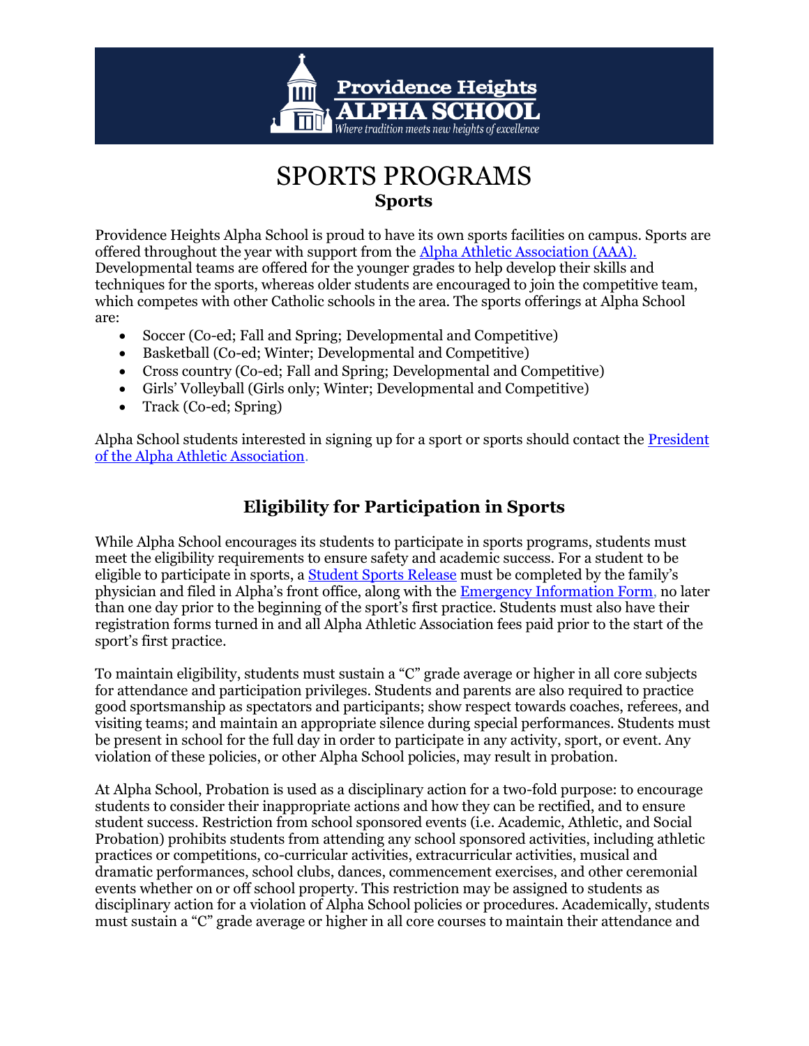# SPORTS PROGRAMS

## Sports

Providence Heights Alpha School is proud to have its own sports facilities on campus. Sports are offered throughout the year with support from the Alpha Athletic Association (AAA). Developmental teams are offered for the younger grades to help develop their skills and techniques for the sports, whereas older students are encouraged to join the competitive team, which competes with other Catholic schools in the area. The sports offerings at Alpha School are:

- Soccer (Co-ed; Fall and Spring; Developmental and Competitive)
- Basketball (Co-ed; Winter; Developmental and Competitive)
- Cross country (Co-ed; Fall and Spring; Developmental and Competitive)
- Girls' Volleyball (Girls only; Winter; Developmental and Competitive)
- Track (Co-ed; Spring)

Alpha School students interested in signing up for a sport or sports should contact the President of the Alpha Athletic Association.

## Eligibility for Participation in Sports

While Alpha School encourages its students to participate in sports programs, students must meet the eligibility requirements to ensure safety and academic success. For a student to be eligible to participate in sports, a Student Sports Release must be completed by the family's physician and filed in Alpha's front office, along with the Emergency Information Form, no later than one day prior to the beginning of the sport's first practice. Students must also have their registration forms turned in and all Alpha Athletic Association fees paid prior to the start of the sport's first practice.

To maintain eligibility, students must sustain a "C" grade average or higher in all core subjects for attendance and participation privileges. Students and parents are also required to practice good sportsmanship as spectators and participants; show respect towards coaches, referees, and visiting teams; and maintain an appropriate silence during special performances. Students must be present in school for the full day in order to participate in any activity, sport, or event. Any violation of these policies, or other Alpha School policies, may result in probation.

At Alpha School, Probation is used as a disciplinary action for a two-fold purpose: to encourage students to consider their inappropriate actions and how they can be rectified, and to ensure student success. Restriction from school sponsored events (i.e. Academic, Athletic, and Social Probation) prohibits students from attending any school sponsored activities, including athletic practices or competitions, co-curricular activities, extracurricular activities, musical and dramatic performances, school clubs, dances, commencement exercises, and other ceremonial events whether on or off school property. This restriction may be assigned to students as disciplinary action for a violation of Alpha School policies or procedures. Academically, students must sustain a "C" grade average or higher in all core courses to maintain their attendance and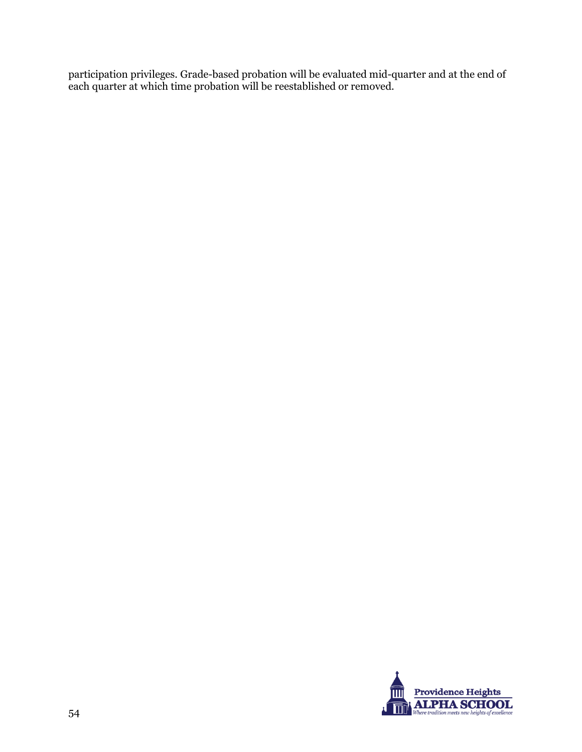participation privileges. Grade-based probation will be evaluated mid-quarter and at the end of each quarter at which time probation will be reestablished or removed.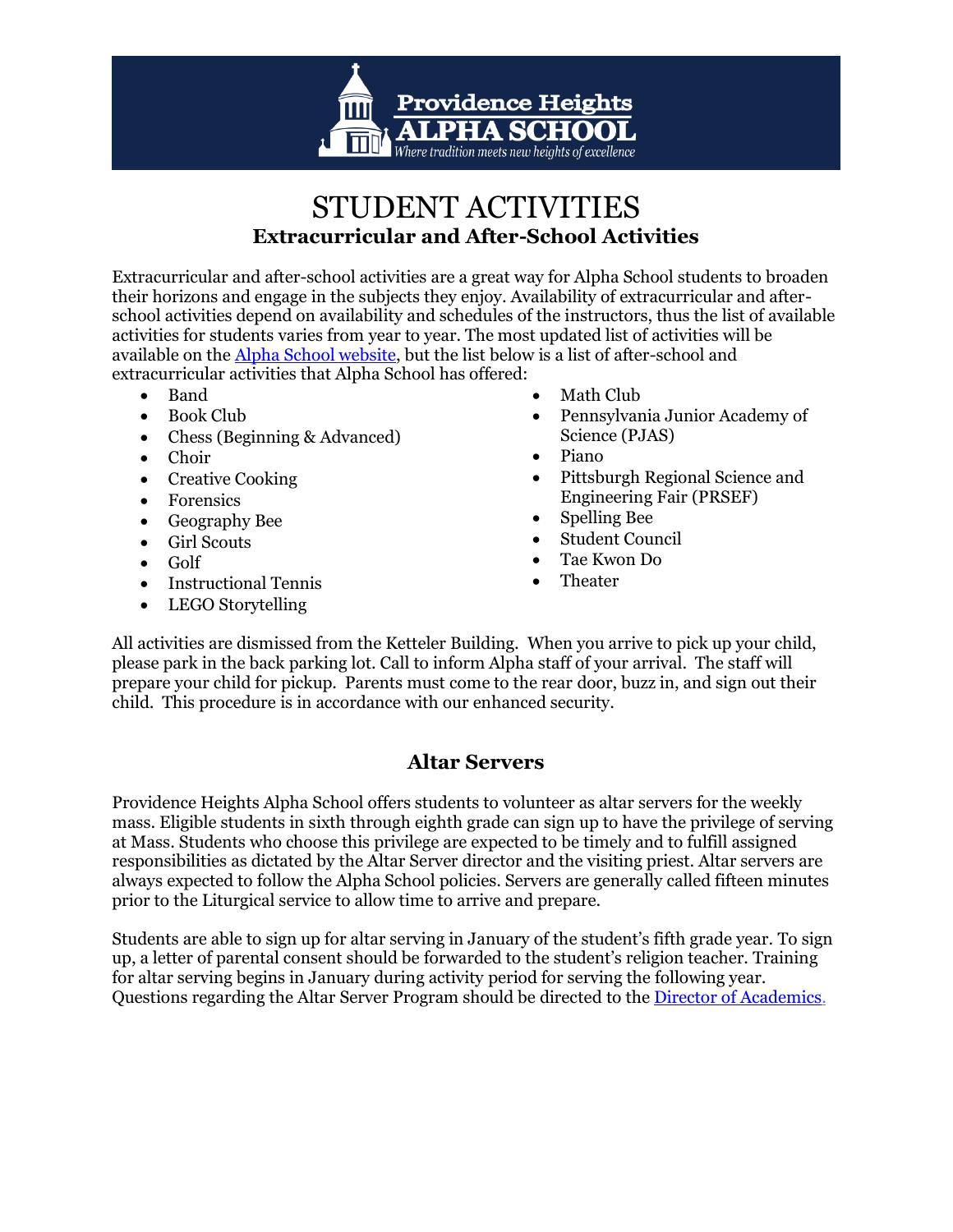# STUDENT ACTIVITIES

## Extracurricular and After-School Activities

Extracurricular and after-school activities are a great way for Alpha School students to broaden their horizons and engage in the subjects they enjoy. Availability of extracurricular and after-school activities depend on availability and schedules of the instructors, thus the list of available activities for students varies from year to year. The most updated list of activities will be available on the Alpha School website, but the list below is a list of after-school and extracurricular activities that Alpha School has offered:

- Band
- Book Club
- Chess (Beginning & Advanced)
- Choir
- Creative Cooking
- Forensics
- Geography Bee
- Girl Scouts
- Golf
- Instructional Tennis
- LEGO Storytelling
- Math Club
- Pennsylvania Junior Academy of Science (PJAS)
- Piano
- Pittsburgh Regional Science and Engineering Fair (PRSEF)
- Spelling Bee
- Student Council
- Tae Kwon Do
- Theater

All activities are dismissed from the Ketteler Building. When you arrive to pick up your child, please park in the back parking lot. Call to inform Alpha staff of your arrival. The staff will prepare your child for pickup. Parents must come to the rear door, buzz in, and sign out their child. This procedure is in accordance with our enhanced security.

## Altar Servers

Providence Heights Alpha School offers students to volunteer as altar servers for the weekly mass. Eligible students in sixth through eighth grade can sign up to have the privilege of serving at Mass. Students who choose this privilege are expected to be timely and to fulfill assigned responsibilities as dictated by the Altar Server director and the visiting priest. Altar servers are always expected to follow the Alpha School policies. Servers are generally called fifteen minutes prior to the Liturgical service to allow time to arrive and prepare.

Students are able to sign up for altar serving in January of the student's fifth grade year. To sign up, a letter of parental consent should be forwarded to the student's religion teacher. Training for altar serving begins in January during activity period for serving the following year. Questions regarding the Altar Server Program should be directed to the Director of Academics.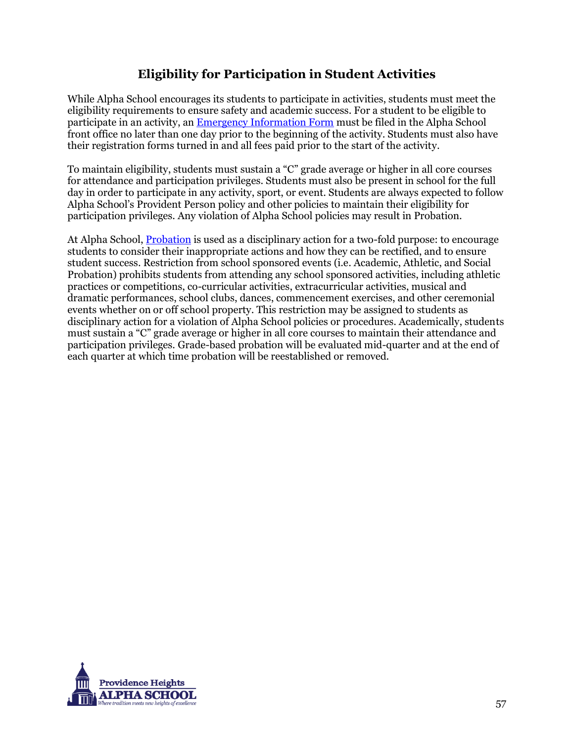## Eligibility for Participation in Student Activities

While Alpha School encourages its students to participate in activities, students must meet the eligibility requirements to ensure safety and academic success. For a student to be eligible to participate in an activity, an Emergency Information Form must be filed in the Alpha School front office no later than one day prior to the beginning of the activity. Students must also have their registration forms turned in and all fees paid prior to the start of the activity.

To maintain eligibility, students must sustain a "C" grade average or higher in all core courses for attendance and participation privileges. Students must also be present in school for the full day in order to participate in any activity, sport, or event. Students are always expected to follow Alpha School's Provident Person policy and other policies to maintain their eligibility for participation privileges. Any violation of Alpha School policies may result in Probation.

At Alpha School, Probation is used as a disciplinary action for a two-fold purpose: to encourage students to consider their inappropriate actions and how they can be rectified, and to ensure student success. Restriction from school sponsored events (i.e. Academic, Athletic, and Social Probation) prohibits students from attending any school sponsored activities, including athletic practices or competitions, co-curricular activities, extracurricular activities, musical and dramatic performances, school clubs, dances, commencement exercises, and other ceremonial events whether on or off school property. This restriction may be assigned to students as disciplinary action for a violation of Alpha School policies or procedures. Academically, students must sustain a "C" grade average or higher in all core courses to maintain their attendance and participation privileges. Grade-based probation will be evaluated mid-quarter and at the end of each quarter at which time probation will be reestablished or removed.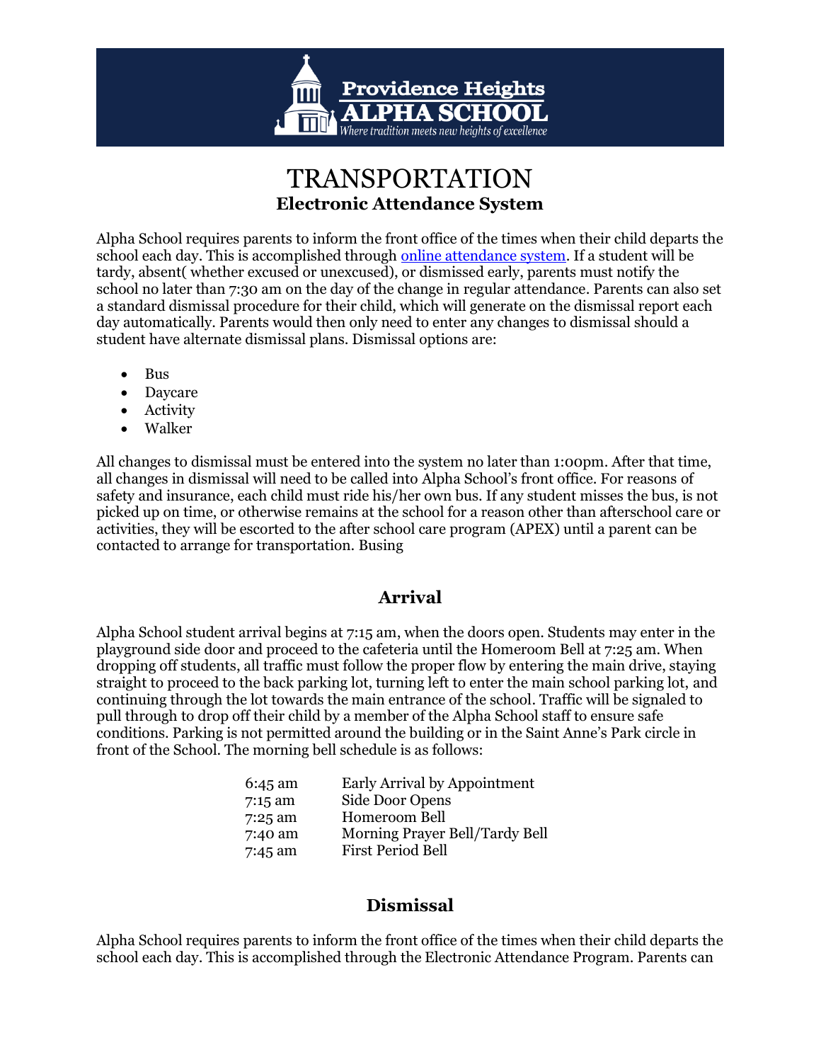Providence Heights ALPHA SCHOOL
*Where tradition meets new heights of excellence*

# TRANSPORTATION

## Electronic Attendance System

Alpha School requires parents to inform the front office of the times when their child departs the school each day. This is accomplished through online attendance system. If a student will be tardy, absent( whether excused or unexcused), or dismissed early, parents must notify the school no later than 7:30 am on the day of the change in regular attendance. Parents can also set a standard dismissal procedure for their child, which will generate on the dismissal report each day automatically. Parents would then only need to enter any changes to dismissal should a student have alternate dismissal plans. Dismissal options are:

- Bus
- Daycare
- Activity
- Walker

All changes to dismissal must be entered into the system no later than 1:00pm. After that time, all changes in dismissal will need to be called into Alpha School's front office. For reasons of safety and insurance, each child must ride his/her own bus. If any student misses the bus, is not picked up on time, or otherwise remains at the school for a reason other than afterschool care or activities, they will be escorted to the after school care program (APEX) until a parent can be contacted to arrange for transportation. Busing

## Arrival

Alpha School student arrival begins at 7:15 am, when the doors open. Students may enter in the playground side door and proceed to the cafeteria until the Homeroom Bell at 7:25 am. When dropping off students, all traffic must follow the proper flow by entering the main drive, staying straight to proceed to the back parking lot, turning left to enter the main school parking lot, and continuing through the lot towards the main entrance of the school. Traffic will be signaled to pull through to drop off their child by a member of the Alpha School staff to ensure safe conditions. Parking is not permitted around the building or in the Saint Anne's Park circle in front of the School. The morning bell schedule is as follows:

| | |
|---|---|
| 6:45 am | Early Arrival by Appointment |
| 7:15 am | Side Door Opens |
| 7:25 am | Homeroom Bell |
| 7:40 am | Morning Prayer Bell/Tardy Bell |
| 7:45 am | First Period Bell |

## Dismissal

Alpha School requires parents to inform the front office of the times when their child departs the school each day. This is accomplished through the Electronic Attendance Program. Parents can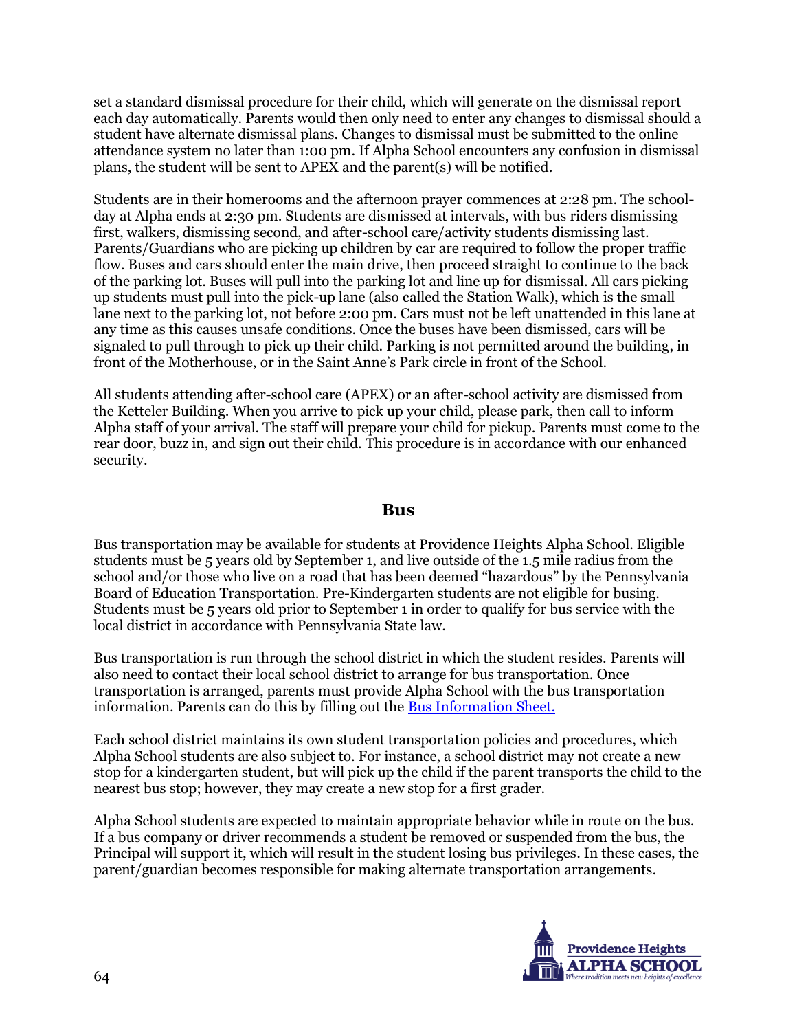set a standard dismissal procedure for their child, which will generate on the dismissal report each day automatically. Parents would then only need to enter any changes to dismissal should a student have alternate dismissal plans. Changes to dismissal must be submitted to the online attendance system no later than 1:00 pm. If Alpha School encounters any confusion in dismissal plans, the student will be sent to APEX and the parent(s) will be notified.

Students are in their homerooms and the afternoon prayer commences at 2:28 pm. The school-day at Alpha ends at 2:30 pm. Students are dismissed at intervals, with bus riders dismissing first, walkers, dismissing second, and after-school care/activity students dismissing last. Parents/Guardians who are picking up children by car are required to follow the proper traffic flow. Buses and cars should enter the main drive, then proceed straight to continue to the back of the parking lot. Buses will pull into the parking lot and line up for dismissal. All cars picking up students must pull into the pick-up lane (also called the Station Walk), which is the small lane next to the parking lot, not before 2:00 pm. Cars must not be left unattended in this lane at any time as this causes unsafe conditions. Once the buses have been dismissed, cars will be signaled to pull through to pick up their child. Parking is not permitted around the building, in front of the Motherhouse, or in the Saint Anne's Park circle in front of the School.

All students attending after-school care (APEX) or an after-school activity are dismissed from the Ketteler Building. When you arrive to pick up your child, please park, then call to inform Alpha staff of your arrival. The staff will prepare your child for pickup. Parents must come to the rear door, buzz in, and sign out their child. This procedure is in accordance with our enhanced security.

## Bus

Bus transportation may be available for students at Providence Heights Alpha School. Eligible students must be 5 years old by September 1, and live outside of the 1.5 mile radius from the school and/or those who live on a road that has been deemed "hazardous" by the Pennsylvania Board of Education Transportation. Pre-Kindergarten students are not eligible for busing. Students must be 5 years old prior to September 1 in order to qualify for bus service with the local district in accordance with Pennsylvania State law.

Bus transportation is run through the school district in which the student resides. Parents will also need to contact their local school district to arrange for bus transportation. Once transportation is arranged, parents must provide Alpha School with the bus transportation information. Parents can do this by filling out the Bus Information Sheet.

Each school district maintains its own student transportation policies and procedures, which Alpha School students are also subject to. For instance, a school district may not create a new stop for a kindergarten student, but will pick up the child if the parent transports the child to the nearest bus stop; however, they may create a new stop for a first grader.

Alpha School students are expected to maintain appropriate behavior while in route on the bus. If a bus company or driver recommends a student be removed or suspended from the bus, the Principal will support it, which will result in the student losing bus privileges. In these cases, the parent/guardian becomes responsible for making alternate transportation arrangements.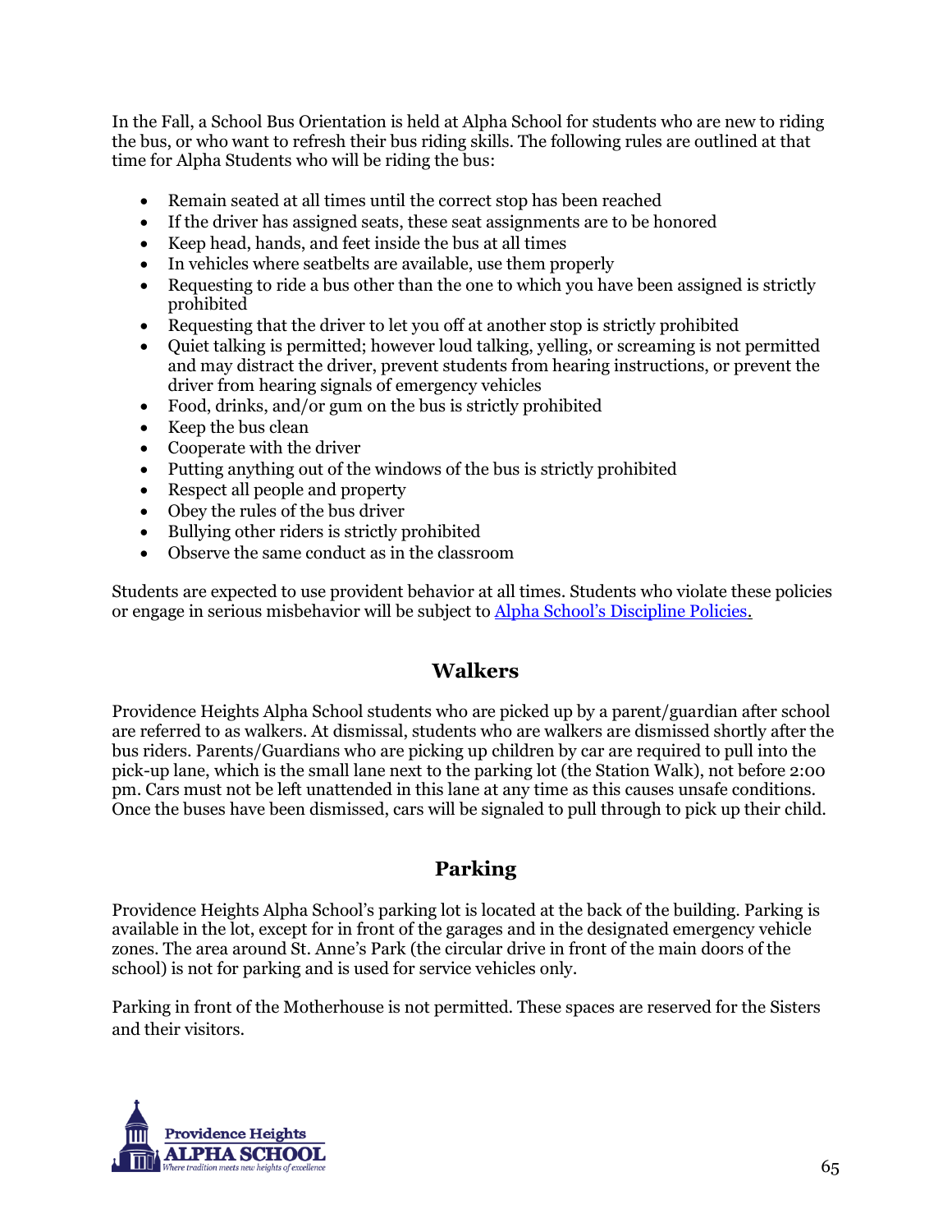In the Fall, a School Bus Orientation is held at Alpha School for students who are new to riding the bus, or who want to refresh their bus riding skills. The following rules are outlined at that time for Alpha Students who will be riding the bus:

- Remain seated at all times until the correct stop has been reached
- If the driver has assigned seats, these seat assignments are to be honored
- Keep head, hands, and feet inside the bus at all times
- In vehicles where seatbelts are available, use them properly
- Requesting to ride a bus other than the one to which you have been assigned is strictly prohibited
- Requesting that the driver to let you off at another stop is strictly prohibited
- Quiet talking is permitted; however loud talking, yelling, or screaming is not permitted and may distract the driver, prevent students from hearing instructions, or prevent the driver from hearing signals of emergency vehicles
- Food, drinks, and/or gum on the bus is strictly prohibited
- Keep the bus clean
- Cooperate with the driver
- Putting anything out of the windows of the bus is strictly prohibited
- Respect all people and property
- Obey the rules of the bus driver
- Bullying other riders is strictly prohibited
- Observe the same conduct as in the classroom

Students are expected to use provident behavior at all times. Students who violate these policies or engage in serious misbehavior will be subject to Alpha School's Discipline Policies.

## Walkers

Providence Heights Alpha School students who are picked up by a parent/guardian after school are referred to as walkers. At dismissal, students who are walkers are dismissed shortly after the bus riders. Parents/Guardians who are picking up children by car are required to pull into the pick-up lane, which is the small lane next to the parking lot (the Station Walk), not before 2:00 pm. Cars must not be left unattended in this lane at any time as this causes unsafe conditions. Once the buses have been dismissed, cars will be signaled to pull through to pick up their child.

## Parking

Providence Heights Alpha School's parking lot is located at the back of the building. Parking is available in the lot, except for in front of the garages and in the designated emergency vehicle zones. The area around St. Anne's Park (the circular drive in front of the main doors of the school) is not for parking and is used for service vehicles only.

Parking in front of the Motherhouse is not permitted. These spaces are reserved for the Sisters and their visitors.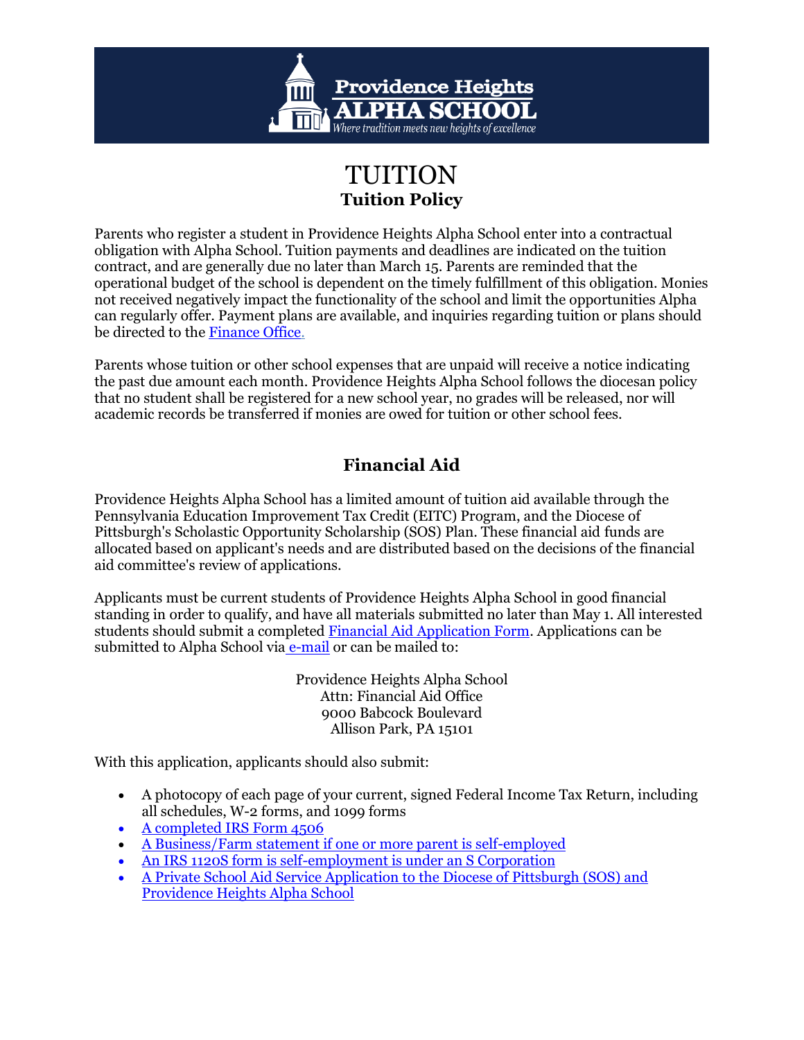# TUITION

## Tuition Policy

Parents who register a student in Providence Heights Alpha School enter into a contractual obligation with Alpha School. Tuition payments and deadlines are indicated on the tuition contract, and are generally due no later than March 15. Parents are reminded that the operational budget of the school is dependent on the timely fulfillment of this obligation. Monies not received negatively impact the functionality of the school and limit the opportunities Alpha can regularly offer. Payment plans are available, and inquiries regarding tuition or plans should be directed to the Finance Office.

Parents whose tuition or other school expenses that are unpaid will receive a notice indicating the past due amount each month. Providence Heights Alpha School follows the diocesan policy that no student shall be registered for a new school year, no grades will be released, nor will academic records be transferred if monies are owed for tuition or other school fees.

## Financial Aid

Providence Heights Alpha School has a limited amount of tuition aid available through the Pennsylvania Education Improvement Tax Credit (EITC) Program, and the Diocese of Pittsburgh's Scholastic Opportunity Scholarship (SOS) Plan. These financial aid funds are allocated based on applicant's needs and are distributed based on the decisions of the financial aid committee's review of applications.

Applicants must be current students of Providence Heights Alpha School in good financial standing in order to qualify, and have all materials submitted no later than May 1. All interested students should submit a completed Financial Aid Application Form. Applications can be submitted to Alpha School via e-mail or can be mailed to:

Providence Heights Alpha School
Attn: Financial Aid Office
9000 Babcock Boulevard
Allison Park, PA 15101

With this application, applicants should also submit:

- A photocopy of each page of your current, signed Federal Income Tax Return, including all schedules, W-2 forms, and 1099 forms
- A completed IRS Form 4506
- A Business/Farm statement if one or more parent is self-employed
- An IRS 1120S form is self-employment is under an S Corporation
- A Private School Aid Service Application to the Diocese of Pittsburgh (SOS) and Providence Heights Alpha School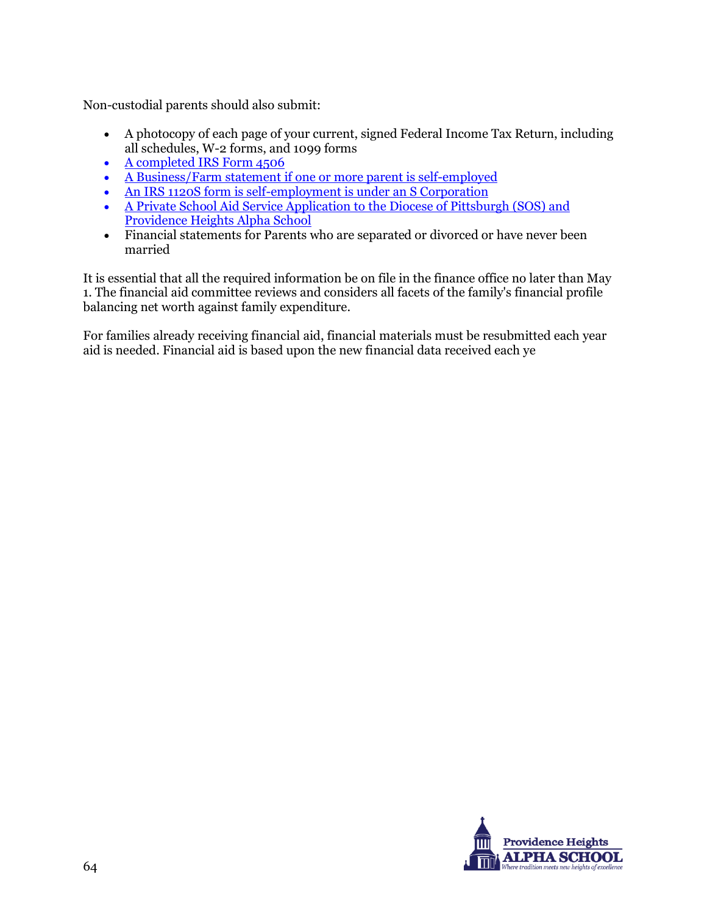Non-custodial parents should also submit:

- A photocopy of each page of your current, signed Federal Income Tax Return, including all schedules, W-2 forms, and 1099 forms
- A completed IRS Form 4506
- A Business/Farm statement if one or more parent is self-employed
- An IRS 1120S form is self-employment is under an S Corporation
- A Private School Aid Service Application to the Diocese of Pittsburgh (SOS) and Providence Heights Alpha School
- Financial statements for Parents who are separated or divorced or have never been married

It is essential that all the required information be on file in the finance office no later than May 1. The financial aid committee reviews and considers all facets of the family's financial profile balancing net worth against family expenditure.

For families already receiving financial aid, financial materials must be resubmitted each year aid is needed. Financial aid is based upon the new financial data received each ye